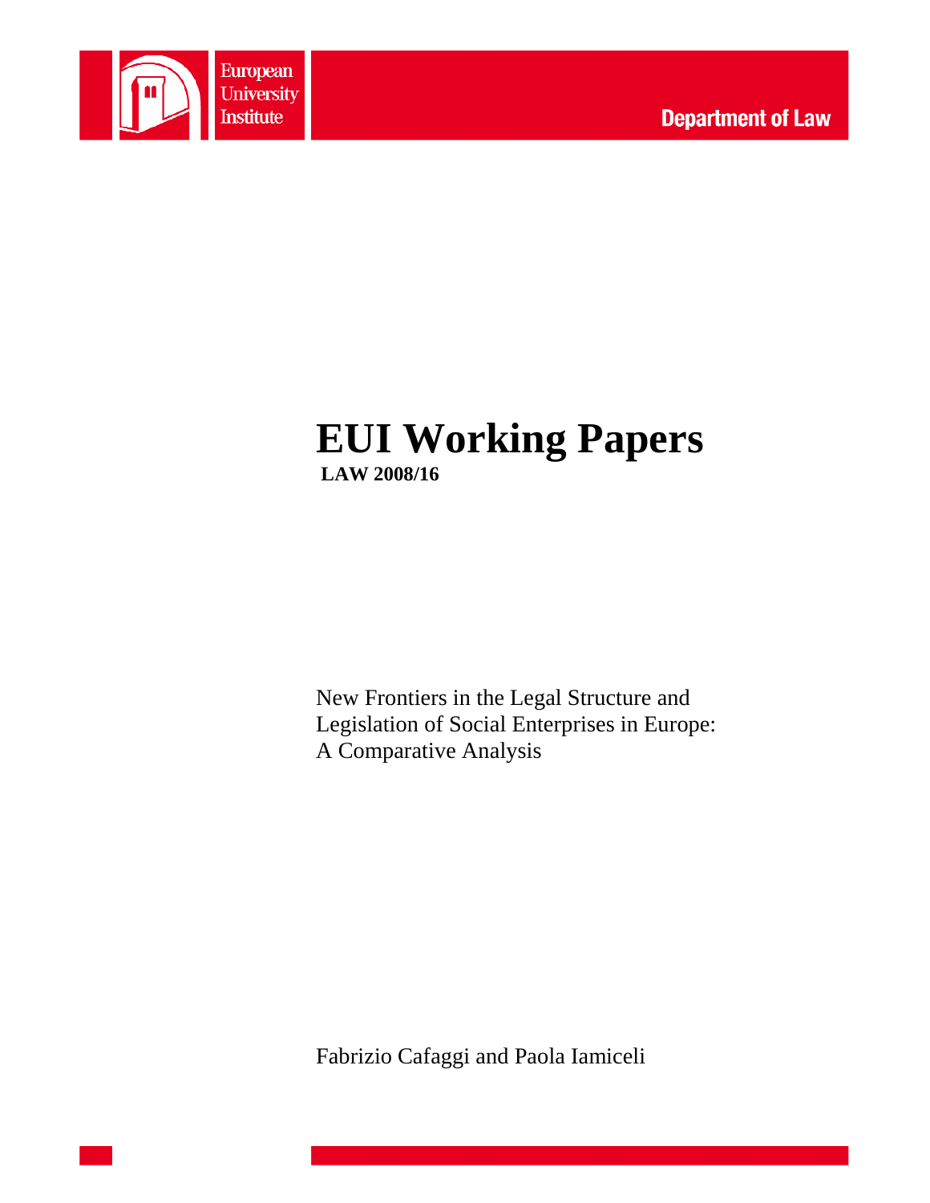European University Institute

Department of Law

# EUI Working Papers

**LAW 2008/16**

New Frontiers in the Legal Structure and Legislation of Social Enterprises in Europe: A Comparative Analysis

Fabrizio Cafaggi and Paola Iamiceli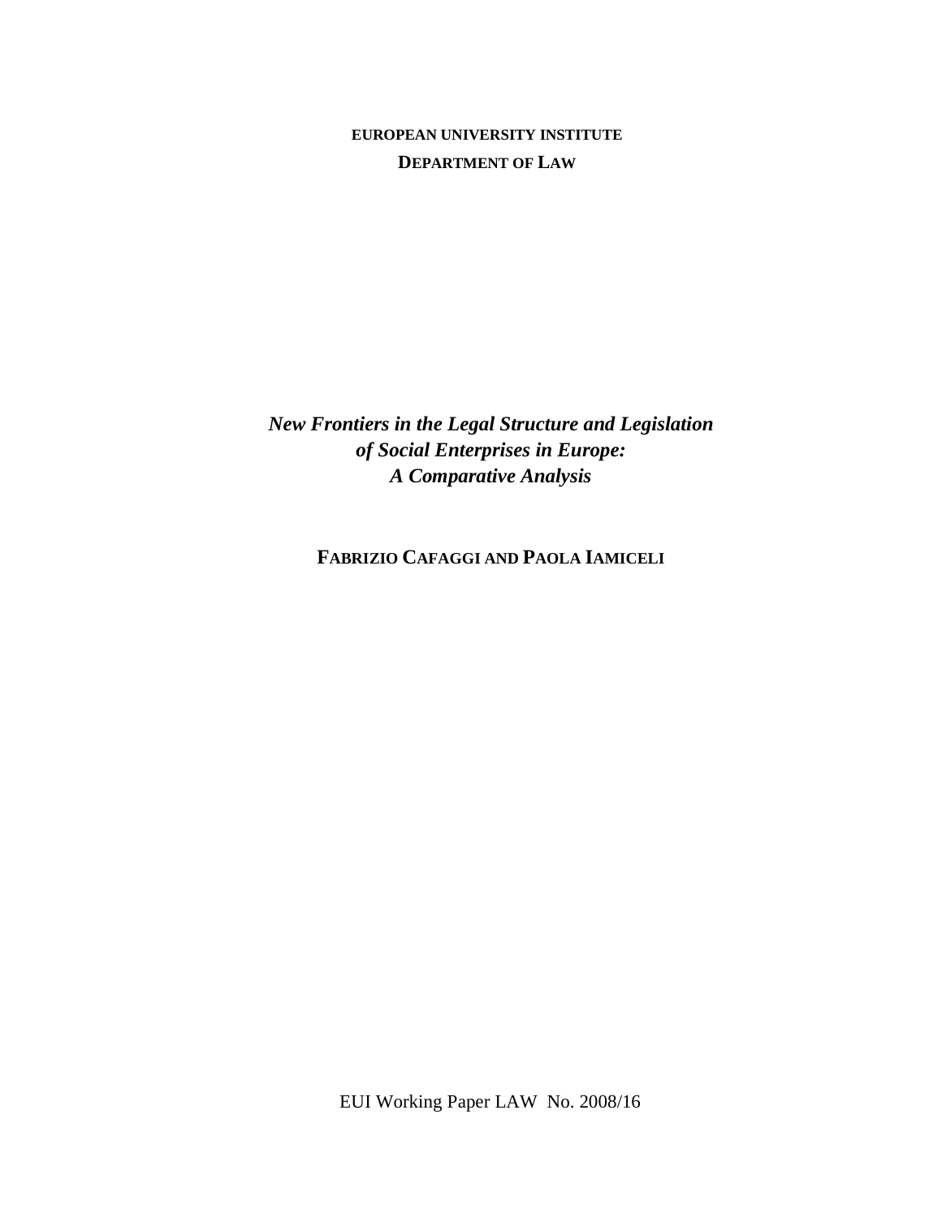**EUROPEAN UNIVERSITY INSTITUTE**

**DEPARTMENT OF LAW**

# *New Frontiers in the Legal Structure and Legislation of Social Enterprises in Europe: A Comparative Analysis*

**FABRIZIO CAFAGGI AND PAOLA IAMICELI**

EUI Working Paper LAW No. 2008/16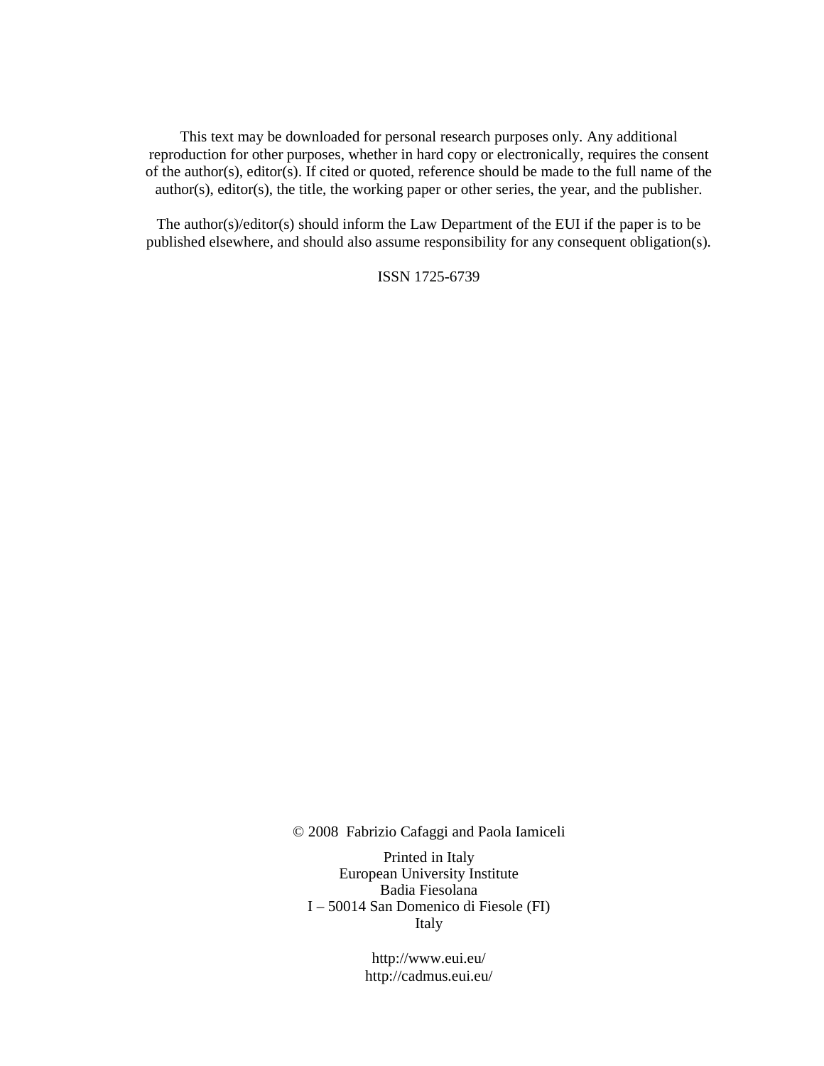This text may be downloaded for personal research purposes only. Any additional reproduction for other purposes, whether in hard copy or electronically, requires the consent of the author(s), editor(s). If cited or quoted, reference should be made to the full name of the author(s), editor(s), the title, the working paper or other series, the year, and the publisher.

The author(s)/editor(s) should inform the Law Department of the EUI if the paper is to be published elsewhere, and should also assume responsibility for any consequent obligation(s).

ISSN 1725-6739

© 2008 Fabrizio Cafaggi and Paola Iamiceli

Printed in Italy
European University Institute
Badia Fiesolana
I – 50014 San Domenico di Fiesole (FI)
Italy

http://www.eui.eu/
http://cadmus.eui.eu/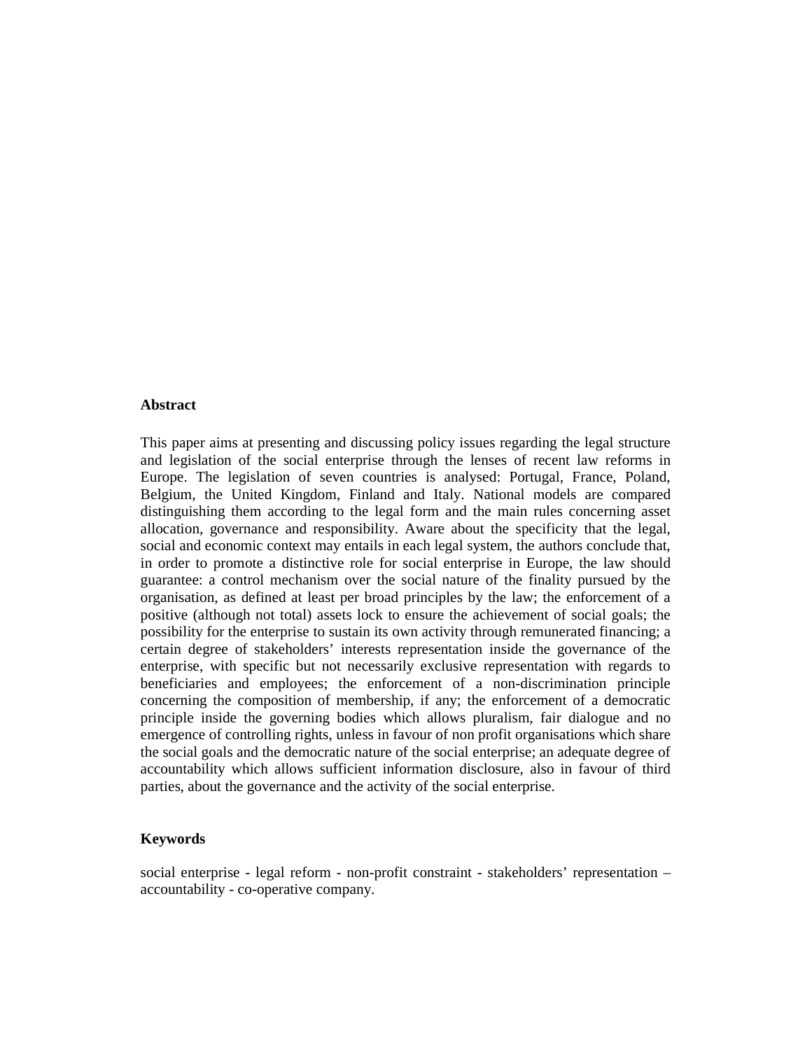**Abstract**

This paper aims at presenting and discussing policy issues regarding the legal structure and legislation of the social enterprise through the lenses of recent law reforms in Europe. The legislation of seven countries is analysed: Portugal, France, Poland, Belgium, the United Kingdom, Finland and Italy. National models are compared distinguishing them according to the legal form and the main rules concerning asset allocation, governance and responsibility. Aware about the specificity that the legal, social and economic context may entails in each legal system, the authors conclude that, in order to promote a distinctive role for social enterprise in Europe, the law should guarantee: a control mechanism over the social nature of the finality pursued by the organisation, as defined at least per broad principles by the law; the enforcement of a positive (although not total) assets lock to ensure the achievement of social goals; the possibility for the enterprise to sustain its own activity through remunerated financing; a certain degree of stakeholders' interests representation inside the governance of the enterprise, with specific but not necessarily exclusive representation with regards to beneficiaries and employees; the enforcement of a non-discrimination principle concerning the composition of membership, if any; the enforcement of a democratic principle inside the governing bodies which allows pluralism, fair dialogue and no emergence of controlling rights, unless in favour of non profit organisations which share the social goals and the democratic nature of the social enterprise; an adequate degree of accountability which allows sufficient information disclosure, also in favour of third parties, about the governance and the activity of the social enterprise.

**Keywords**

social enterprise - legal reform - non-profit constraint - stakeholders' representation – accountability - co-operative company.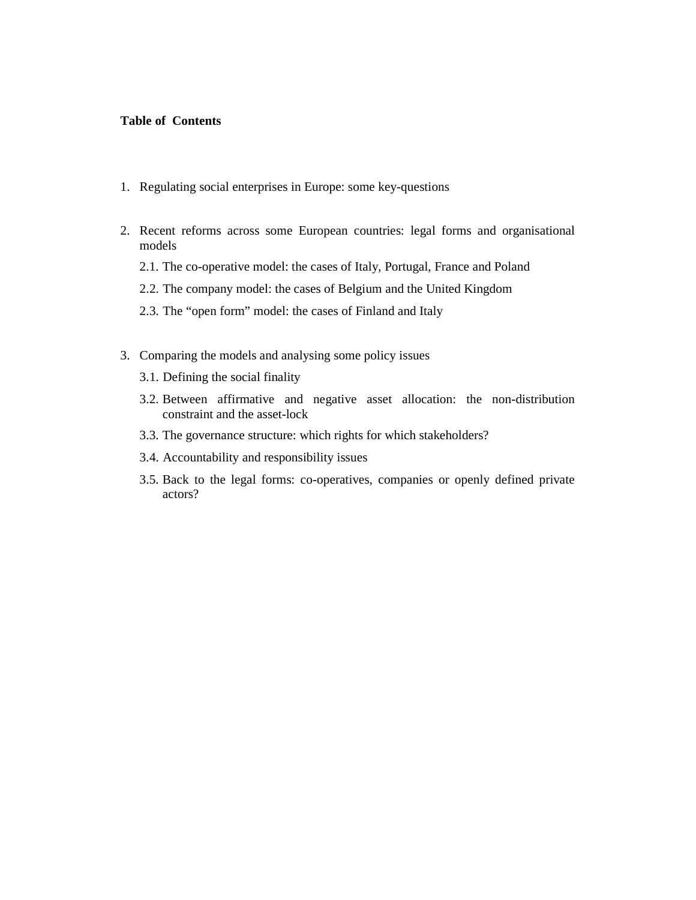**Table of Contents**

1. Regulating social enterprises in Europe: some key-questions

2. Recent reforms across some European countries: legal forms and organisational models
   - 2.1. The co-operative model: the cases of Italy, Portugal, France and Poland
   - 2.2. The company model: the cases of Belgium and the United Kingdom
   - 2.3. The "open form" model: the cases of Finland and Italy

3. Comparing the models and analysing some policy issues
   - 3.1. Defining the social finality
   - 3.2. Between affirmative and negative asset allocation: the non-distribution constraint and the asset-lock
   - 3.3. The governance structure: which rights for which stakeholders?
   - 3.4. Accountability and responsibility issues
   - 3.5. Back to the legal forms: co-operatives, companies or openly defined private actors?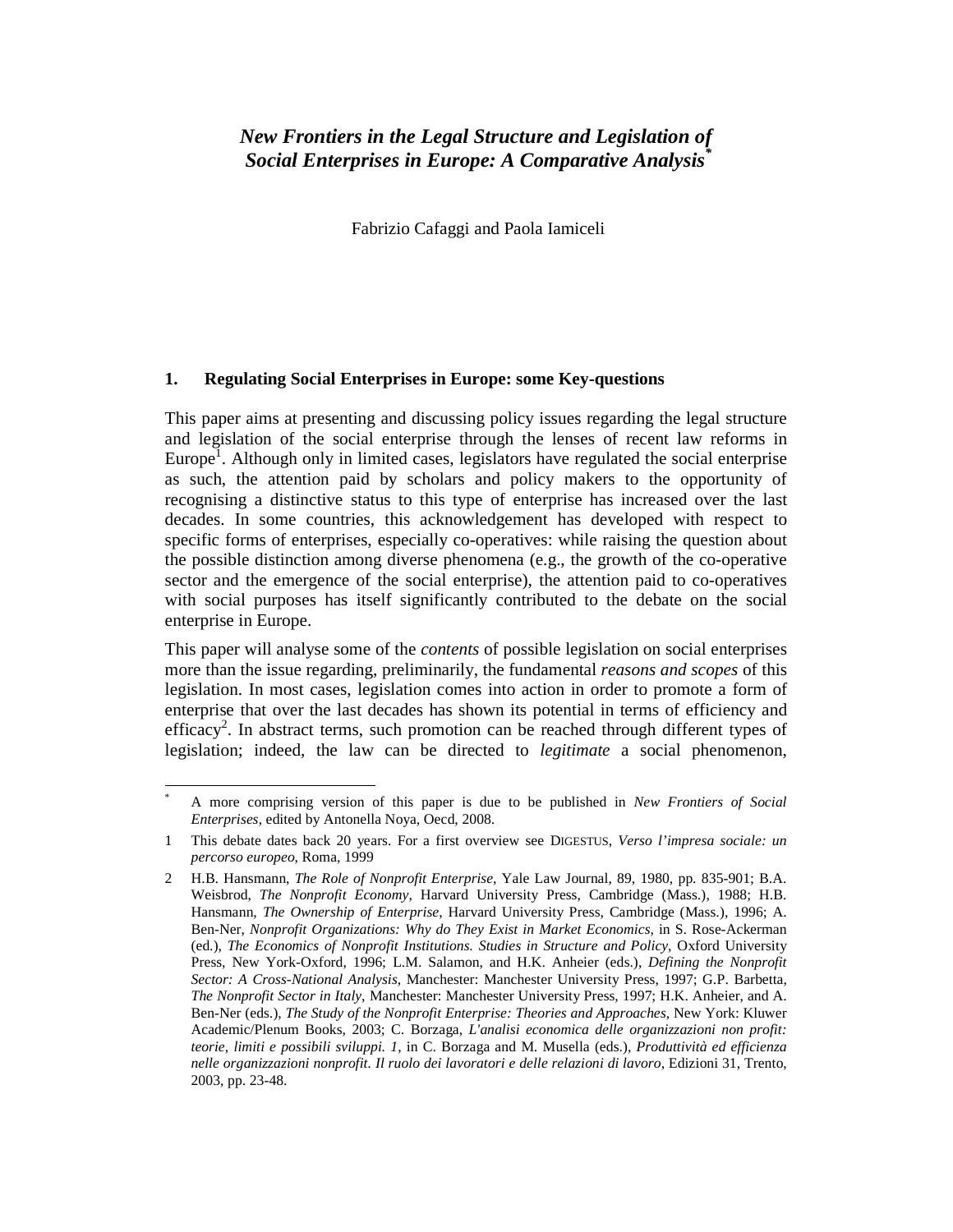# *New Frontiers in the Legal Structure and Legislation of Social Enterprises in Europe: A Comparative Analysis*[*]

Fabrizio Cafaggi and Paola Iamiceli

## 1. Regulating Social Enterprises in Europe: some Key-questions

This paper aims at presenting and discussing policy issues regarding the legal structure and legislation of the social enterprise through the lenses of recent law reforms in Europe[1]. Although only in limited cases, legislators have regulated the social enterprise as such, the attention paid by scholars and policy makers to the opportunity of recognising a distinctive status to this type of enterprise has increased over the last decades. In some countries, this acknowledgement has developed with respect to specific forms of enterprises, especially co-operatives: while raising the question about the possible distinction among diverse phenomena (e.g., the growth of the co-operative sector and the emergence of the social enterprise), the attention paid to co-operatives with social purposes has itself significantly contributed to the debate on the social enterprise in Europe.

This paper will analyse some of the *contents* of possible legislation on social enterprises more than the issue regarding, preliminarily, the fundamental *reasons and scopes* of this legislation. In most cases, legislation comes into action in order to promote a form of enterprise that over the last decades has shown its potential in terms of efficiency and efficacy[2]. In abstract terms, such promotion can be reached through different types of legislation; indeed, the law can be directed to *legitimate* a social phenomenon,

---

[*] A more comprising version of this paper is due to be published in *New Frontiers of Social Enterprises*, edited by Antonella Noya, Oecd, 2008.

[1] This debate dates back 20 years. For a first overview see DIGESTUS, *Verso l'impresa sociale: un percorso europeo*, Roma, 1999

[2] H.B. Hansmann, *The Role of Nonprofit Enterprise*, Yale Law Journal, 89, 1980, pp. 835-901; B.A. Weisbrod, *The Nonprofit Economy*, Harvard University Press, Cambridge (Mass.), 1988; H.B. Hansmann, *The Ownership of Enterprise*, Harvard University Press, Cambridge (Mass.), 1996; A. Ben-Ner, *Nonprofit Organizations: Why do They Exist in Market Economics*, in S. Rose-Ackerman (ed.), *The Economics of Nonprofit Institutions. Studies in Structure and Policy*, Oxford University Press, New York-Oxford, 1996; L.M. Salamon, and H.K. Anheier (eds.), *Defining the Nonprofit Sector: A Cross-National Analysis*, Manchester: Manchester University Press, 1997; G.P. Barbetta, *The Nonprofit Sector in Italy*, Manchester: Manchester University Press, 1997; H.K. Anheier, and A. Ben-Ner (eds.), *The Study of the Nonprofit Enterprise: Theories and Approaches*, New York: Kluwer Academic/Plenum Books, 2003; C. Borzaga, *L'analisi economica delle organizzazioni non profit: teorie, limiti e possibili sviluppi. 1*, in C. Borzaga and M. Musella (eds.), *Produttività ed efficienza nelle organizzazioni nonprofit. Il ruolo dei lavoratori e delle relazioni di lavoro*, Edizioni 31, Trento, 2003, pp. 23-48.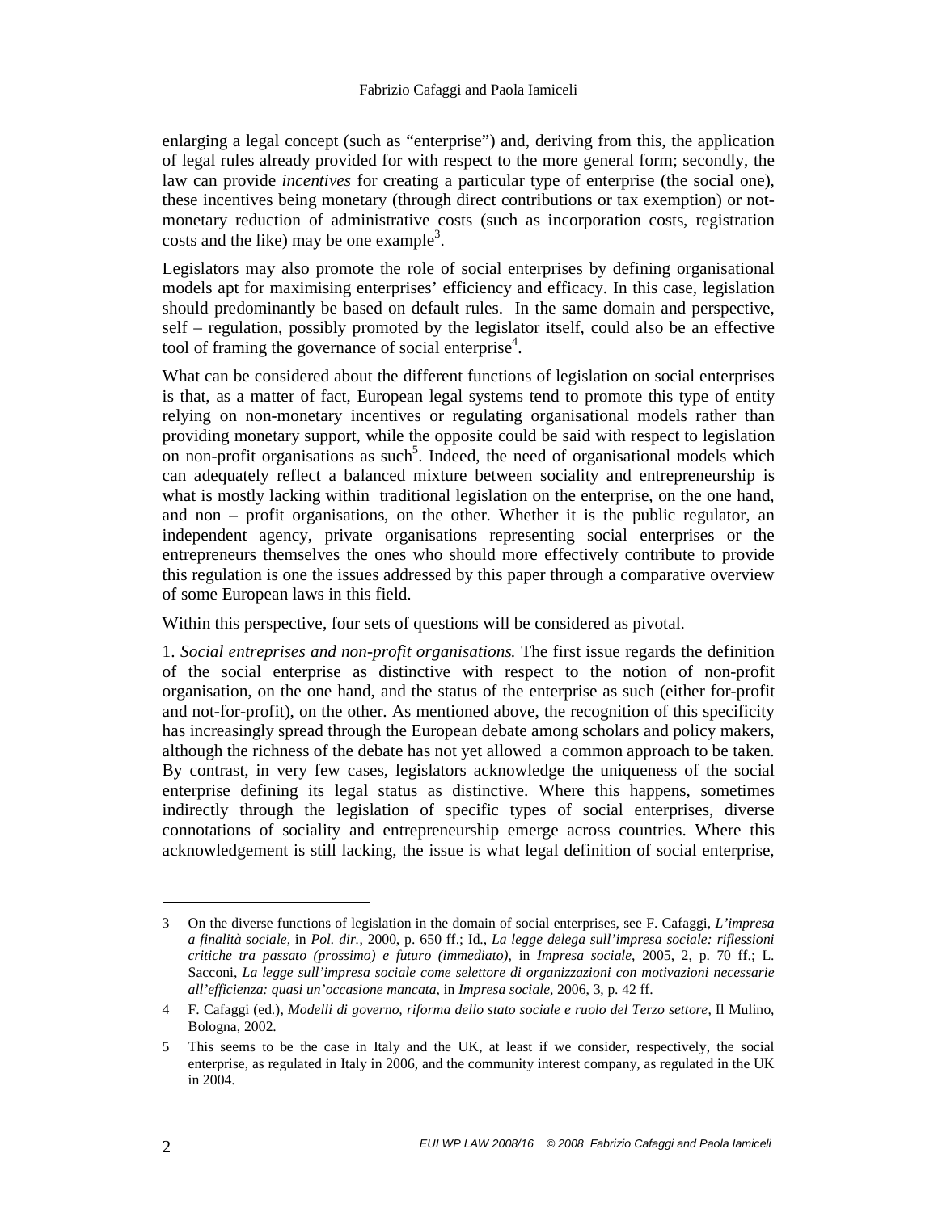enlarging a legal concept (such as "enterprise") and, deriving from this, the application of legal rules already provided for with respect to the more general form; secondly, the law can provide *incentives* for creating a particular type of enterprise (the social one), these incentives being monetary (through direct contributions or tax exemption) or not-monetary reduction of administrative costs (such as incorporation costs, registration costs and the like) may be one example[3].

Legislators may also promote the role of social enterprises by defining organisational models apt for maximising enterprises' efficiency and efficacy. In this case, legislation should predominantly be based on default rules. In the same domain and perspective, self – regulation, possibly promoted by the legislator itself, could also be an effective tool of framing the governance of social enterprise[4].

What can be considered about the different functions of legislation on social enterprises is that, as a matter of fact, European legal systems tend to promote this type of entity relying on non-monetary incentives or regulating organisational models rather than providing monetary support, while the opposite could be said with respect to legislation on non-profit organisations as such[5]. Indeed, the need of organisational models which can adequately reflect a balanced mixture between sociality and entrepreneurship is what is mostly lacking within traditional legislation on the enterprise, on the one hand, and non – profit organisations, on the other. Whether it is the public regulator, an independent agency, private organisations representing social enterprises or the entrepreneurs themselves the ones who should more effectively contribute to provide this regulation is one the issues addressed by this paper through a comparative overview of some European laws in this field.

Within this perspective, four sets of questions will be considered as pivotal.

1. *Social entreprises and non-profit organisations.* The first issue regards the definition of the social enterprise as distinctive with respect to the notion of non-profit organisation, on the one hand, and the status of the enterprise as such (either for-profit and not-for-profit), on the other. As mentioned above, the recognition of this specificity has increasingly spread through the European debate among scholars and policy makers, although the richness of the debate has not yet allowed a common approach to be taken. By contrast, in very few cases, legislators acknowledge the uniqueness of the social enterprise defining its legal status as distinctive. Where this happens, sometimes indirectly through the legislation of specific types of social enterprises, diverse connotations of sociality and entrepreneurship emerge across countries. Where this acknowledgement is still lacking, the issue is what legal definition of social enterprise,

---

3 On the diverse functions of legislation in the domain of social enterprises, see F. Cafaggi, *L'impresa a finalità sociale*, in *Pol. dir.*, 2000, p. 650 ff.; Id., *La legge delega sull'impresa sociale: riflessioni critiche tra passato (prossimo) e futuro (immediato)*, in *Impresa sociale*, 2005, 2, p. 70 ff.; L. Sacconi, *La legge sull'impresa sociale come selettore di organizzazioni con motivazioni necessarie all'efficienza: quasi un'occasione mancata*, in *Impresa sociale*, 2006, 3, p. 42 ff.

4 F. Cafaggi (ed.), *Modelli di governo, riforma dello stato sociale e ruolo del Terzo settore*, Il Mulino, Bologna, 2002.

5 This seems to be the case in Italy and the UK, at least if we consider, respectively, the social enterprise, as regulated in Italy in 2006, and the community interest company, as regulated in the UK in 2004.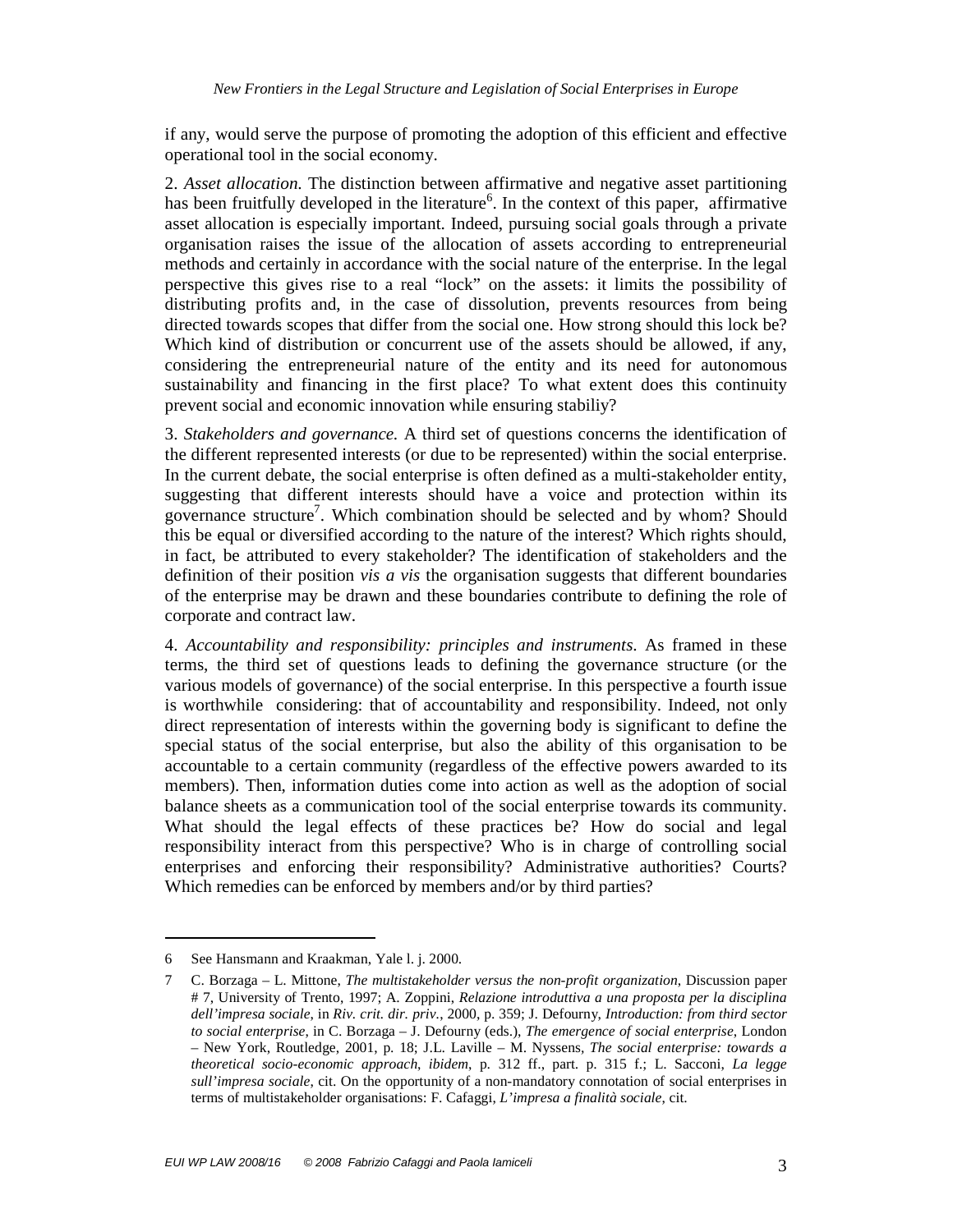if any, would serve the purpose of promoting the adoption of this efficient and effective operational tool in the social economy.

2. *Asset allocation.* The distinction between affirmative and negative asset partitioning has been fruitfully developed in the literature[6]. In the context of this paper, affirmative asset allocation is especially important. Indeed, pursuing social goals through a private organisation raises the issue of the allocation of assets according to entrepreneurial methods and certainly in accordance with the social nature of the enterprise. In the legal perspective this gives rise to a real "lock" on the assets: it limits the possibility of distributing profits and, in the case of dissolution, prevents resources from being directed towards scopes that differ from the social one. How strong should this lock be? Which kind of distribution or concurrent use of the assets should be allowed, if any, considering the entrepreneurial nature of the entity and its need for autonomous sustainability and financing in the first place? To what extent does this continuity prevent social and economic innovation while ensuring stabiliy?

3. *Stakeholders and governance.* A third set of questions concerns the identification of the different represented interests (or due to be represented) within the social enterprise. In the current debate, the social enterprise is often defined as a multi-stakeholder entity, suggesting that different interests should have a voice and protection within its governance structure[7]. Which combination should be selected and by whom? Should this be equal or diversified according to the nature of the interest? Which rights should, in fact, be attributed to every stakeholder? The identification of stakeholders and the definition of their position *vis a vis* the organisation suggests that different boundaries of the enterprise may be drawn and these boundaries contribute to defining the role of corporate and contract law.

4. *Accountability and responsibility: principles and instruments*. As framed in these terms, the third set of questions leads to defining the governance structure (or the various models of governance) of the social enterprise. In this perspective a fourth issue is worthwhile considering: that of accountability and responsibility. Indeed, not only direct representation of interests within the governing body is significant to define the special status of the social enterprise, but also the ability of this organisation to be accountable to a certain community (regardless of the effective powers awarded to its members). Then, information duties come into action as well as the adoption of social balance sheets as a communication tool of the social enterprise towards its community. What should the legal effects of these practices be? How do social and legal responsibility interact from this perspective? Who is in charge of controlling social enterprises and enforcing their responsibility? Administrative authorities? Courts? Which remedies can be enforced by members and/or by third parties?

---

6 See Hansmann and Kraakman, Yale l. j. 2000.

7 C. Borzaga – L. Mittone, *The multistakeholder versus the non-profit organization*, Discussion paper # 7, University of Trento, 1997; A. Zoppini, *Relazione introduttiva a una proposta per la disciplina dell'impresa sociale*, in *Riv. crit. dir. priv.*, 2000, p. 359; J. Defourny, *Introduction: from third sector to social enterprise*, in C. Borzaga – J. Defourny (eds.), *The emergence of social enterprise*, London – New York, Routledge, 2001, p. 18; J.L. Laville – M. Nyssens, *The social enterprise: towards a theoretical socio-economic approach*, *ibidem*, p. 312 ff., part. p. 315 f.; L. Sacconi, *La legge sull'impresa sociale*, cit. On the opportunity of a non-mandatory connotation of social enterprises in terms of multistakeholder organisations: F. Cafaggi, *L'impresa a finalità sociale*, cit.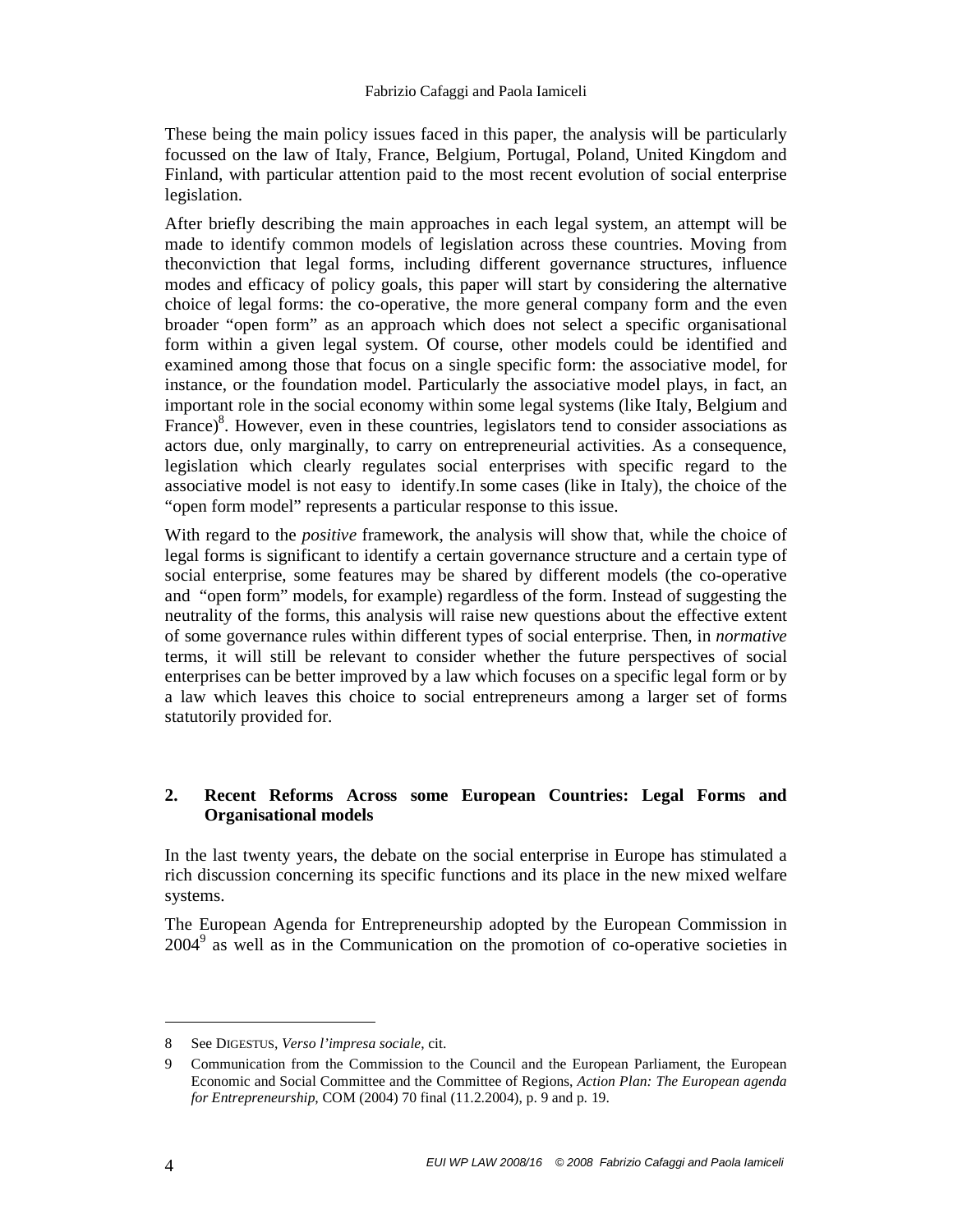These being the main policy issues faced in this paper, the analysis will be particularly focussed on the law of Italy, France, Belgium, Portugal, Poland, United Kingdom and Finland, with particular attention paid to the most recent evolution of social enterprise legislation.

After briefly describing the main approaches in each legal system, an attempt will be made to identify common models of legislation across these countries. Moving from theconviction that legal forms, including different governance structures, influence modes and efficacy of policy goals, this paper will start by considering the alternative choice of legal forms: the co-operative, the more general company form and the even broader "open form" as an approach which does not select a specific organisational form within a given legal system. Of course, other models could be identified and examined among those that focus on a single specific form: the associative model, for instance, or the foundation model. Particularly the associative model plays, in fact, an important role in the social economy within some legal systems (like Italy, Belgium and France)[8]. However, even in these countries, legislators tend to consider associations as actors due, only marginally, to carry on entrepreneurial activities. As a consequence, legislation which clearly regulates social enterprises with specific regard to the associative model is not easy to identify.In some cases (like in Italy), the choice of the "open form model" represents a particular response to this issue.

With regard to the *positive* framework, the analysis will show that, while the choice of legal forms is significant to identify a certain governance structure and a certain type of social enterprise, some features may be shared by different models (the co-operative and "open form" models, for example) regardless of the form. Instead of suggesting the neutrality of the forms, this analysis will raise new questions about the effective extent of some governance rules within different types of social enterprise. Then, in *normative* terms, it will still be relevant to consider whether the future perspectives of social enterprises can be better improved by a law which focuses on a specific legal form or by a law which leaves this choice to social entrepreneurs among a larger set of forms statutorily provided for.

## 2. Recent Reforms Across some European Countries: Legal Forms and Organisational models

In the last twenty years, the debate on the social enterprise in Europe has stimulated a rich discussion concerning its specific functions and its place in the new mixed welfare systems.

The European Agenda for Entrepreneurship adopted by the European Commission in 2004[9] as well as in the Communication on the promotion of co-operative societies in

---

8 See DIGESTUS, *Verso l'impresa sociale*, cit.

9 Communication from the Commission to the Council and the European Parliament, the European Economic and Social Committee and the Committee of Regions, *Action Plan: The European agenda for Entrepreneurship*, COM (2004) 70 final (11.2.2004), p. 9 and p. 19.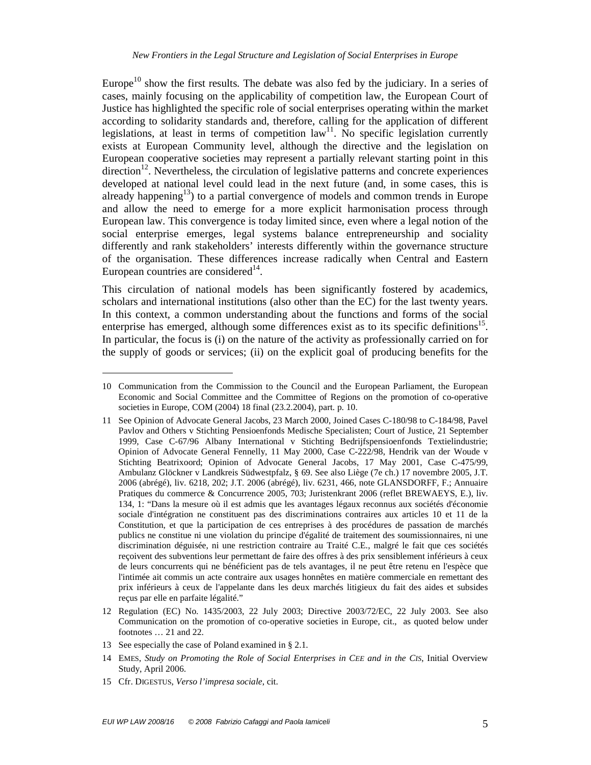Europe[10] show the first results. The debate was also fed by the judiciary. In a series of cases, mainly focusing on the applicability of competition law, the European Court of Justice has highlighted the specific role of social enterprises operating within the market according to solidarity standards and, therefore, calling for the application of different legislations, at least in terms of competition law[11]. No specific legislation currently exists at European Community level, although the directive and the legislation on European cooperative societies may represent a partially relevant starting point in this direction[12]. Nevertheless, the circulation of legislative patterns and concrete experiences developed at national level could lead in the next future (and, in some cases, this is already happening[13]) to a partial convergence of models and common trends in Europe and allow the need to emerge for a more explicit harmonisation process through European law. This convergence is today limited since, even where a legal notion of the social enterprise emerges, legal systems balance entrepreneurship and sociality differently and rank stakeholders' interests differently within the governance structure of the organisation. These differences increase radically when Central and Eastern European countries are considered[14].

This circulation of national models has been significantly fostered by academics, scholars and international institutions (also other than the EC) for the last twenty years. In this context, a common understanding about the functions and forms of the social enterprise has emerged, although some differences exist as to its specific definitions[15]. In particular, the focus is (i) on the nature of the activity as professionally carried on for the supply of goods or services; (ii) on the explicit goal of producing benefits for the

---

10 Communication from the Commission to the Council and the European Parliament, the European Economic and Social Committee and the Committee of Regions on the promotion of co-operative societies in Europe, COM (2004) 18 final (23.2.2004), part. p. 10.

11 See Opinion of Advocate General Jacobs, 23 March 2000, Joined Cases C-180/98 to C-184/98, Pavel Pavlov and Others v Stichting Pensioenfonds Medische Specialisten; Court of Justice, 21 September 1999, Case C-67/96 Albany International v Stichting Bedrijfspensioenfonds Textielindustrie; Opinion of Advocate General Fennelly, 11 May 2000, Case C-222/98, Hendrik van der Woude v Stichting Beatrixoord; Opinion of Advocate General Jacobs, 17 May 2001, Case C-475/99, Ambulanz Glöckner v Landkreis Südwestpfalz, § 69. See also Liège (7e ch.) 17 novembre 2005, J.T. 2006 (abrégé), liv. 6218, 202; J.T. 2006 (abrégé), liv. 6231, 466, note GLANSDORFF, F.; Annuaire Pratiques du commerce & Concurrence 2005, 703; Juristenkrant 2006 (reflet BREWAEYS, E.), liv. 134, 1: "Dans la mesure où il est admis que les avantages légaux reconnus aux sociétés d'économie sociale d'intégration ne constituent pas des discriminations contraires aux articles 10 et 11 de la Constitution, et que la participation de ces entreprises à des procédures de passation de marchés publics ne constitue ni une violation du principe d'égalité de traitement des soumissionnaires, ni une discrimination déguisée, ni une restriction contraire au Traité C.E., malgré le fait que ces sociétés reçoivent des subventions leur permettant de faire des offres à des prix sensiblement inférieurs à ceux de leurs concurrents qui ne bénéficient pas de tels avantages, il ne peut être retenu en l'espèce que l'intimée ait commis un acte contraire aux usages honnêtes en matière commerciale en remettant des prix inférieurs à ceux de l'appelante dans les deux marchés litigieux du fait des aides et subsides reçus par elle en parfaite légalité."

12 Regulation (EC) No. 1435/2003, 22 July 2003; Directive 2003/72/EC, 22 July 2003. See also Communication on the promotion of co-operative societies in Europe, cit., as quoted below under footnotes … 21 and 22.

13 See especially the case of Poland examined in § 2.1.

14 EMES, *Study on Promoting the Role of Social Enterprises in CEE and in the CIS*, Initial Overview Study, April 2006.

15 Cfr. DIGESTUS, *Verso l'impresa sociale*, cit.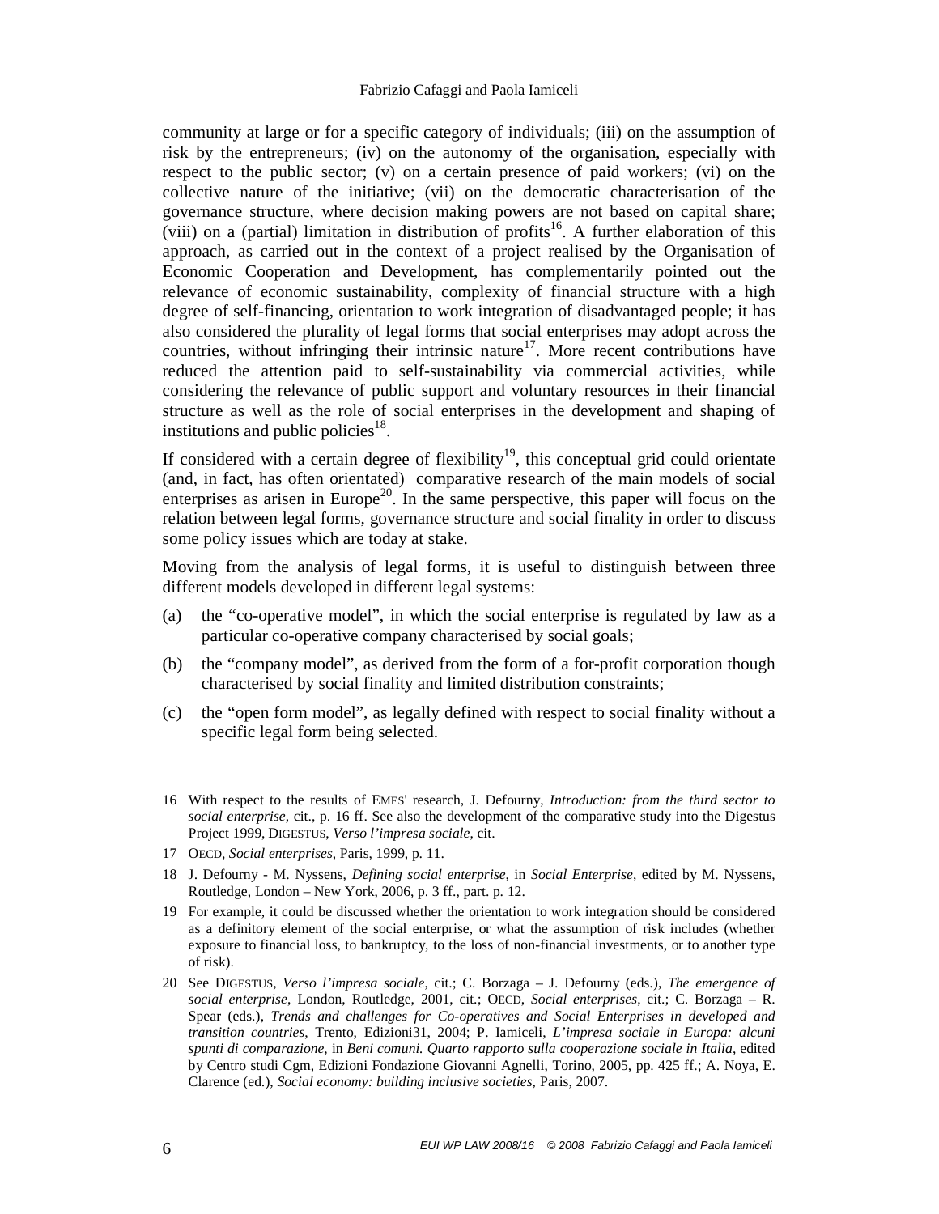community at large or for a specific category of individuals; (iii) on the assumption of risk by the entrepreneurs; (iv) on the autonomy of the organisation, especially with respect to the public sector; (v) on a certain presence of paid workers; (vi) on the collective nature of the initiative; (vii) on the democratic characterisation of the governance structure, where decision making powers are not based on capital share; (viii) on a (partial) limitation in distribution of profits[16]. A further elaboration of this approach, as carried out in the context of a project realised by the Organisation of Economic Cooperation and Development, has complementarily pointed out the relevance of economic sustainability, complexity of financial structure with a high degree of self-financing, orientation to work integration of disadvantaged people; it has also considered the plurality of legal forms that social enterprises may adopt across the countries, without infringing their intrinsic nature[17]. More recent contributions have reduced the attention paid to self-sustainability via commercial activities, while considering the relevance of public support and voluntary resources in their financial structure as well as the role of social enterprises in the development and shaping of institutions and public policies[18].

If considered with a certain degree of flexibility[19], this conceptual grid could orientate (and, in fact, has often orientated) comparative research of the main models of social enterprises as arisen in Europe[20]. In the same perspective, this paper will focus on the relation between legal forms, governance structure and social finality in order to discuss some policy issues which are today at stake.

Moving from the analysis of legal forms, it is useful to distinguish between three different models developed in different legal systems:

(a) the "co-operative model", in which the social enterprise is regulated by law as a particular co-operative company characterised by social goals;

(b) the "company model", as derived from the form of a for-profit corporation though characterised by social finality and limited distribution constraints;

(c) the "open form model", as legally defined with respect to social finality without a specific legal form being selected.

---

16 With respect to the results of EMES' research, J. Defourny, *Introduction: from the third sector to social enterprise*, cit., p. 16 ff. See also the development of the comparative study into the Digestus Project 1999, DIGESTUS, *Verso l'impresa sociale*, cit.

17 OECD, *Social enterprises*, Paris, 1999, p. 11.

18 J. Defourny - M. Nyssens, *Defining social enterprise*, in *Social Enterprise*, edited by M. Nyssens, Routledge, London – New York, 2006, p. 3 ff., part. p. 12.

19 For example, it could be discussed whether the orientation to work integration should be considered as a definitory element of the social enterprise, or what the assumption of risk includes (whether exposure to financial loss, to bankruptcy, to the loss of non-financial investments, or to another type of risk).

20 See DIGESTUS, *Verso l'impresa sociale*, cit.; C. Borzaga – J. Defourny (eds.), *The emergence of social enterprise*, London, Routledge, 2001, cit.; OECD, *Social enterprises*, cit.; C. Borzaga – R. Spear (eds.), *Trends and challenges for Co-operatives and Social Enterprises in developed and transition countries*, Trento, Edizioni31, 2004; P. Iamiceli, *L'impresa sociale in Europa: alcuni spunti di comparazione*, in *Beni comuni. Quarto rapporto sulla cooperazione sociale in Italia*, edited by Centro studi Cgm, Edizioni Fondazione Giovanni Agnelli, Torino, 2005, pp. 425 ff.; A. Noya, E. Clarence (ed.), *Social economy: building inclusive societies*, Paris, 2007.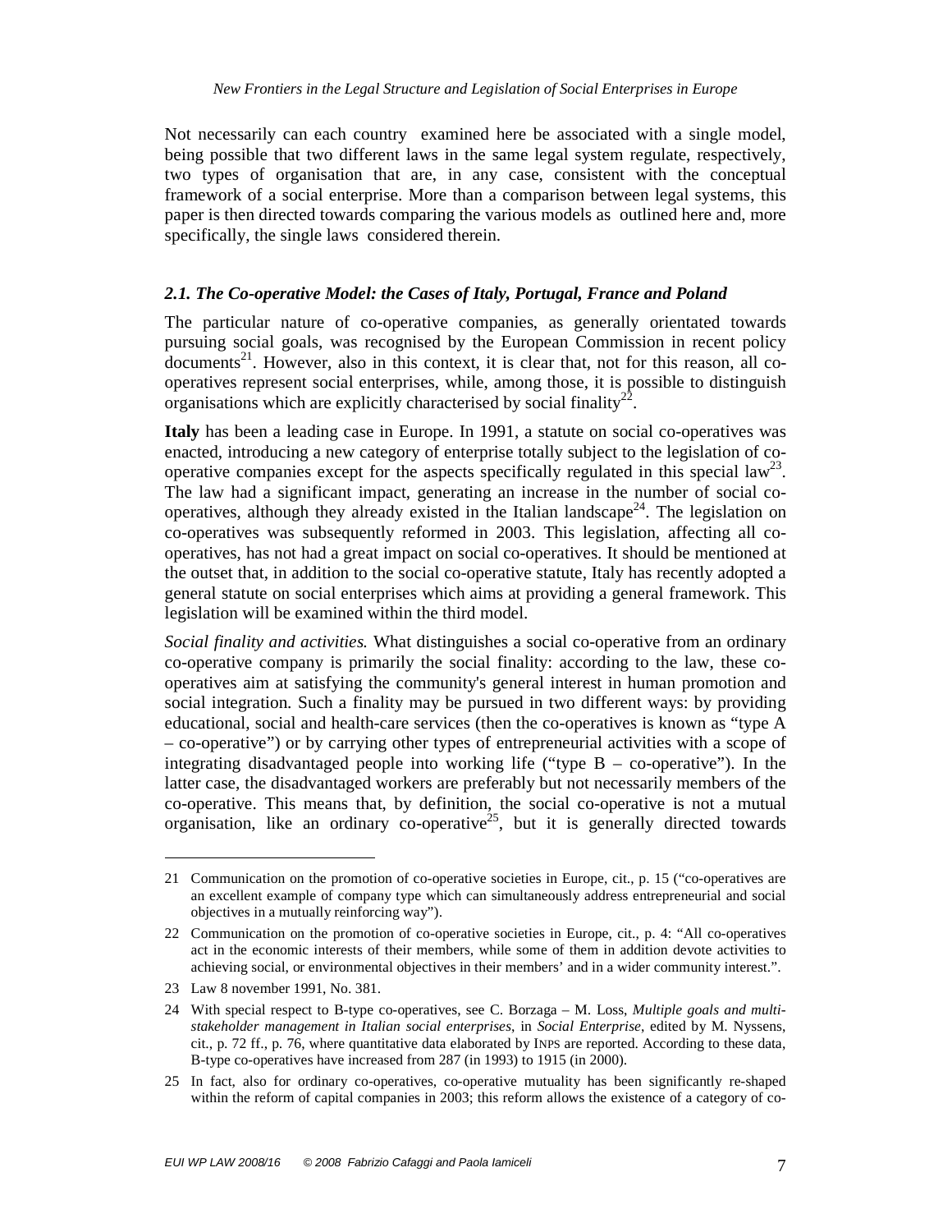Not necessarily can each country examined here be associated with a single model, being possible that two different laws in the same legal system regulate, respectively, two types of organisation that are, in any case, consistent with the conceptual framework of a social enterprise. More than a comparison between legal systems, this paper is then directed towards comparing the various models as outlined here and, more specifically, the single laws considered therein.

### *2.1. The Co-operative Model: the Cases of Italy, Portugal, France and Poland*

The particular nature of co-operative companies, as generally orientated towards pursuing social goals, was recognised by the European Commission in recent policy documents[21]. However, also in this context, it is clear that, not for this reason, all co-operatives represent social enterprises, while, among those, it is possible to distinguish organisations which are explicitly characterised by social finality[22].

**Italy** has been a leading case in Europe. In 1991, a statute on social co-operatives was enacted, introducing a new category of enterprise totally subject to the legislation of co-operative companies except for the aspects specifically regulated in this special law[23]. The law had a significant impact, generating an increase in the number of social co-operatives, although they already existed in the Italian landscape[24]. The legislation on co-operatives was subsequently reformed in 2003. This legislation, affecting all co-operatives, has not had a great impact on social co-operatives. It should be mentioned at the outset that, in addition to the social co-operative statute, Italy has recently adopted a general statute on social enterprises which aims at providing a general framework. This legislation will be examined within the third model.

*Social finality and activities.* What distinguishes a social co-operative from an ordinary co-operative company is primarily the social finality: according to the law, these co-operatives aim at satisfying the community's general interest in human promotion and social integration. Such a finality may be pursued in two different ways: by providing educational, social and health-care services (then the co-operatives is known as "type A – co-operative") or by carrying other types of entrepreneurial activities with a scope of integrating disadvantaged people into working life ("type B – co-operative"). In the latter case, the disadvantaged workers are preferably but not necessarily members of the co-operative. This means that, by definition, the social co-operative is not a mutual organisation, like an ordinary co-operative[25], but it is generally directed towards

---

21 Communication on the promotion of co-operative societies in Europe, cit., p. 15 ("co-operatives are an excellent example of company type which can simultaneously address entrepreneurial and social objectives in a mutually reinforcing way").

22 Communication on the promotion of co-operative societies in Europe, cit., p. 4: "All co-operatives act in the economic interests of their members, while some of them in addition devote activities to achieving social, or environmental objectives in their members' and in a wider community interest.".

23 Law 8 november 1991, No. 381.

24 With special respect to B-type co-operatives, see C. Borzaga – M. Loss, *Multiple goals and multi-stakeholder management in Italian social enterprises*, in *Social Enterprise*, edited by M. Nyssens, cit., p. 72 ff., p. 76, where quantitative data elaborated by INPS are reported. According to these data, B-type co-operatives have increased from 287 (in 1993) to 1915 (in 2000).

25 In fact, also for ordinary co-operatives, co-operative mutuality has been significantly re-shaped within the reform of capital companies in 2003; this reform allows the existence of a category of co-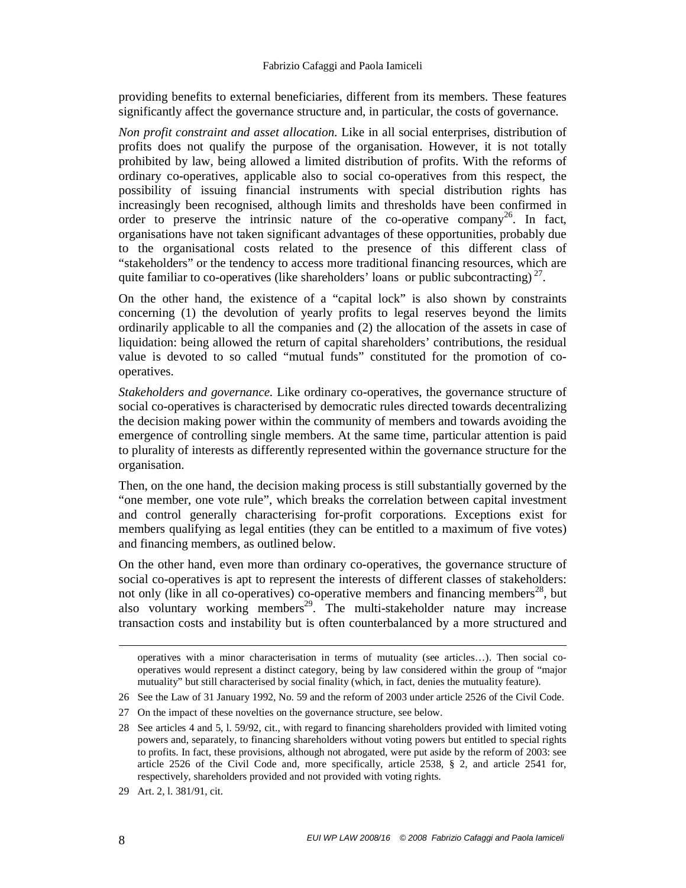providing benefits to external beneficiaries, different from its members. These features significantly affect the governance structure and, in particular, the costs of governance.

*Non profit constraint and asset allocation.* Like in all social enterprises, distribution of profits does not qualify the purpose of the organisation. However, it is not totally prohibited by law, being allowed a limited distribution of profits. With the reforms of ordinary co-operatives, applicable also to social co-operatives from this respect, the possibility of issuing financial instruments with special distribution rights has increasingly been recognised, although limits and thresholds have been confirmed in order to preserve the intrinsic nature of the co-operative company[26]. In fact, organisations have not taken significant advantages of these opportunities, probably due to the organisational costs related to the presence of this different class of "stakeholders" or the tendency to access more traditional financing resources, which are quite familiar to co-operatives (like shareholders' loans or public subcontracting)[27].

On the other hand, the existence of a "capital lock" is also shown by constraints concerning (1) the devolution of yearly profits to legal reserves beyond the limits ordinarily applicable to all the companies and (2) the allocation of the assets in case of liquidation: being allowed the return of capital shareholders' contributions, the residual value is devoted to so called "mutual funds" constituted for the promotion of co-operatives.

*Stakeholders and governance.* Like ordinary co-operatives, the governance structure of social co-operatives is characterised by democratic rules directed towards decentralizing the decision making power within the community of members and towards avoiding the emergence of controlling single members. At the same time, particular attention is paid to plurality of interests as differently represented within the governance structure for the organisation.

Then, on the one hand, the decision making process is still substantially governed by the "one member, one vote rule", which breaks the correlation between capital investment and control generally characterising for-profit corporations. Exceptions exist for members qualifying as legal entities (they can be entitled to a maximum of five votes) and financing members, as outlined below.

On the other hand, even more than ordinary co-operatives, the governance structure of social co-operatives is apt to represent the interests of different classes of stakeholders: not only (like in all co-operatives) co-operative members and financing members[28], but also voluntary working members[29]. The multi-stakeholder nature may increase transaction costs and instability but is often counterbalanced by a more structured and

---

operatives with a minor characterisation in terms of mutuality (see articles…). Then social co-operatives would represent a distinct category, being by law considered within the group of "major mutuality" but still characterised by social finality (which, in fact, denies the mutuality feature).

26 See the Law of 31 January 1992, No. 59 and the reform of 2003 under article 2526 of the Civil Code.

27 On the impact of these novelties on the governance structure, see below.

28 See articles 4 and 5, l. 59/92, cit., with regard to financing shareholders provided with limited voting powers and, separately, to financing shareholders without voting powers but entitled to special rights to profits. In fact, these provisions, although not abrogated, were put aside by the reform of 2003: see article 2526 of the Civil Code and, more specifically, article 2538, § 2, and article 2541 for, respectively, shareholders provided and not provided with voting rights.

29 Art. 2, l. 381/91, cit.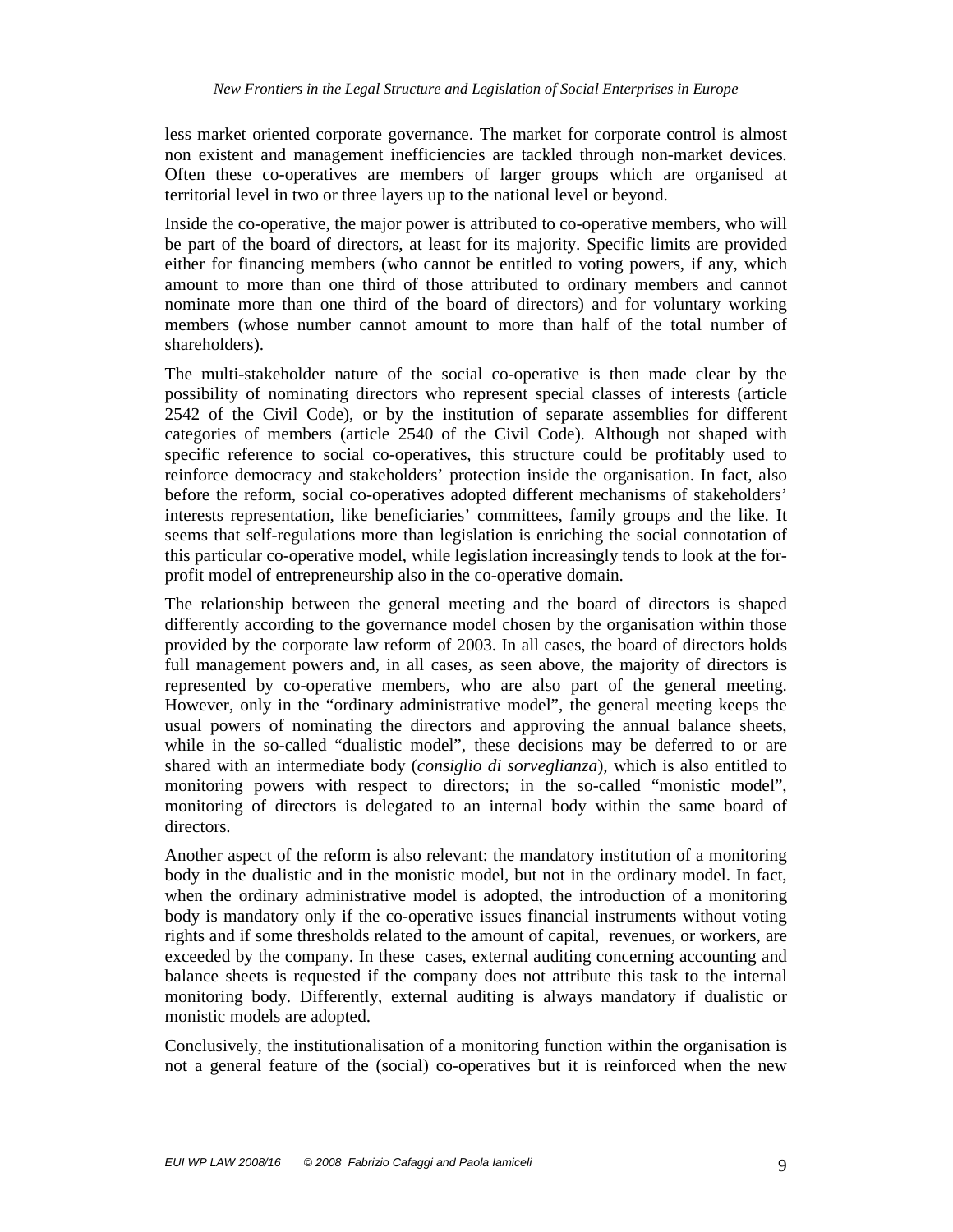less market oriented corporate governance. The market for corporate control is almost non existent and management inefficiencies are tackled through non-market devices. Often these co-operatives are members of larger groups which are organised at territorial level in two or three layers up to the national level or beyond.

Inside the co-operative, the major power is attributed to co-operative members, who will be part of the board of directors, at least for its majority. Specific limits are provided either for financing members (who cannot be entitled to voting powers, if any, which amount to more than one third of those attributed to ordinary members and cannot nominate more than one third of the board of directors) and for voluntary working members (whose number cannot amount to more than half of the total number of shareholders).

The multi-stakeholder nature of the social co-operative is then made clear by the possibility of nominating directors who represent special classes of interests (article 2542 of the Civil Code), or by the institution of separate assemblies for different categories of members (article 2540 of the Civil Code). Although not shaped with specific reference to social co-operatives, this structure could be profitably used to reinforce democracy and stakeholders' protection inside the organisation. In fact, also before the reform, social co-operatives adopted different mechanisms of stakeholders' interests representation, like beneficiaries' committees, family groups and the like. It seems that self-regulations more than legislation is enriching the social connotation of this particular co-operative model, while legislation increasingly tends to look at the for-profit model of entrepreneurship also in the co-operative domain.

The relationship between the general meeting and the board of directors is shaped differently according to the governance model chosen by the organisation within those provided by the corporate law reform of 2003. In all cases, the board of directors holds full management powers and, in all cases, as seen above, the majority of directors is represented by co-operative members, who are also part of the general meeting. However, only in the "ordinary administrative model", the general meeting keeps the usual powers of nominating the directors and approving the annual balance sheets, while in the so-called "dualistic model", these decisions may be deferred to or are shared with an intermediate body (*consiglio di sorveglianza*), which is also entitled to monitoring powers with respect to directors; in the so-called "monistic model", monitoring of directors is delegated to an internal body within the same board of directors.

Another aspect of the reform is also relevant: the mandatory institution of a monitoring body in the dualistic and in the monistic model, but not in the ordinary model. In fact, when the ordinary administrative model is adopted, the introduction of a monitoring body is mandatory only if the co-operative issues financial instruments without voting rights and if some thresholds related to the amount of capital, revenues, or workers, are exceeded by the company. In these cases, external auditing concerning accounting and balance sheets is requested if the company does not attribute this task to the internal monitoring body. Differently, external auditing is always mandatory if dualistic or monistic models are adopted.

Conclusively, the institutionalisation of a monitoring function within the organisation is not a general feature of the (social) co-operatives but it is reinforced when the new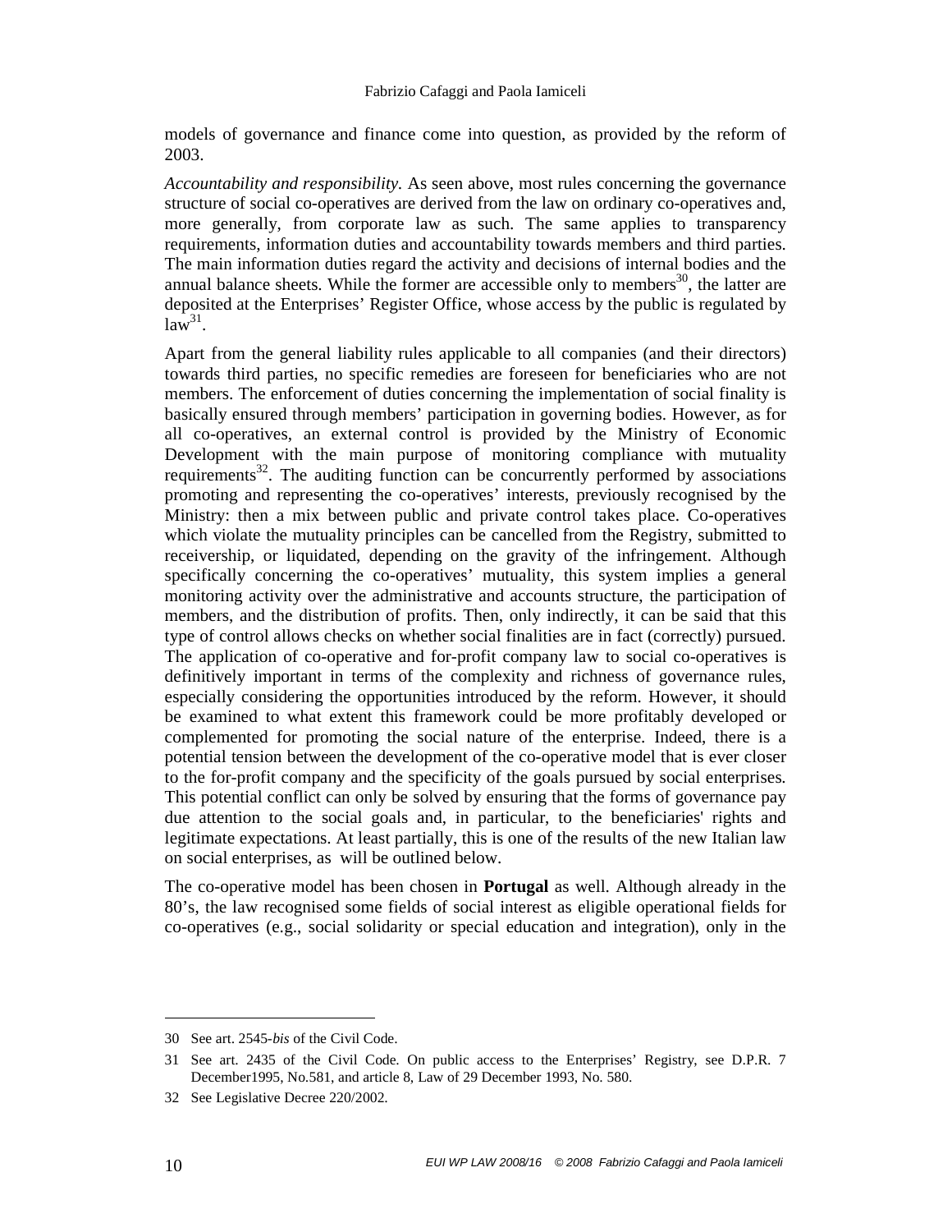models of governance and finance come into question, as provided by the reform of 2003.

*Accountability and responsibility.* As seen above, most rules concerning the governance structure of social co-operatives are derived from the law on ordinary co-operatives and, more generally, from corporate law as such. The same applies to transparency requirements, information duties and accountability towards members and third parties. The main information duties regard the activity and decisions of internal bodies and the annual balance sheets. While the former are accessible only to members[30], the latter are deposited at the Enterprises' Register Office, whose access by the public is regulated by law[31].

Apart from the general liability rules applicable to all companies (and their directors) towards third parties, no specific remedies are foreseen for beneficiaries who are not members. The enforcement of duties concerning the implementation of social finality is basically ensured through members' participation in governing bodies. However, as for all co-operatives, an external control is provided by the Ministry of Economic Development with the main purpose of monitoring compliance with mutuality requirements[32]. The auditing function can be concurrently performed by associations promoting and representing the co-operatives' interests, previously recognised by the Ministry: then a mix between public and private control takes place. Co-operatives which violate the mutuality principles can be cancelled from the Registry, submitted to receivership, or liquidated, depending on the gravity of the infringement. Although specifically concerning the co-operatives' mutuality, this system implies a general monitoring activity over the administrative and accounts structure, the participation of members, and the distribution of profits. Then, only indirectly, it can be said that this type of control allows checks on whether social finalities are in fact (correctly) pursued. The application of co-operative and for-profit company law to social co-operatives is definitively important in terms of the complexity and richness of governance rules, especially considering the opportunities introduced by the reform. However, it should be examined to what extent this framework could be more profitably developed or complemented for promoting the social nature of the enterprise. Indeed, there is a potential tension between the development of the co-operative model that is ever closer to the for-profit company and the specificity of the goals pursued by social enterprises. This potential conflict can only be solved by ensuring that the forms of governance pay due attention to the social goals and, in particular, to the beneficiaries' rights and legitimate expectations. At least partially, this is one of the results of the new Italian law on social enterprises, as will be outlined below.

The co-operative model has been chosen in **Portugal** as well. Although already in the 80's, the law recognised some fields of social interest as eligible operational fields for co-operatives (e.g., social solidarity or special education and integration), only in the

30 See art. 2545-*bis* of the Civil Code.

31 See art. 2435 of the Civil Code. On public access to the Enterprises' Registry, see D.P.R. 7 December1995, No.581, and article 8, Law of 29 December 1993, No. 580.

32 See Legislative Decree 220/2002.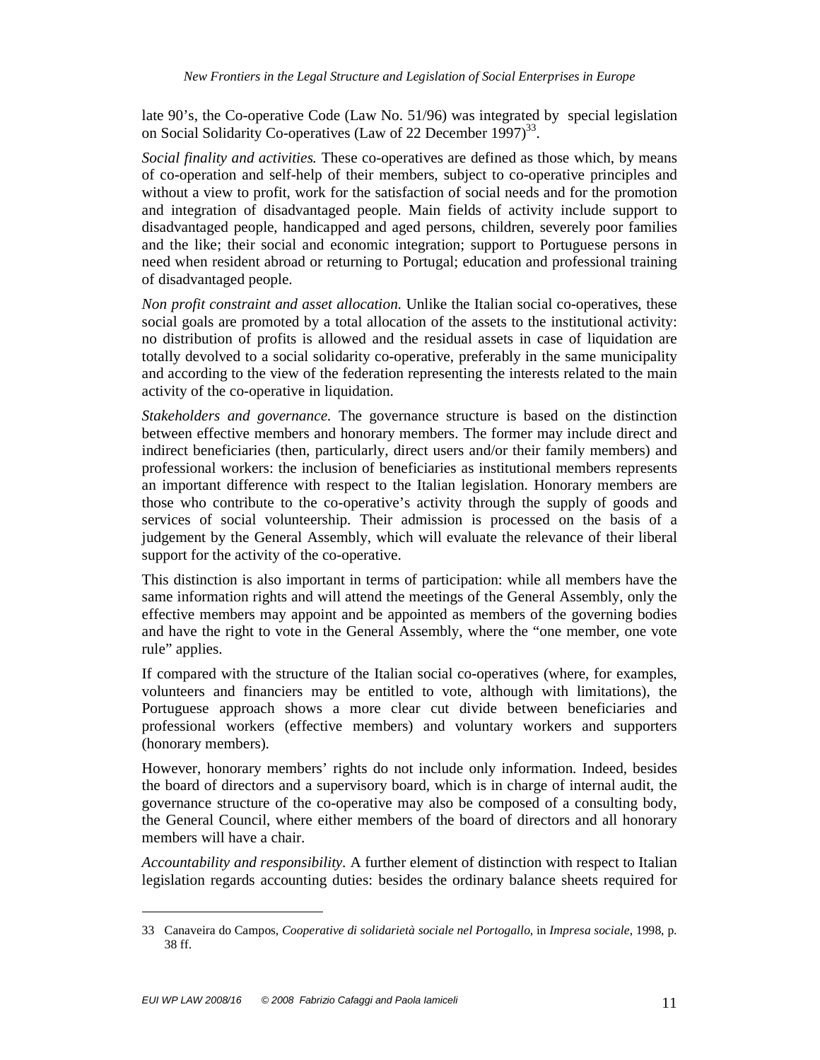late 90's, the Co-operative Code (Law No. 51/96) was integrated by special legislation on Social Solidarity Co-operatives (Law of 22 December 1997)[33].

*Social finality and activities.* These co-operatives are defined as those which, by means of co-operation and self-help of their members, subject to co-operative principles and without a view to profit, work for the satisfaction of social needs and for the promotion and integration of disadvantaged people. Main fields of activity include support to disadvantaged people, handicapped and aged persons, children, severely poor families and the like; their social and economic integration; support to Portuguese persons in need when resident abroad or returning to Portugal; education and professional training of disadvantaged people.

*Non profit constraint and asset allocation.* Unlike the Italian social co-operatives, these social goals are promoted by a total allocation of the assets to the institutional activity: no distribution of profits is allowed and the residual assets in case of liquidation are totally devolved to a social solidarity co-operative, preferably in the same municipality and according to the view of the federation representing the interests related to the main activity of the co-operative in liquidation.

*Stakeholders and governance.* The governance structure is based on the distinction between effective members and honorary members. The former may include direct and indirect beneficiaries (then, particularly, direct users and/or their family members) and professional workers: the inclusion of beneficiaries as institutional members represents an important difference with respect to the Italian legislation. Honorary members are those who contribute to the co-operative's activity through the supply of goods and services of social volunteership. Their admission is processed on the basis of a judgement by the General Assembly, which will evaluate the relevance of their liberal support for the activity of the co-operative.

This distinction is also important in terms of participation: while all members have the same information rights and will attend the meetings of the General Assembly, only the effective members may appoint and be appointed as members of the governing bodies and have the right to vote in the General Assembly, where the "one member, one vote rule" applies.

If compared with the structure of the Italian social co-operatives (where, for examples, volunteers and financiers may be entitled to vote, although with limitations), the Portuguese approach shows a more clear cut divide between beneficiaries and professional workers (effective members) and voluntary workers and supporters (honorary members).

However, honorary members' rights do not include only information. Indeed, besides the board of directors and a supervisory board, which is in charge of internal audit, the governance structure of the co-operative may also be composed of a consulting body, the General Council, where either members of the board of directors and all honorary members will have a chair.

*Accountability and responsibility.* A further element of distinction with respect to Italian legislation regards accounting duties: besides the ordinary balance sheets required for

---

33 Canaveira do Campos, *Cooperative di solidarietà sociale nel Portogallo*, in *Impresa sociale*, 1998, p. 38 ff.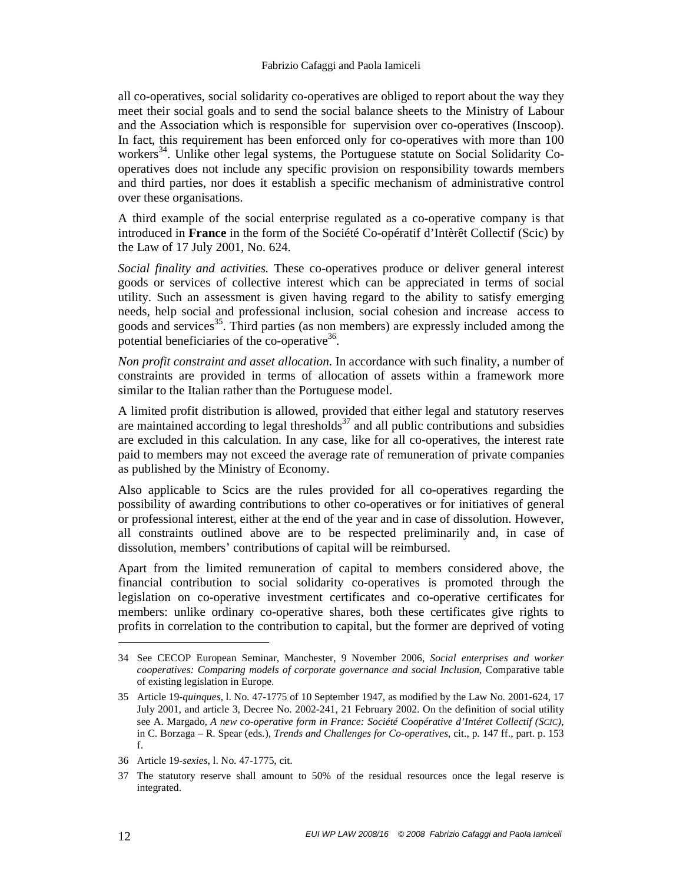all co-operatives, social solidarity co-operatives are obliged to report about the way they meet their social goals and to send the social balance sheets to the Ministry of Labour and the Association which is responsible for supervision over co-operatives (Inscoop). In fact, this requirement has been enforced only for co-operatives with more than 100 workers[34]. Unlike other legal systems, the Portuguese statute on Social Solidarity Co-operatives does not include any specific provision on responsibility towards members and third parties, nor does it establish a specific mechanism of administrative control over these organisations.

A third example of the social enterprise regulated as a co-operative company is that introduced in **France** in the form of the Société Co-opératif d'Intèrêt Collectif (Scic) by the Law of 17 July 2001, No. 624.

*Social finality and activities.* These co-operatives produce or deliver general interest goods or services of collective interest which can be appreciated in terms of social utility. Such an assessment is given having regard to the ability to satisfy emerging needs, help social and professional inclusion, social cohesion and increase access to goods and services[35]. Third parties (as non members) are expressly included among the potential beneficiaries of the co-operative[36].

*Non profit constraint and asset allocation.* In accordance with such finality, a number of constraints are provided in terms of allocation of assets within a framework more similar to the Italian rather than the Portuguese model.

A limited profit distribution is allowed, provided that either legal and statutory reserves are maintained according to legal thresholds[37] and all public contributions and subsidies are excluded in this calculation. In any case, like for all co-operatives, the interest rate paid to members may not exceed the average rate of remuneration of private companies as published by the Ministry of Economy.

Also applicable to Scics are the rules provided for all co-operatives regarding the possibility of awarding contributions to other co-operatives or for initiatives of general or professional interest, either at the end of the year and in case of dissolution. However, all constraints outlined above are to be respected preliminarily and, in case of dissolution, members' contributions of capital will be reimbursed.

Apart from the limited remuneration of capital to members considered above, the financial contribution to social solidarity co-operatives is promoted through the legislation on co-operative investment certificates and co-operative certificates for members: unlike ordinary co-operative shares, both these certificates give rights to profits in correlation to the contribution to capital, but the former are deprived of voting

---

34 See CECOP European Seminar, Manchester, 9 November 2006, *Social enterprises and worker cooperatives: Comparing models of corporate governance and social Inclusion*, Comparative table of existing legislation in Europe.

35 Article 19-*quinques*, l. No. 47-1775 of 10 September 1947, as modified by the Law No. 2001-624, 17 July 2001, and article 3, Decree No. 2002-241, 21 February 2002. On the definition of social utility see A. Margado, *A new co-operative form in France: Société Coopérative d'Intéret Collectif (SCIC)*, in C. Borzaga – R. Spear (eds.), *Trends and Challenges for Co-operatives*, cit., p. 147 ff., part. p. 153 f.

36 Article 19-*sexies*, l. No. 47-1775, cit.

37 The statutory reserve shall amount to 50% of the residual resources once the legal reserve is integrated.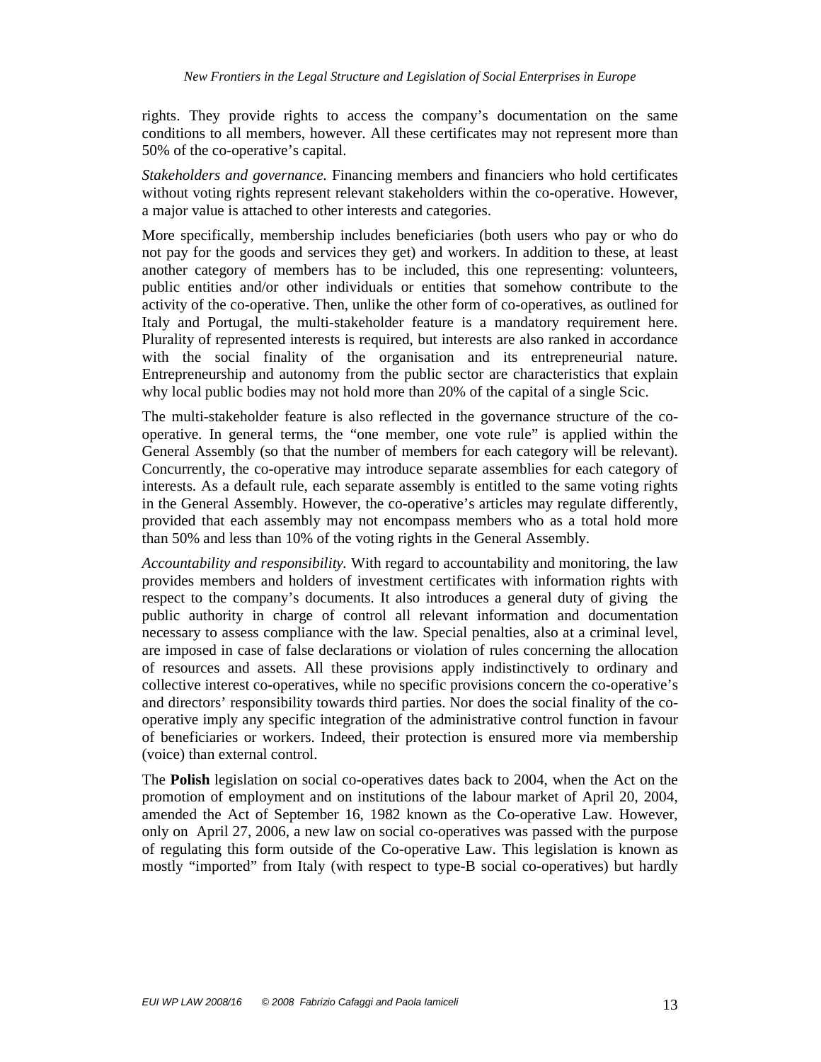rights. They provide rights to access the company's documentation on the same conditions to all members, however. All these certificates may not represent more than 50% of the co-operative's capital.

*Stakeholders and governance.* Financing members and financiers who hold certificates without voting rights represent relevant stakeholders within the co-operative. However, a major value is attached to other interests and categories.

More specifically, membership includes beneficiaries (both users who pay or who do not pay for the goods and services they get) and workers. In addition to these, at least another category of members has to be included, this one representing: volunteers, public entities and/or other individuals or entities that somehow contribute to the activity of the co-operative. Then, unlike the other form of co-operatives, as outlined for Italy and Portugal, the multi-stakeholder feature is a mandatory requirement here. Plurality of represented interests is required, but interests are also ranked in accordance with the social finality of the organisation and its entrepreneurial nature. Entrepreneurship and autonomy from the public sector are characteristics that explain why local public bodies may not hold more than 20% of the capital of a single Scic.

The multi-stakeholder feature is also reflected in the governance structure of the co-operative. In general terms, the "one member, one vote rule" is applied within the General Assembly (so that the number of members for each category will be relevant). Concurrently, the co-operative may introduce separate assemblies for each category of interests. As a default rule, each separate assembly is entitled to the same voting rights in the General Assembly. However, the co-operative's articles may regulate differently, provided that each assembly may not encompass members who as a total hold more than 50% and less than 10% of the voting rights in the General Assembly.

*Accountability and responsibility.* With regard to accountability and monitoring, the law provides members and holders of investment certificates with information rights with respect to the company's documents. It also introduces a general duty of giving the public authority in charge of control all relevant information and documentation necessary to assess compliance with the law. Special penalties, also at a criminal level, are imposed in case of false declarations or violation of rules concerning the allocation of resources and assets. All these provisions apply indistinctively to ordinary and collective interest co-operatives, while no specific provisions concern the co-operative's and directors' responsibility towards third parties. Nor does the social finality of the co-operative imply any specific integration of the administrative control function in favour of beneficiaries or workers. Indeed, their protection is ensured more via membership (voice) than external control.

The **Polish** legislation on social co-operatives dates back to 2004, when the Act on the promotion of employment and on institutions of the labour market of April 20, 2004, amended the Act of September 16, 1982 known as the Co-operative Law. However, only on April 27, 2006, a new law on social co-operatives was passed with the purpose of regulating this form outside of the Co-operative Law. This legislation is known as mostly "imported" from Italy (with respect to type-B social co-operatives) but hardly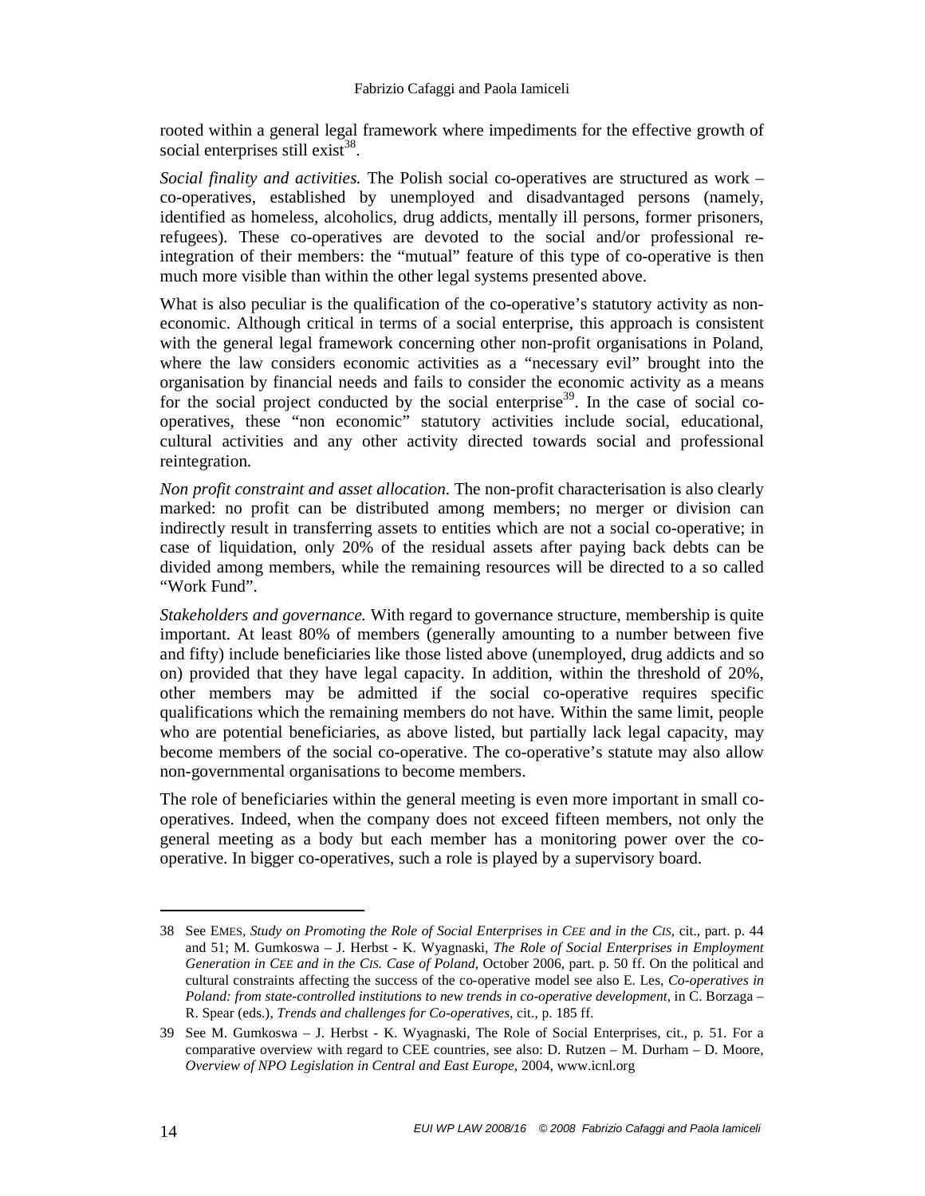rooted within a general legal framework where impediments for the effective growth of social enterprises still exist[38].

*Social finality and activities.* The Polish social co-operatives are structured as work – co-operatives, established by unemployed and disadvantaged persons (namely, identified as homeless, alcoholics, drug addicts, mentally ill persons, former prisoners, refugees). These co-operatives are devoted to the social and/or professional re-integration of their members: the "mutual" feature of this type of co-operative is then much more visible than within the other legal systems presented above.

What is also peculiar is the qualification of the co-operative's statutory activity as non-economic. Although critical in terms of a social enterprise, this approach is consistent with the general legal framework concerning other non-profit organisations in Poland, where the law considers economic activities as a "necessary evil" brought into the organisation by financial needs and fails to consider the economic activity as a means for the social project conducted by the social enterprise[39]. In the case of social co-operatives, these "non economic" statutory activities include social, educational, cultural activities and any other activity directed towards social and professional reintegration.

*Non profit constraint and asset allocation.* The non-profit characterisation is also clearly marked: no profit can be distributed among members; no merger or division can indirectly result in transferring assets to entities which are not a social co-operative; in case of liquidation, only 20% of the residual assets after paying back debts can be divided among members, while the remaining resources will be directed to a so called "Work Fund".

*Stakeholders and governance.* With regard to governance structure, membership is quite important. At least 80% of members (generally amounting to a number between five and fifty) include beneficiaries like those listed above (unemployed, drug addicts and so on) provided that they have legal capacity. In addition, within the threshold of 20%, other members may be admitted if the social co-operative requires specific qualifications which the remaining members do not have. Within the same limit, people who are potential beneficiaries, as above listed, but partially lack legal capacity, may become members of the social co-operative. The co-operative's statute may also allow non-governmental organisations to become members.

The role of beneficiaries within the general meeting is even more important in small co-operatives. Indeed, when the company does not exceed fifteen members, not only the general meeting as a body but each member has a monitoring power over the co-operative. In bigger co-operatives, such a role is played by a supervisory board.

---

38 See EMES, *Study on Promoting the Role of Social Enterprises in CEE and in the CIS*, cit., part. p. 44 and 51; M. Gumkoswa – J. Herbst - K. Wyagnaski, *The Role of Social Enterprises in Employment Generation in CEE and in the CIS. Case of Poland*, October 2006, part. p. 50 ff. On the political and cultural constraints affecting the success of the co-operative model see also E. Les, *Co-operatives in Poland: from state-controlled institutions to new trends in co-operative development*, in C. Borzaga – R. Spear (eds.), *Trends and challenges for Co-operatives*, cit., p. 185 ff.

39 See M. Gumkoswa – J. Herbst - K. Wyagnaski, The Role of Social Enterprises, cit., p. 51. For a comparative overview with regard to CEE countries, see also: D. Rutzen – M. Durham – D. Moore, *Overview of NPO Legislation in Central and East Europe*, 2004, www.icnl.org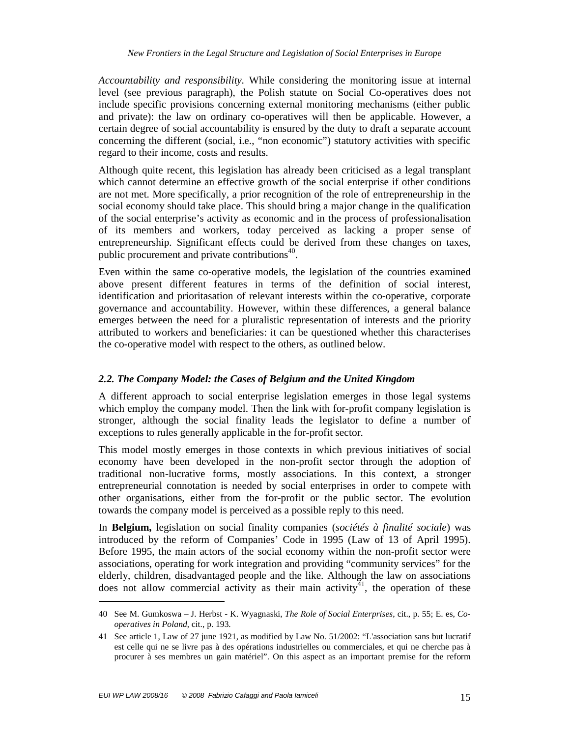*Accountability and responsibility.* While considering the monitoring issue at internal level (see previous paragraph), the Polish statute on Social Co-operatives does not include specific provisions concerning external monitoring mechanisms (either public and private): the law on ordinary co-operatives will then be applicable. However, a certain degree of social accountability is ensured by the duty to draft a separate account concerning the different (social, i.e., "non economic") statutory activities with specific regard to their income, costs and results.

Although quite recent, this legislation has already been criticised as a legal transplant which cannot determine an effective growth of the social enterprise if other conditions are not met. More specifically, a prior recognition of the role of entrepreneurship in the social economy should take place. This should bring a major change in the qualification of the social enterprise's activity as economic and in the process of professionalisation of its members and workers, today perceived as lacking a proper sense of entrepreneurship. Significant effects could be derived from these changes on taxes, public procurement and private contributions[40].

Even within the same co-operative models, the legislation of the countries examined above present different features in terms of the definition of social interest, identification and prioritasation of relevant interests within the co-operative, corporate governance and accountability. However, within these differences, a general balance emerges between the need for a pluralistic representation of interests and the priority attributed to workers and beneficiaries: it can be questioned whether this characterises the co-operative model with respect to the others, as outlined below.

### *2.2. The Company Model: the Cases of Belgium and the United Kingdom*

A different approach to social enterprise legislation emerges in those legal systems which employ the company model. Then the link with for-profit company legislation is stronger, although the social finality leads the legislator to define a number of exceptions to rules generally applicable in the for-profit sector.

This model mostly emerges in those contexts in which previous initiatives of social economy have been developed in the non-profit sector through the adoption of traditional non-lucrative forms, mostly associations. In this context, a stronger entrepreneurial connotation is needed by social enterprises in order to compete with other organisations, either from the for-profit or the public sector. The evolution towards the company model is perceived as a possible reply to this need.

In **Belgium,** legislation on social finality companies (*sociétés à finalité sociale*) was introduced by the reform of Companies' Code in 1995 (Law of 13 of April 1995). Before 1995, the main actors of the social economy within the non-profit sector were associations, operating for work integration and providing "community services" for the elderly, children, disadvantaged people and the like. Although the law on associations does not allow commercial activity as their main activity[41], the operation of these

---

40 See M. Gumkoswa – J. Herbst - K. Wyagnaski, *The Role of Social Enterprises*, cit., p. 55; E. es, *Co-operatives in Poland*, cit., p. 193.

41 See article 1, Law of 27 june 1921, as modified by Law No. 51/2002: "L'association sans but lucratif est celle qui ne se livre pas à des opérations industrielles ou commerciales, et qui ne cherche pas à procurer à ses membres un gain matériel". On this aspect as an important premise for the reform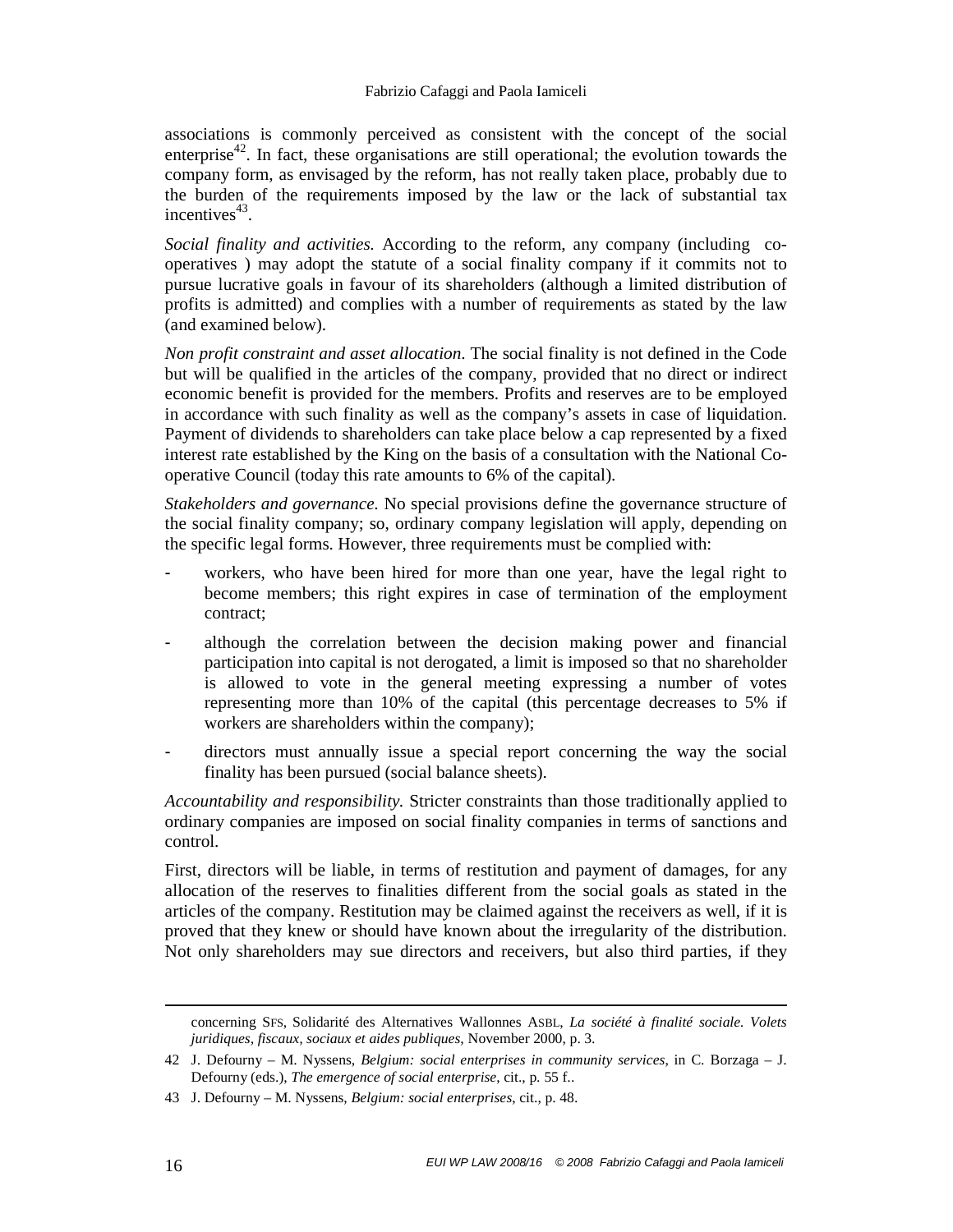associations is commonly perceived as consistent with the concept of the social enterprise[42]. In fact, these organisations are still operational; the evolution towards the company form, as envisaged by the reform, has not really taken place, probably due to the burden of the requirements imposed by the law or the lack of substantial tax incentives[43].

*Social finality and activities.* According to the reform, any company (including co-operatives ) may adopt the statute of a social finality company if it commits not to pursue lucrative goals in favour of its shareholders (although a limited distribution of profits is admitted) and complies with a number of requirements as stated by the law (and examined below).

*Non profit constraint and asset allocation*. The social finality is not defined in the Code but will be qualified in the articles of the company, provided that no direct or indirect economic benefit is provided for the members. Profits and reserves are to be employed in accordance with such finality as well as the company's assets in case of liquidation. Payment of dividends to shareholders can take place below a cap represented by a fixed interest rate established by the King on the basis of a consultation with the National Co-operative Council (today this rate amounts to 6% of the capital).

*Stakeholders and governance.* No special provisions define the governance structure of the social finality company; so, ordinary company legislation will apply, depending on the specific legal forms. However, three requirements must be complied with:

- workers, who have been hired for more than one year, have the legal right to become members; this right expires in case of termination of the employment contract;
- although the correlation between the decision making power and financial participation into capital is not derogated, a limit is imposed so that no shareholder is allowed to vote in the general meeting expressing a number of votes representing more than 10% of the capital (this percentage decreases to 5% if workers are shareholders within the company);
- directors must annually issue a special report concerning the way the social finality has been pursued (social balance sheets).

*Accountability and responsibility.* Stricter constraints than those traditionally applied to ordinary companies are imposed on social finality companies in terms of sanctions and control.

First, directors will be liable, in terms of restitution and payment of damages, for any allocation of the reserves to finalities different from the social goals as stated in the articles of the company. Restitution may be claimed against the receivers as well, if it is proved that they knew or should have known about the irregularity of the distribution. Not only shareholders may sue directors and receivers, but also third parties, if they

---

concerning SFS, Solidarité des Alternatives Wallonnes ASBL, *La société à finalité sociale. Volets juridiques, fiscaux, sociaux et aides publiques*, November 2000, p. 3.

42 J. Defourny – M. Nyssens, *Belgium: social enterprises in community services*, in C. Borzaga – J. Defourny (eds.), *The emergence of social enterprise*, cit., p. 55 f..

43 J. Defourny – M. Nyssens, *Belgium: social enterprises*, cit., p. 48.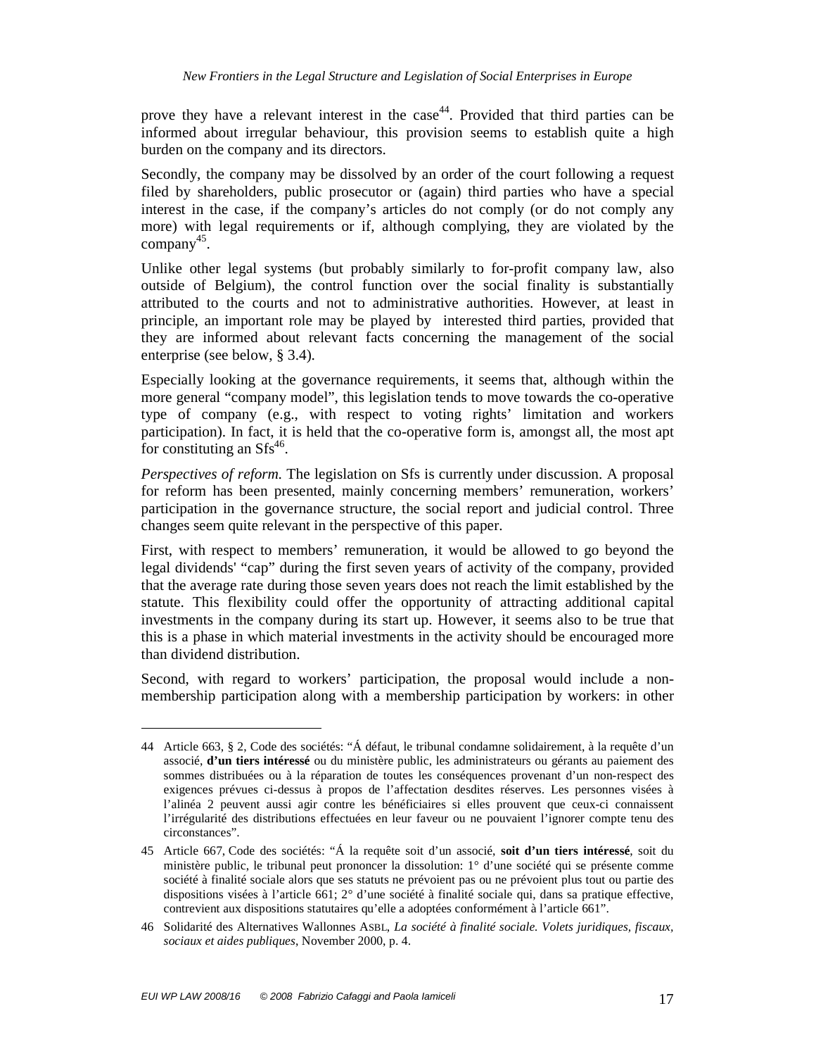prove they have a relevant interest in the case[44]. Provided that third parties can be informed about irregular behaviour, this provision seems to establish quite a high burden on the company and its directors.

Secondly, the company may be dissolved by an order of the court following a request filed by shareholders, public prosecutor or (again) third parties who have a special interest in the case, if the company's articles do not comply (or do not comply any more) with legal requirements or if, although complying, they are violated by the company[45].

Unlike other legal systems (but probably similarly to for-profit company law, also outside of Belgium), the control function over the social finality is substantially attributed to the courts and not to administrative authorities. However, at least in principle, an important role may be played by interested third parties, provided that they are informed about relevant facts concerning the management of the social enterprise (see below, § 3.4).

Especially looking at the governance requirements, it seems that, although within the more general "company model", this legislation tends to move towards the co-operative type of company (e.g., with respect to voting rights' limitation and workers participation). In fact, it is held that the co-operative form is, amongst all, the most apt for constituting an Sfs[46].

*Perspectives of reform.* The legislation on Sfs is currently under discussion. A proposal for reform has been presented, mainly concerning members' remuneration, workers' participation in the governance structure, the social report and judicial control. Three changes seem quite relevant in the perspective of this paper.

First, with respect to members' remuneration, it would be allowed to go beyond the legal dividends' "cap" during the first seven years of activity of the company, provided that the average rate during those seven years does not reach the limit established by the statute. This flexibility could offer the opportunity of attracting additional capital investments in the company during its start up. However, it seems also to be true that this is a phase in which material investments in the activity should be encouraged more than dividend distribution.

Second, with regard to workers' participation, the proposal would include a non-membership participation along with a membership participation by workers: in other

---

44 Article 663, § 2, Code des sociétés: "Á défaut, le tribunal condamne solidairement, à la requête d'un associé, **d'un tiers intéressé** ou du ministère public, les administrateurs ou gérants au paiement des sommes distribuées ou à la réparation de toutes les conséquences provenant d'un non-respect des exigences prévues ci-dessus à propos de l'affectation desdites réserves. Les personnes visées à l'alinéa 2 peuvent aussi agir contre les bénéficiaires si elles prouvent que ceux-ci connaissent l'irrégularité des distributions effectuées en leur faveur ou ne pouvaient l'ignorer compte tenu des circonstances".

45 Article 667, Code des sociétés: "Á la requête soit d'un associé, **soit d'un tiers intéressé**, soit du ministère public, le tribunal peut prononcer la dissolution: 1° d'une société qui se présente comme société à finalité sociale alors que ses statuts ne prévoient pas ou ne prévoient plus tout ou partie des dispositions visées à l'article 661; 2° d'une société à finalité sociale qui, dans sa pratique effective, contrevient aux dispositions statutaires qu'elle a adoptées conformément à l'article 661".

46 Solidarité des Alternatives Wallonnes ASBL, *La société à finalité sociale. Volets juridiques, fiscaux, sociaux et aides publiques*, November 2000, p. 4.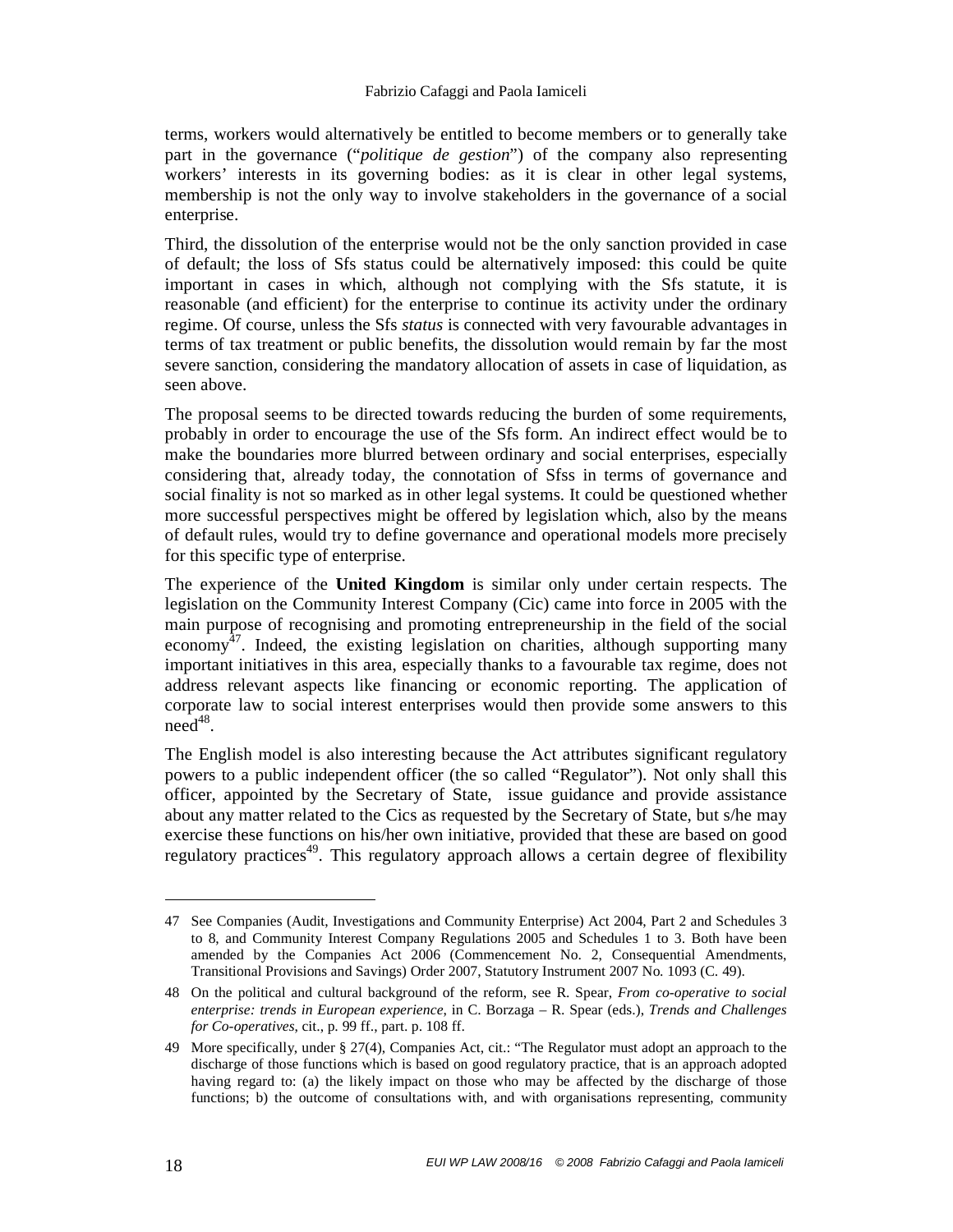terms, workers would alternatively be entitled to become members or to generally take part in the governance ("*politique de gestion*") of the company also representing workers' interests in its governing bodies: as it is clear in other legal systems, membership is not the only way to involve stakeholders in the governance of a social enterprise.

Third, the dissolution of the enterprise would not be the only sanction provided in case of default; the loss of Sfs status could be alternatively imposed: this could be quite important in cases in which, although not complying with the Sfs statute, it is reasonable (and efficient) for the enterprise to continue its activity under the ordinary regime. Of course, unless the Sfs *status* is connected with very favourable advantages in terms of tax treatment or public benefits, the dissolution would remain by far the most severe sanction, considering the mandatory allocation of assets in case of liquidation, as seen above.

The proposal seems to be directed towards reducing the burden of some requirements, probably in order to encourage the use of the Sfs form. An indirect effect would be to make the boundaries more blurred between ordinary and social enterprises, especially considering that, already today, the connotation of Sfss in terms of governance and social finality is not so marked as in other legal systems. It could be questioned whether more successful perspectives might be offered by legislation which, also by the means of default rules, would try to define governance and operational models more precisely for this specific type of enterprise.

The experience of the **United Kingdom** is similar only under certain respects. The legislation on the Community Interest Company (Cic) came into force in 2005 with the main purpose of recognising and promoting entrepreneurship in the field of the social economy[47]. Indeed, the existing legislation on charities, although supporting many important initiatives in this area, especially thanks to a favourable tax regime, does not address relevant aspects like financing or economic reporting. The application of corporate law to social interest enterprises would then provide some answers to this need[48].

The English model is also interesting because the Act attributes significant regulatory powers to a public independent officer (the so called "Regulator"). Not only shall this officer, appointed by the Secretary of State, issue guidance and provide assistance about any matter related to the Cics as requested by the Secretary of State, but s/he may exercise these functions on his/her own initiative, provided that these are based on good regulatory practices[49]. This regulatory approach allows a certain degree of flexibility

---

47 See Companies (Audit, Investigations and Community Enterprise) Act 2004, Part 2 and Schedules 3 to 8, and Community Interest Company Regulations 2005 and Schedules 1 to 3. Both have been amended by the Companies Act 2006 (Commencement No. 2, Consequential Amendments, Transitional Provisions and Savings) Order 2007, Statutory Instrument 2007 No. 1093 (C. 49).

48 On the political and cultural background of the reform, see R. Spear, *From co-operative to social enterprise: trends in European experience*, in C. Borzaga – R. Spear (eds.), *Trends and Challenges for Co-operatives*, cit., p. 99 ff., part. p. 108 ff.

49 More specifically, under § 27(4), Companies Act, cit.: "The Regulator must adopt an approach to the discharge of those functions which is based on good regulatory practice, that is an approach adopted having regard to: (a) the likely impact on those who may be affected by the discharge of those functions; b) the outcome of consultations with, and with organisations representing, community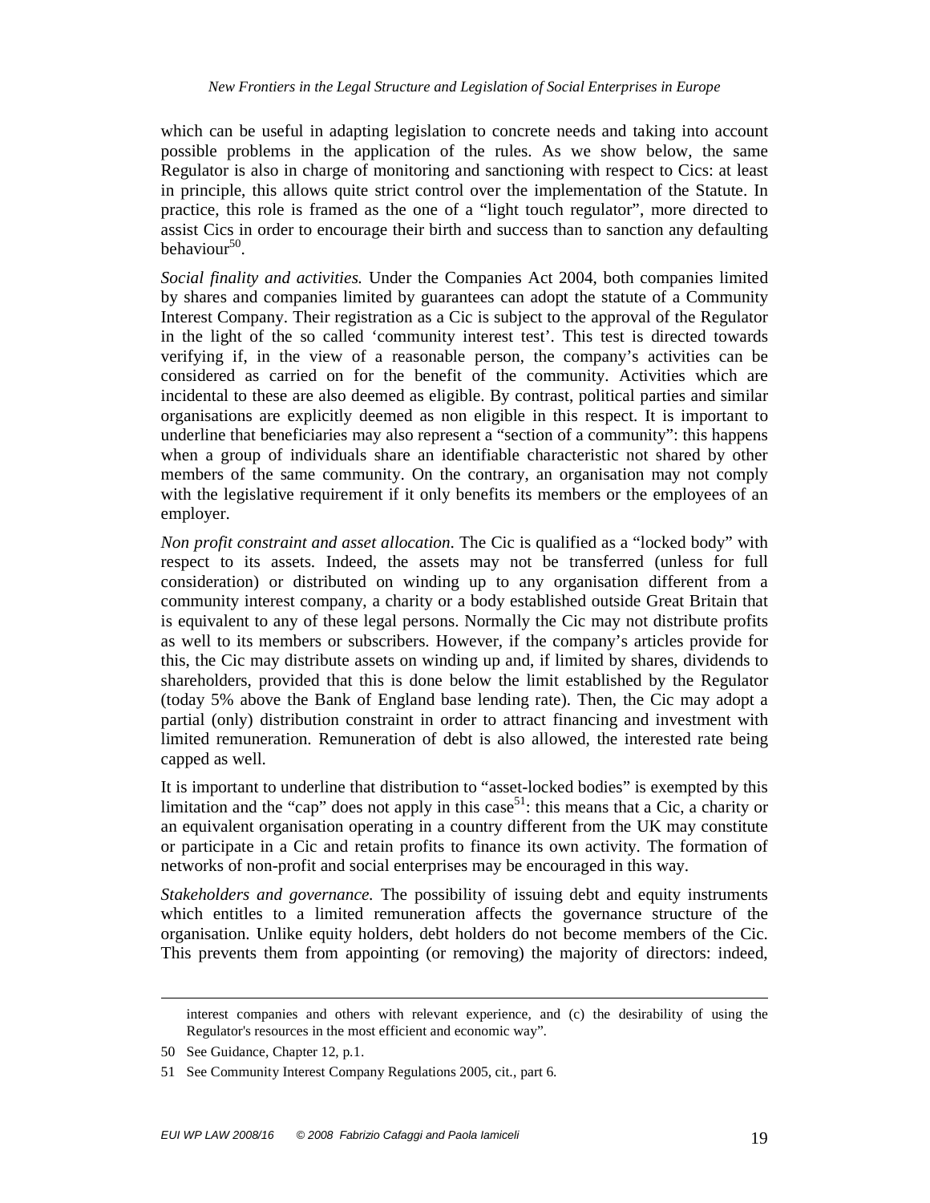which can be useful in adapting legislation to concrete needs and taking into account possible problems in the application of the rules. As we show below, the same Regulator is also in charge of monitoring and sanctioning with respect to Cics: at least in principle, this allows quite strict control over the implementation of the Statute. In practice, this role is framed as the one of a "light touch regulator", more directed to assist Cics in order to encourage their birth and success than to sanction any defaulting behaviour[50].

*Social finality and activities.* Under the Companies Act 2004, both companies limited by shares and companies limited by guarantees can adopt the statute of a Community Interest Company. Their registration as a Cic is subject to the approval of the Regulator in the light of the so called 'community interest test'. This test is directed towards verifying if, in the view of a reasonable person, the company's activities can be considered as carried on for the benefit of the community. Activities which are incidental to these are also deemed as eligible. By contrast, political parties and similar organisations are explicitly deemed as non eligible in this respect. It is important to underline that beneficiaries may also represent a "section of a community": this happens when a group of individuals share an identifiable characteristic not shared by other members of the same community. On the contrary, an organisation may not comply with the legislative requirement if it only benefits its members or the employees of an employer.

*Non profit constraint and asset allocation.* The Cic is qualified as a "locked body" with respect to its assets. Indeed, the assets may not be transferred (unless for full consideration) or distributed on winding up to any organisation different from a community interest company, a charity or a body established outside Great Britain that is equivalent to any of these legal persons. Normally the Cic may not distribute profits as well to its members or subscribers. However, if the company's articles provide for this, the Cic may distribute assets on winding up and, if limited by shares, dividends to shareholders, provided that this is done below the limit established by the Regulator (today 5% above the Bank of England base lending rate). Then, the Cic may adopt a partial (only) distribution constraint in order to attract financing and investment with limited remuneration. Remuneration of debt is also allowed, the interested rate being capped as well.

It is important to underline that distribution to "asset-locked bodies" is exempted by this limitation and the "cap" does not apply in this case[51]: this means that a Cic, a charity or an equivalent organisation operating in a country different from the UK may constitute or participate in a Cic and retain profits to finance its own activity. The formation of networks of non-profit and social enterprises may be encouraged in this way.

*Stakeholders and governance.* The possibility of issuing debt and equity instruments which entitles to a limited remuneration affects the governance structure of the organisation. Unlike equity holders, debt holders do not become members of the Cic. This prevents them from appointing (or removing) the majority of directors: indeed,

---

interest companies and others with relevant experience, and (c) the desirability of using the Regulator's resources in the most efficient and economic way".

50 See Guidance, Chapter 12, p.1.

51 See Community Interest Company Regulations 2005, cit., part 6.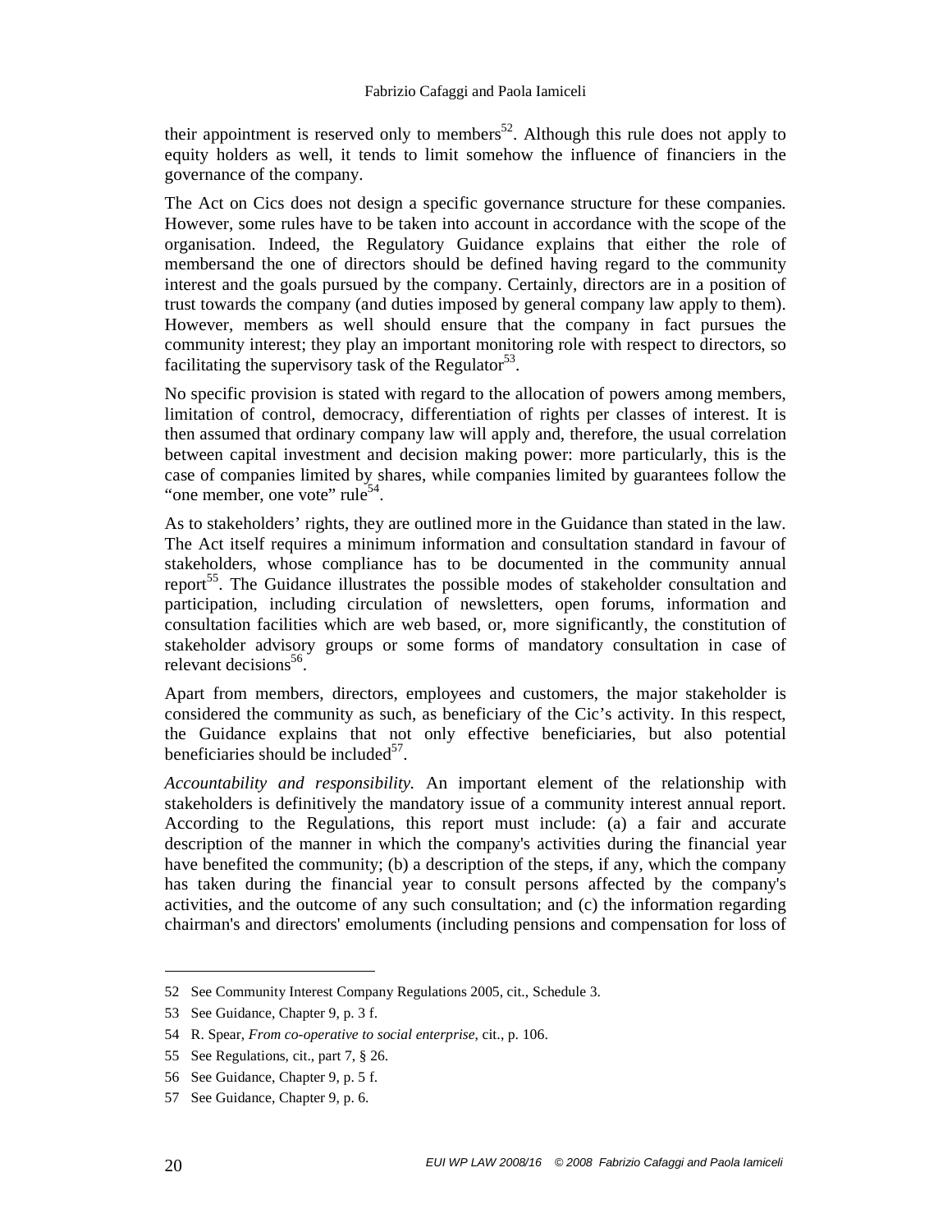their appointment is reserved only to members[52]. Although this rule does not apply to equity holders as well, it tends to limit somehow the influence of financiers in the governance of the company.

The Act on Cics does not design a specific governance structure for these companies. However, some rules have to be taken into account in accordance with the scope of the organisation. Indeed, the Regulatory Guidance explains that either the role of membersand the one of directors should be defined having regard to the community interest and the goals pursued by the company. Certainly, directors are in a position of trust towards the company (and duties imposed by general company law apply to them). However, members as well should ensure that the company in fact pursues the community interest; they play an important monitoring role with respect to directors, so facilitating the supervisory task of the Regulator[53].

No specific provision is stated with regard to the allocation of powers among members, limitation of control, democracy, differentiation of rights per classes of interest. It is then assumed that ordinary company law will apply and, therefore, the usual correlation between capital investment and decision making power: more particularly, this is the case of companies limited by shares, while companies limited by guarantees follow the "one member, one vote" rule[54].

As to stakeholders' rights, they are outlined more in the Guidance than stated in the law. The Act itself requires a minimum information and consultation standard in favour of stakeholders, whose compliance has to be documented in the community annual report[55]. The Guidance illustrates the possible modes of stakeholder consultation and participation, including circulation of newsletters, open forums, information and consultation facilities which are web based, or, more significantly, the constitution of stakeholder advisory groups or some forms of mandatory consultation in case of relevant decisions[56].

Apart from members, directors, employees and customers, the major stakeholder is considered the community as such, as beneficiary of the Cic's activity. In this respect, the Guidance explains that not only effective beneficiaries, but also potential beneficiaries should be included[57].

*Accountability and responsibility.* An important element of the relationship with stakeholders is definitively the mandatory issue of a community interest annual report. According to the Regulations, this report must include: (a) a fair and accurate description of the manner in which the company's activities during the financial year have benefited the community; (b) a description of the steps, if any, which the company has taken during the financial year to consult persons affected by the company's activities, and the outcome of any such consultation; and (c) the information regarding chairman's and directors' emoluments (including pensions and compensation for loss of

---

52 See Community Interest Company Regulations 2005, cit., Schedule 3.

53 See Guidance, Chapter 9, p. 3 f.

54 R. Spear, *From co-operative to social enterprise*, cit., p. 106.

55 See Regulations, cit., part 7, § 26.

56 See Guidance, Chapter 9, p. 5 f.

57 See Guidance, Chapter 9, p. 6.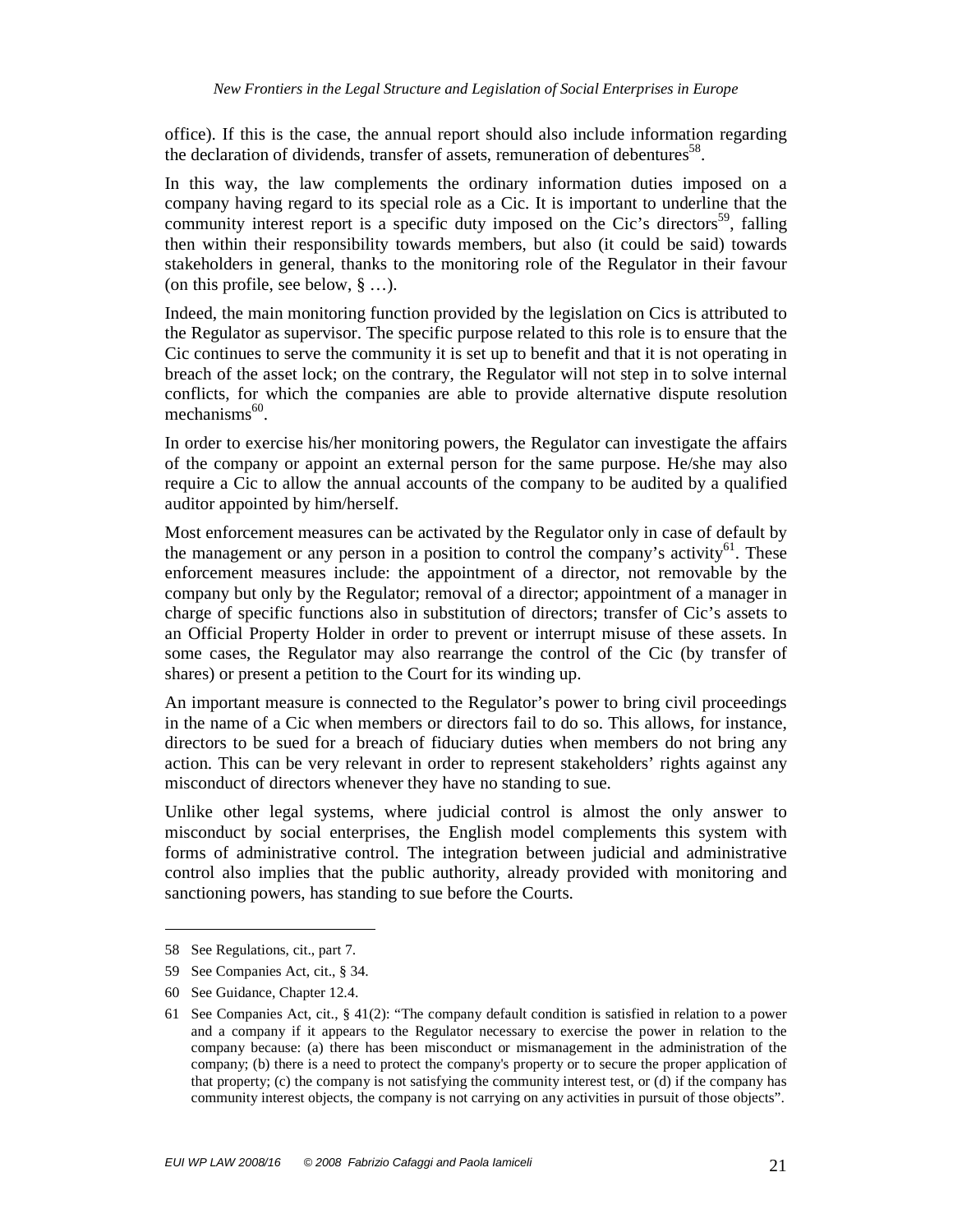office). If this is the case, the annual report should also include information regarding the declaration of dividends, transfer of assets, remuneration of debentures[58].

In this way, the law complements the ordinary information duties imposed on a company having regard to its special role as a Cic. It is important to underline that the community interest report is a specific duty imposed on the Cic's directors[59], falling then within their responsibility towards members, but also (it could be said) towards stakeholders in general, thanks to the monitoring role of the Regulator in their favour (on this profile, see below, § …).

Indeed, the main monitoring function provided by the legislation on Cics is attributed to the Regulator as supervisor. The specific purpose related to this role is to ensure that the Cic continues to serve the community it is set up to benefit and that it is not operating in breach of the asset lock; on the contrary, the Regulator will not step in to solve internal conflicts, for which the companies are able to provide alternative dispute resolution mechanisms[60].

In order to exercise his/her monitoring powers, the Regulator can investigate the affairs of the company or appoint an external person for the same purpose. He/she may also require a Cic to allow the annual accounts of the company to be audited by a qualified auditor appointed by him/herself.

Most enforcement measures can be activated by the Regulator only in case of default by the management or any person in a position to control the company's activity[61]. These enforcement measures include: the appointment of a director, not removable by the company but only by the Regulator; removal of a director; appointment of a manager in charge of specific functions also in substitution of directors; transfer of Cic's assets to an Official Property Holder in order to prevent or interrupt misuse of these assets. In some cases, the Regulator may also rearrange the control of the Cic (by transfer of shares) or present a petition to the Court for its winding up.

An important measure is connected to the Regulator's power to bring civil proceedings in the name of a Cic when members or directors fail to do so. This allows, for instance, directors to be sued for a breach of fiduciary duties when members do not bring any action. This can be very relevant in order to represent stakeholders' rights against any misconduct of directors whenever they have no standing to sue.

Unlike other legal systems, where judicial control is almost the only answer to misconduct by social enterprises, the English model complements this system with forms of administrative control. The integration between judicial and administrative control also implies that the public authority, already provided with monitoring and sanctioning powers, has standing to sue before the Courts.

---

58 See Regulations, cit., part 7.

59 See Companies Act, cit., § 34.

60 See Guidance, Chapter 12.4.

61 See Companies Act, cit., § 41(2): "The company default condition is satisfied in relation to a power and a company if it appears to the Regulator necessary to exercise the power in relation to the company because: (a) there has been misconduct or mismanagement in the administration of the company; (b) there is a need to protect the company's property or to secure the proper application of that property; (c) the company is not satisfying the community interest test, or (d) if the company has community interest objects, the company is not carrying on any activities in pursuit of those objects".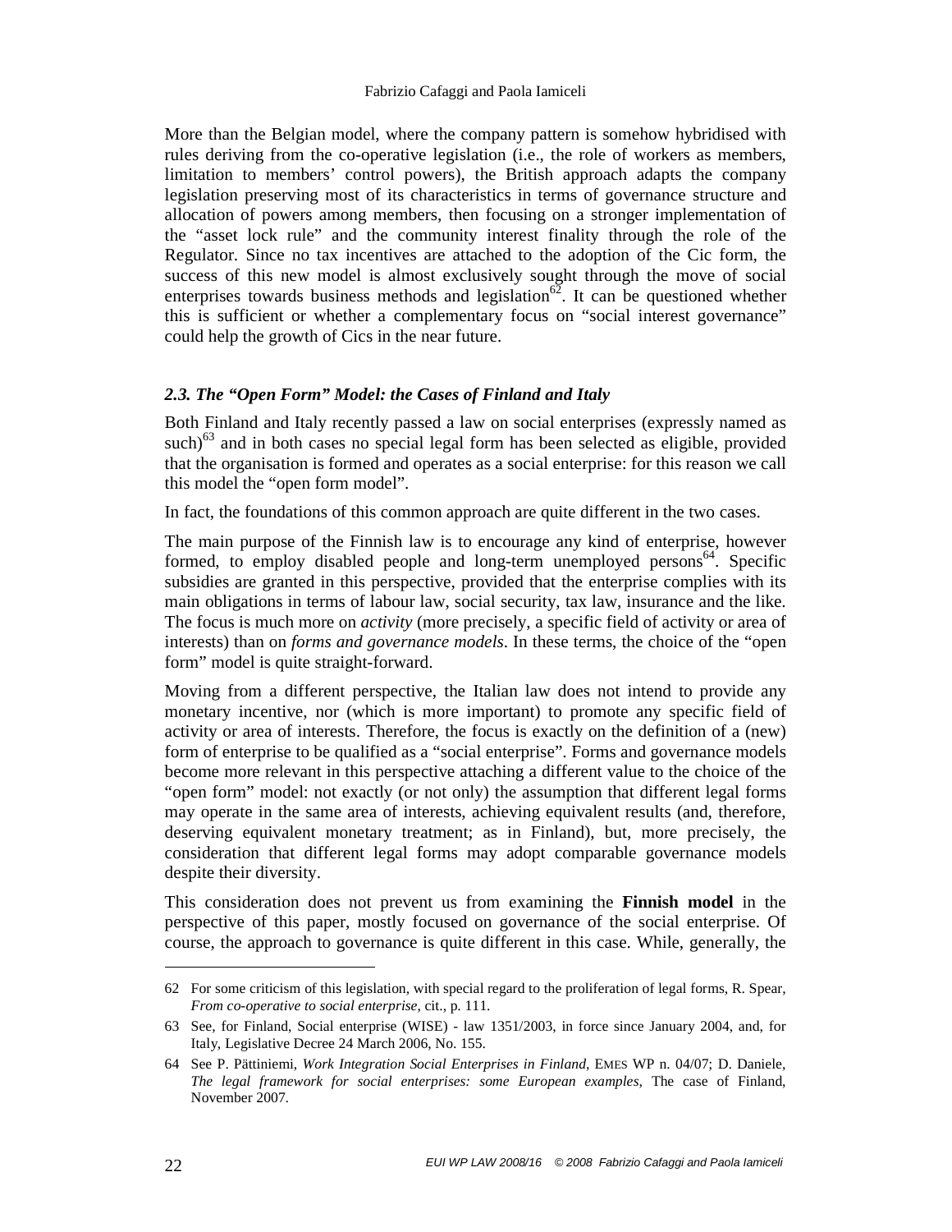More than the Belgian model, where the company pattern is somehow hybridised with rules deriving from the co-operative legislation (i.e., the role of workers as members, limitation to members' control powers), the British approach adapts the company legislation preserving most of its characteristics in terms of governance structure and allocation of powers among members, then focusing on a stronger implementation of the "asset lock rule" and the community interest finality through the role of the Regulator. Since no tax incentives are attached to the adoption of the Cic form, the success of this new model is almost exclusively sought through the move of social enterprises towards business methods and legislation[62]. It can be questioned whether this is sufficient or whether a complementary focus on "social interest governance" could help the growth of Cics in the near future.

### *2.3. The "Open Form" Model: the Cases of Finland and Italy*

Both Finland and Italy recently passed a law on social enterprises (expressly named as such)[63] and in both cases no special legal form has been selected as eligible, provided that the organisation is formed and operates as a social enterprise: for this reason we call this model the "open form model".

In fact, the foundations of this common approach are quite different in the two cases.

The main purpose of the Finnish law is to encourage any kind of enterprise, however formed, to employ disabled people and long-term unemployed persons[64]. Specific subsidies are granted in this perspective, provided that the enterprise complies with its main obligations in terms of labour law, social security, tax law, insurance and the like. The focus is much more on *activity* (more precisely, a specific field of activity or area of interests) than on *forms and governance models*. In these terms, the choice of the "open form" model is quite straight-forward.

Moving from a different perspective, the Italian law does not intend to provide any monetary incentive, nor (which is more important) to promote any specific field of activity or area of interests. Therefore, the focus is exactly on the definition of a (new) form of enterprise to be qualified as a "social enterprise". Forms and governance models become more relevant in this perspective attaching a different value to the choice of the "open form" model: not exactly (or not only) the assumption that different legal forms may operate in the same area of interests, achieving equivalent results (and, therefore, deserving equivalent monetary treatment; as in Finland), but, more precisely, the consideration that different legal forms may adopt comparable governance models despite their diversity.

This consideration does not prevent us from examining the **Finnish model** in the perspective of this paper, mostly focused on governance of the social enterprise. Of course, the approach to governance is quite different in this case. While, generally, the

---

62 For some criticism of this legislation, with special regard to the proliferation of legal forms, R. Spear, *From co-operative to social enterprise,* cit., p. 111.

63 See, for Finland, Social enterprise (WISE) - law 1351/2003, in force since January 2004, and, for Italy, Legislative Decree 24 March 2006, No. 155.

64 See P. Pättiniemi, *Work Integration Social Enterprises in Finland*, EMES WP n. 04/07; D. Daniele, *The legal framework for social enterprises: some European examples*, The case of Finland, November 2007.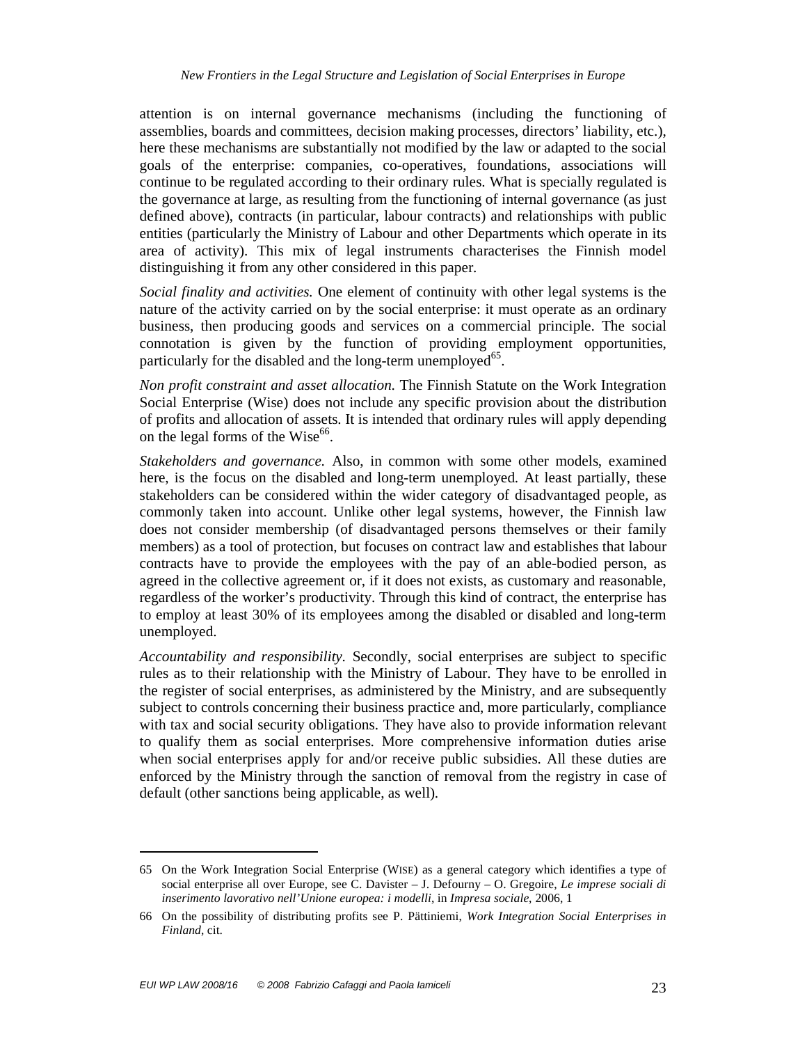attention is on internal governance mechanisms (including the functioning of assemblies, boards and committees, decision making processes, directors' liability, etc.), here these mechanisms are substantially not modified by the law or adapted to the social goals of the enterprise: companies, co-operatives, foundations, associations will continue to be regulated according to their ordinary rules. What is specially regulated is the governance at large, as resulting from the functioning of internal governance (as just defined above), contracts (in particular, labour contracts) and relationships with public entities (particularly the Ministry of Labour and other Departments which operate in its area of activity). This mix of legal instruments characterises the Finnish model distinguishing it from any other considered in this paper.

*Social finality and activities.* One element of continuity with other legal systems is the nature of the activity carried on by the social enterprise: it must operate as an ordinary business, then producing goods and services on a commercial principle. The social connotation is given by the function of providing employment opportunities, particularly for the disabled and the long-term unemployed[65].

*Non profit constraint and asset allocation.* The Finnish Statute on the Work Integration Social Enterprise (Wise) does not include any specific provision about the distribution of profits and allocation of assets. It is intended that ordinary rules will apply depending on the legal forms of the Wise[66].

*Stakeholders and governance.* Also, in common with some other models, examined here, is the focus on the disabled and long-term unemployed. At least partially, these stakeholders can be considered within the wider category of disadvantaged people, as commonly taken into account. Unlike other legal systems, however, the Finnish law does not consider membership (of disadvantaged persons themselves or their family members) as a tool of protection, but focuses on contract law and establishes that labour contracts have to provide the employees with the pay of an able-bodied person, as agreed in the collective agreement or, if it does not exists, as customary and reasonable, regardless of the worker's productivity. Through this kind of contract, the enterprise has to employ at least 30% of its employees among the disabled or disabled and long-term unemployed.

*Accountability and responsibility.* Secondly, social enterprises are subject to specific rules as to their relationship with the Ministry of Labour. They have to be enrolled in the register of social enterprises, as administered by the Ministry, and are subsequently subject to controls concerning their business practice and, more particularly, compliance with tax and social security obligations. They have also to provide information relevant to qualify them as social enterprises. More comprehensive information duties arise when social enterprises apply for and/or receive public subsidies. All these duties are enforced by the Ministry through the sanction of removal from the registry in case of default (other sanctions being applicable, as well).

---

65 On the Work Integration Social Enterprise (WISE) as a general category which identifies a type of social enterprise all over Europe, see C. Davister – J. Defourny – O. Gregoire, *Le imprese sociali di inserimento lavorativo nell'Unione europea: i modelli*, in *Impresa sociale*, 2006, 1

66 On the possibility of distributing profits see P. Pättiniemi, *Work Integration Social Enterprises in Finland*, cit.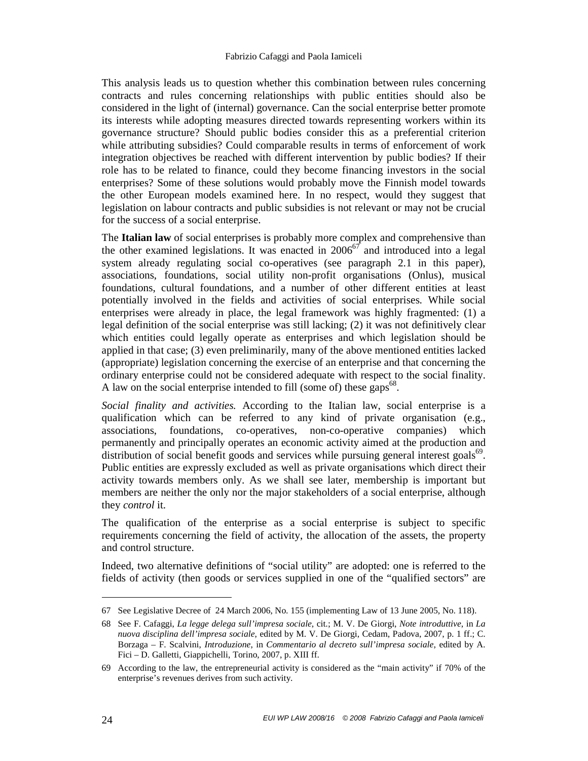This analysis leads us to question whether this combination between rules concerning contracts and rules concerning relationships with public entities should also be considered in the light of (internal) governance. Can the social enterprise better promote its interests while adopting measures directed towards representing workers within its governance structure? Should public bodies consider this as a preferential criterion while attributing subsidies? Could comparable results in terms of enforcement of work integration objectives be reached with different intervention by public bodies? If their role has to be related to finance, could they become financing investors in the social enterprises? Some of these solutions would probably move the Finnish model towards the other European models examined here. In no respect, would they suggest that legislation on labour contracts and public subsidies is not relevant or may not be crucial for the success of a social enterprise.

The **Italian law** of social enterprises is probably more complex and comprehensive than the other examined legislations. It was enacted in 2006[67] and introduced into a legal system already regulating social co-operatives (see paragraph 2.1 in this paper), associations, foundations, social utility non-profit organisations (Onlus), musical foundations, cultural foundations, and a number of other different entities at least potentially involved in the fields and activities of social enterprises. While social enterprises were already in place, the legal framework was highly fragmented: (1) a legal definition of the social enterprise was still lacking; (2) it was not definitively clear which entities could legally operate as enterprises and which legislation should be applied in that case; (3) even preliminarily, many of the above mentioned entities lacked (appropriate) legislation concerning the exercise of an enterprise and that concerning the ordinary enterprise could not be considered adequate with respect to the social finality. A law on the social enterprise intended to fill (some of) these gaps[68].

*Social finality and activities.* According to the Italian law, social enterprise is a qualification which can be referred to any kind of private organisation (e.g., associations, foundations, co-operatives, non-co-operative companies) which permanently and principally operates an economic activity aimed at the production and distribution of social benefit goods and services while pursuing general interest goals[69]. Public entities are expressly excluded as well as private organisations which direct their activity towards members only. As we shall see later, membership is important but members are neither the only nor the major stakeholders of a social enterprise, although they *control* it.

The qualification of the enterprise as a social enterprise is subject to specific requirements concerning the field of activity, the allocation of the assets, the property and control structure.

Indeed, two alternative definitions of "social utility" are adopted: one is referred to the fields of activity (then goods or services supplied in one of the "qualified sectors" are

---

67 See Legislative Decree of 24 March 2006, No. 155 (implementing Law of 13 June 2005, No. 118).

68 See F. Cafaggi, *La legge delega sull'impresa sociale*, cit.; M. V. De Giorgi, *Note introduttive*, in *La nuova disciplina dell'impresa sociale*, edited by M. V. De Giorgi, Cedam, Padova, 2007, p. 1 ff.; C. Borzaga – F. Scalvini, *Introduzione*, in *Commentario al decreto sull'impresa sociale*, edited by A. Fici – D. Galletti, Giappichelli, Torino, 2007, p. XIII ff.

69 According to the law, the entrepreneurial activity is considered as the "main activity" if 70% of the enterprise's revenues derives from such activity.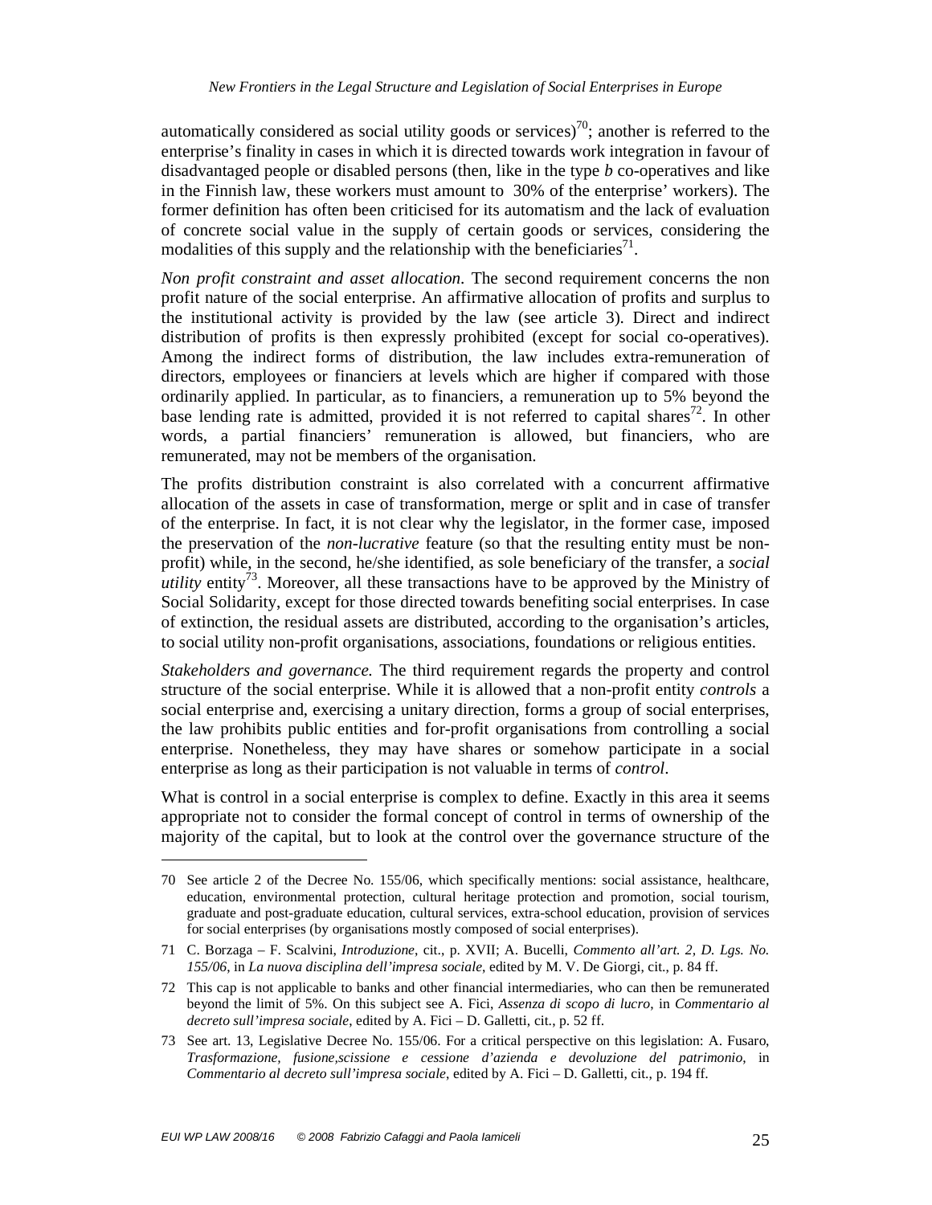automatically considered as social utility goods or services)[70]; another is referred to the enterprise's finality in cases in which it is directed towards work integration in favour of disadvantaged people or disabled persons (then, like in the type *b* co-operatives and like in the Finnish law, these workers must amount to 30% of the enterprise' workers). The former definition has often been criticised for its automatism and the lack of evaluation of concrete social value in the supply of certain goods or services, considering the modalities of this supply and the relationship with the beneficiaries[71].

*Non profit constraint and asset allocation.* The second requirement concerns the non profit nature of the social enterprise. An affirmative allocation of profits and surplus to the institutional activity is provided by the law (see article 3). Direct and indirect distribution of profits is then expressly prohibited (except for social co-operatives). Among the indirect forms of distribution, the law includes extra-remuneration of directors, employees or financiers at levels which are higher if compared with those ordinarily applied. In particular, as to financiers, a remuneration up to 5% beyond the base lending rate is admitted, provided it is not referred to capital shares[72]. In other words, a partial financiers' remuneration is allowed, but financiers, who are remunerated, may not be members of the organisation.

The profits distribution constraint is also correlated with a concurrent affirmative allocation of the assets in case of transformation, merge or split and in case of transfer of the enterprise. In fact, it is not clear why the legislator, in the former case, imposed the preservation of the *non-lucrative* feature (so that the resulting entity must be non-profit) while, in the second, he/she identified, as sole beneficiary of the transfer, a *social utility* entity[73]. Moreover, all these transactions have to be approved by the Ministry of Social Solidarity, except for those directed towards benefiting social enterprises. In case of extinction, the residual assets are distributed, according to the organisation's articles, to social utility non-profit organisations, associations, foundations or religious entities.

*Stakeholders and governance.* The third requirement regards the property and control structure of the social enterprise. While it is allowed that a non-profit entity *controls* a social enterprise and, exercising a unitary direction, forms a group of social enterprises, the law prohibits public entities and for-profit organisations from controlling a social enterprise. Nonetheless, they may have shares or somehow participate in a social enterprise as long as their participation is not valuable in terms of *control*.

What is control in a social enterprise is complex to define. Exactly in this area it seems appropriate not to consider the formal concept of control in terms of ownership of the majority of the capital, but to look at the control over the governance structure of the

---

70 See article 2 of the Decree No. 155/06, which specifically mentions: social assistance, healthcare, education, environmental protection, cultural heritage protection and promotion, social tourism, graduate and post-graduate education, cultural services, extra-school education, provision of services for social enterprises (by organisations mostly composed of social enterprises).

71 C. Borzaga – F. Scalvini, *Introduzione*, cit., p. XVII; A. Bucelli, *Commento all'art. 2, D. Lgs. No. 155/06*, in *La nuova disciplina dell'impresa sociale*, edited by M. V. De Giorgi, cit., p. 84 ff.

72 This cap is not applicable to banks and other financial intermediaries, who can then be remunerated beyond the limit of 5%. On this subject see A. Fici, *Assenza di scopo di lucro*, in *Commentario al decreto sull'impresa sociale*, edited by A. Fici – D. Galletti, cit., p. 52 ff.

73 See art. 13, Legislative Decree No. 155/06. For a critical perspective on this legislation: A. Fusaro, *Trasformazione, fusione,scissione e cessione d'azienda e devoluzione del patrimonio*, in *Commentario al decreto sull'impresa sociale*, edited by A. Fici – D. Galletti, cit., p. 194 ff.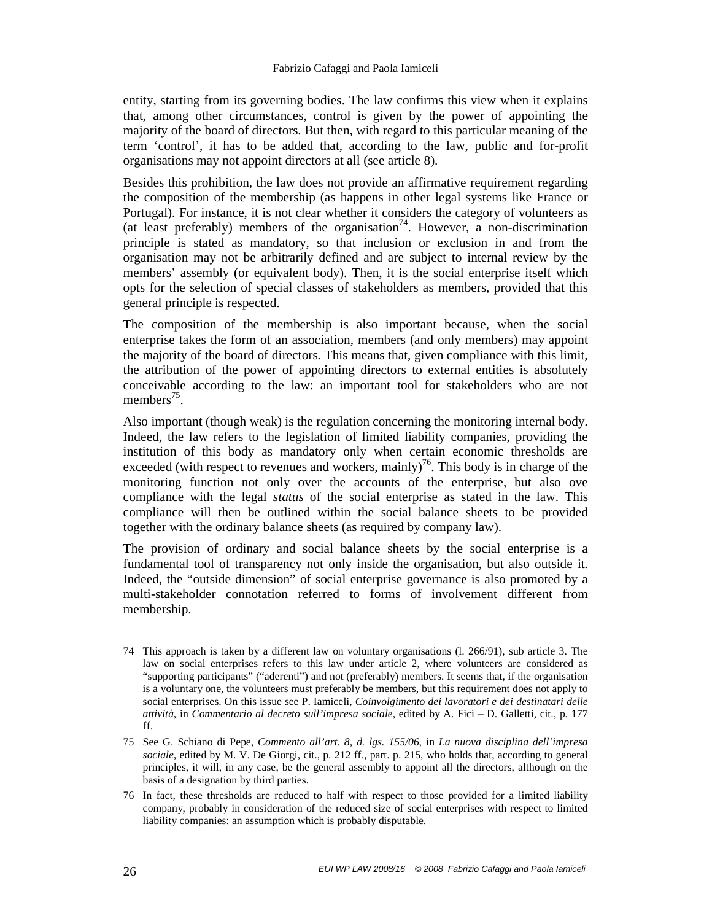entity, starting from its governing bodies. The law confirms this view when it explains that, among other circumstances, control is given by the power of appointing the majority of the board of directors. But then, with regard to this particular meaning of the term 'control', it has to be added that, according to the law, public and for-profit organisations may not appoint directors at all (see article 8).

Besides this prohibition, the law does not provide an affirmative requirement regarding the composition of the membership (as happens in other legal systems like France or Portugal). For instance, it is not clear whether it considers the category of volunteers as (at least preferably) members of the organisation[74]. However, a non-discrimination principle is stated as mandatory, so that inclusion or exclusion in and from the organisation may not be arbitrarily defined and are subject to internal review by the members' assembly (or equivalent body). Then, it is the social enterprise itself which opts for the selection of special classes of stakeholders as members, provided that this general principle is respected.

The composition of the membership is also important because, when the social enterprise takes the form of an association, members (and only members) may appoint the majority of the board of directors. This means that, given compliance with this limit, the attribution of the power of appointing directors to external entities is absolutely conceivable according to the law: an important tool for stakeholders who are not members[75].

Also important (though weak) is the regulation concerning the monitoring internal body. Indeed, the law refers to the legislation of limited liability companies, providing the institution of this body as mandatory only when certain economic thresholds are exceeded (with respect to revenues and workers, mainly)[76]. This body is in charge of the monitoring function not only over the accounts of the enterprise, but also ove compliance with the legal *status* of the social enterprise as stated in the law. This compliance will then be outlined within the social balance sheets to be provided together with the ordinary balance sheets (as required by company law).

The provision of ordinary and social balance sheets by the social enterprise is a fundamental tool of transparency not only inside the organisation, but also outside it. Indeed, the "outside dimension" of social enterprise governance is also promoted by a multi-stakeholder connotation referred to forms of involvement different from membership.

---

74 This approach is taken by a different law on voluntary organisations (l. 266/91), sub article 3. The law on social enterprises refers to this law under article 2, where volunteers are considered as "supporting participants" ("aderenti") and not (preferably) members. It seems that, if the organisation is a voluntary one, the volunteers must preferably be members, but this requirement does not apply to social enterprises. On this issue see P. Iamiceli, *Coinvolgimento dei lavoratori e dei destinatari delle attività*, in *Commentario al decreto sull'impresa sociale*, edited by A. Fici – D. Galletti, cit., p. 177 ff.

75 See G. Schiano di Pepe, *Commento all'art. 8, d. lgs. 155/06*, in *La nuova disciplina dell'impresa sociale*, edited by M. V. De Giorgi, cit., p. 212 ff., part. p. 215, who holds that, according to general principles, it will, in any case, be the general assembly to appoint all the directors, although on the basis of a designation by third parties.

76 In fact, these thresholds are reduced to half with respect to those provided for a limited liability company, probably in consideration of the reduced size of social enterprises with respect to limited liability companies: an assumption which is probably disputable.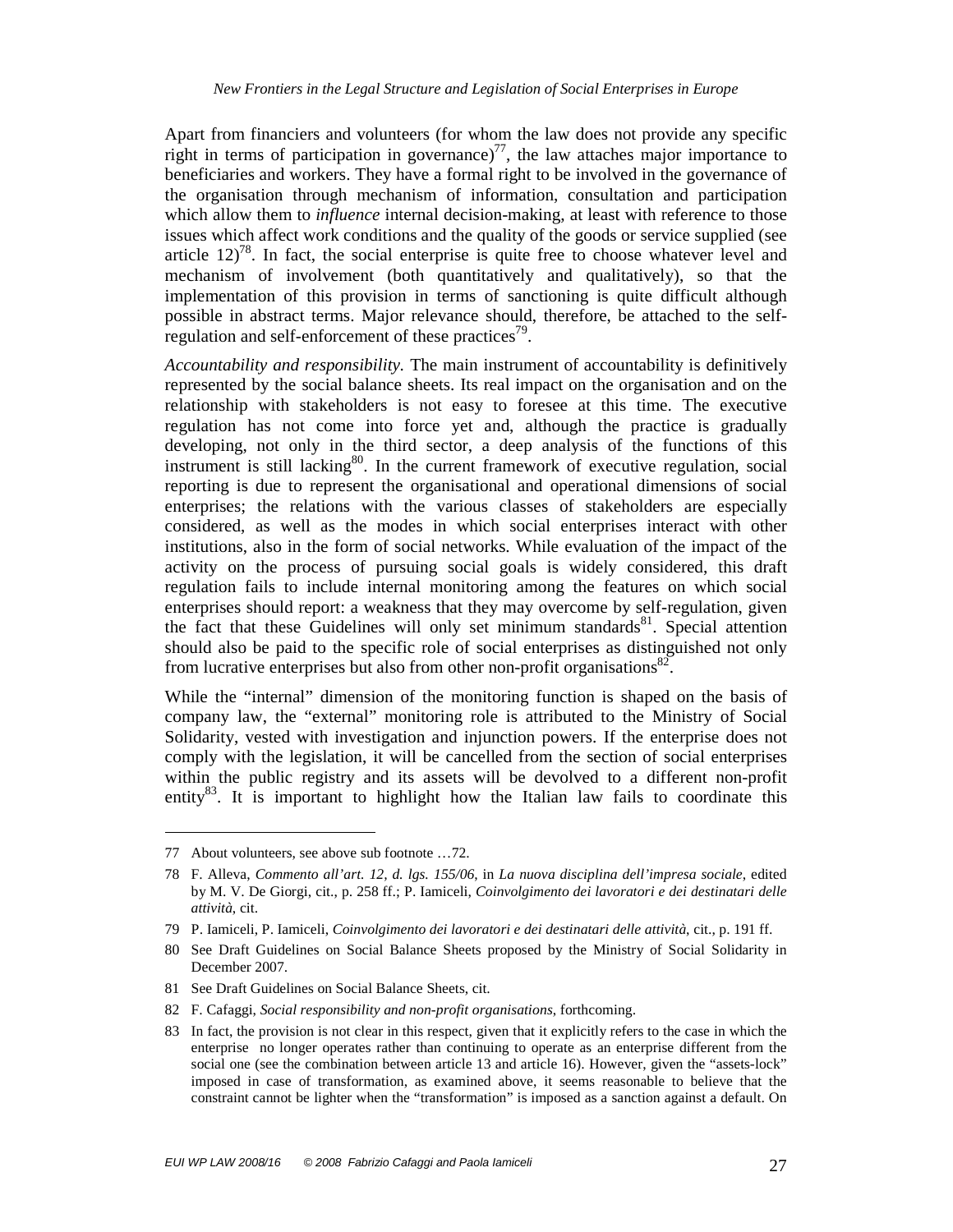Apart from financiers and volunteers (for whom the law does not provide any specific right in terms of participation in governance)[77], the law attaches major importance to beneficiaries and workers. They have a formal right to be involved in the governance of the organisation through mechanism of information, consultation and participation which allow them to *influence* internal decision-making, at least with reference to those issues which affect work conditions and the quality of the goods or service supplied (see article 12)[78]. In fact, the social enterprise is quite free to choose whatever level and mechanism of involvement (both quantitatively and qualitatively), so that the implementation of this provision in terms of sanctioning is quite difficult although possible in abstract terms. Major relevance should, therefore, be attached to the self-regulation and self-enforcement of these practices[79].

*Accountability and responsibility.* The main instrument of accountability is definitively represented by the social balance sheets. Its real impact on the organisation and on the relationship with stakeholders is not easy to foresee at this time. The executive regulation has not come into force yet and, although the practice is gradually developing, not only in the third sector, a deep analysis of the functions of this instrument is still lacking[80]. In the current framework of executive regulation, social reporting is due to represent the organisational and operational dimensions of social enterprises; the relations with the various classes of stakeholders are especially considered, as well as the modes in which social enterprises interact with other institutions, also in the form of social networks. While evaluation of the impact of the activity on the process of pursuing social goals is widely considered, this draft regulation fails to include internal monitoring among the features on which social enterprises should report: a weakness that they may overcome by self-regulation, given the fact that these Guidelines will only set minimum standards[81]. Special attention should also be paid to the specific role of social enterprises as distinguished not only from lucrative enterprises but also from other non-profit organisations[82].

While the "internal" dimension of the monitoring function is shaped on the basis of company law, the "external" monitoring role is attributed to the Ministry of Social Solidarity, vested with investigation and injunction powers. If the enterprise does not comply with the legislation, it will be cancelled from the section of social enterprises within the public registry and its assets will be devolved to a different non-profit entity[83]. It is important to highlight how the Italian law fails to coordinate this

---

77 About volunteers, see above sub footnote …72.

78 F. Alleva, *Commento all'art. 12, d. lgs. 155/06*, in *La nuova disciplina dell'impresa sociale*, edited by M. V. De Giorgi, cit., p. 258 ff.; P. Iamiceli, *Coinvolgimento dei lavoratori e dei destinatari delle attività*, cit.

79 P. Iamiceli, P. Iamiceli, *Coinvolgimento dei lavoratori e dei destinatari delle attività*, cit., p. 191 ff.

80 See Draft Guidelines on Social Balance Sheets proposed by the Ministry of Social Solidarity in December 2007.

81 See Draft Guidelines on Social Balance Sheets, cit.

82 F. Cafaggi, *Social responsibility and non-profit organisations*, forthcoming.

83 In fact, the provision is not clear in this respect, given that it explicitly refers to the case in which the enterprise no longer operates rather than continuing to operate as an enterprise different from the social one (see the combination between article 13 and article 16). However, given the "assets-lock" imposed in case of transformation, as examined above, it seems reasonable to believe that the constraint cannot be lighter when the "transformation" is imposed as a sanction against a default. On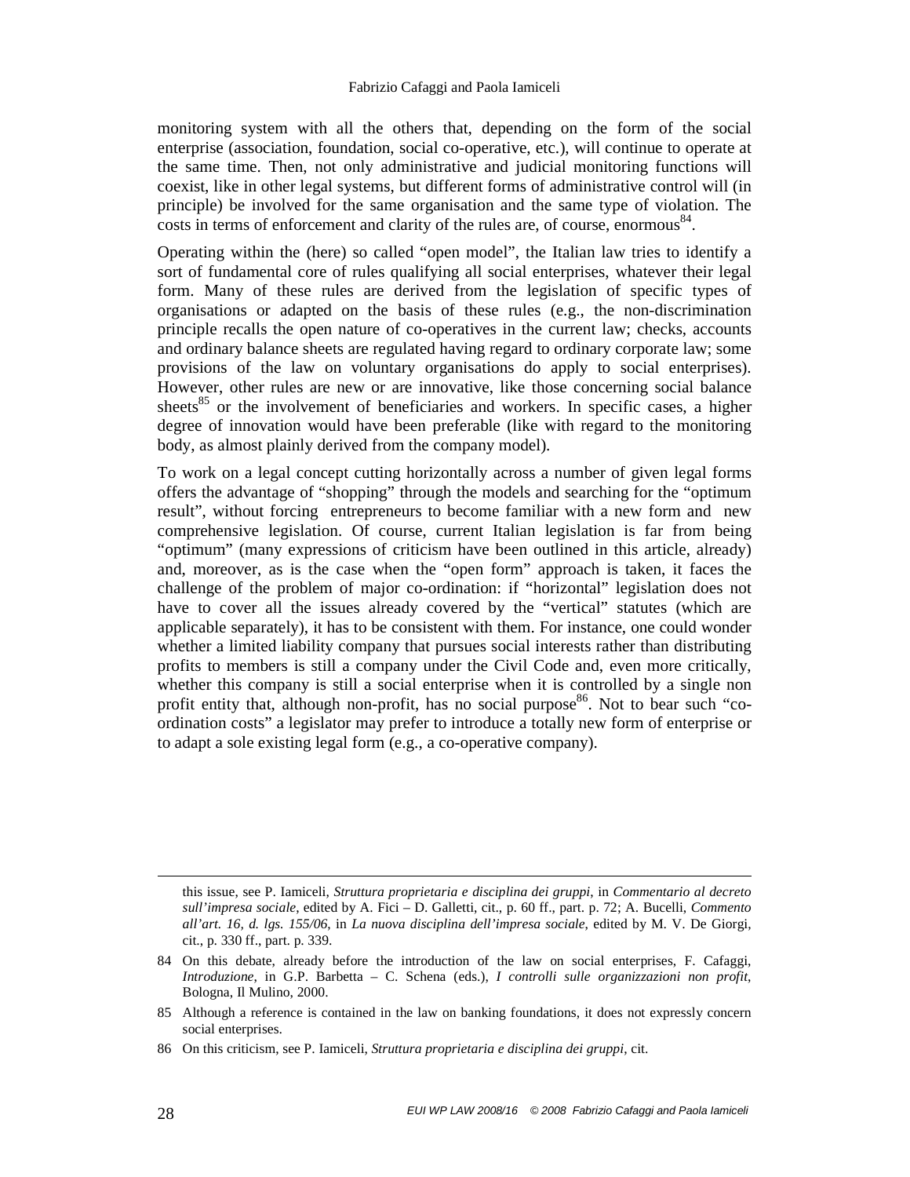monitoring system with all the others that, depending on the form of the social enterprise (association, foundation, social co-operative, etc.), will continue to operate at the same time. Then, not only administrative and judicial monitoring functions will coexist, like in other legal systems, but different forms of administrative control will (in principle) be involved for the same organisation and the same type of violation. The costs in terms of enforcement and clarity of the rules are, of course, enormous[84].

Operating within the (here) so called "open model", the Italian law tries to identify a sort of fundamental core of rules qualifying all social enterprises, whatever their legal form. Many of these rules are derived from the legislation of specific types of organisations or adapted on the basis of these rules (e.g., the non-discrimination principle recalls the open nature of co-operatives in the current law; checks, accounts and ordinary balance sheets are regulated having regard to ordinary corporate law; some provisions of the law on voluntary organisations do apply to social enterprises). However, other rules are new or are innovative, like those concerning social balance sheets[85] or the involvement of beneficiaries and workers. In specific cases, a higher degree of innovation would have been preferable (like with regard to the monitoring body, as almost plainly derived from the company model).

To work on a legal concept cutting horizontally across a number of given legal forms offers the advantage of "shopping" through the models and searching for the "optimum result", without forcing entrepreneurs to become familiar with a new form and new comprehensive legislation. Of course, current Italian legislation is far from being "optimum" (many expressions of criticism have been outlined in this article, already) and, moreover, as is the case when the "open form" approach is taken, it faces the challenge of the problem of major co-ordination: if "horizontal" legislation does not have to cover all the issues already covered by the "vertical" statutes (which are applicable separately), it has to be consistent with them. For instance, one could wonder whether a limited liability company that pursues social interests rather than distributing profits to members is still a company under the Civil Code and, even more critically, whether this company is still a social enterprise when it is controlled by a single non profit entity that, although non-profit, has no social purpose[86]. Not to bear such "co-ordination costs" a legislator may prefer to introduce a totally new form of enterprise or to adapt a sole existing legal form (e.g., a co-operative company).

---

this issue, see P. Iamiceli, *Struttura proprietaria e disciplina dei gruppi*, in *Commentario al decreto sull'impresa sociale*, edited by A. Fici – D. Galletti, cit., p. 60 ff., part. p. 72; A. Bucelli, *Commento all'art. 16, d. lgs. 155/06*, in *La nuova disciplina dell'impresa sociale*, edited by M. V. De Giorgi, cit., p. 330 ff., part. p. 339.

84 On this debate, already before the introduction of the law on social enterprises, F. Cafaggi, *Introduzione*, in G.P. Barbetta – C. Schena (eds.), *I controlli sulle organizzazioni non profit*, Bologna, Il Mulino, 2000.

85 Although a reference is contained in the law on banking foundations, it does not expressly concern social enterprises.

86 On this criticism, see P. Iamiceli, *Struttura proprietaria e disciplina dei gruppi*, cit.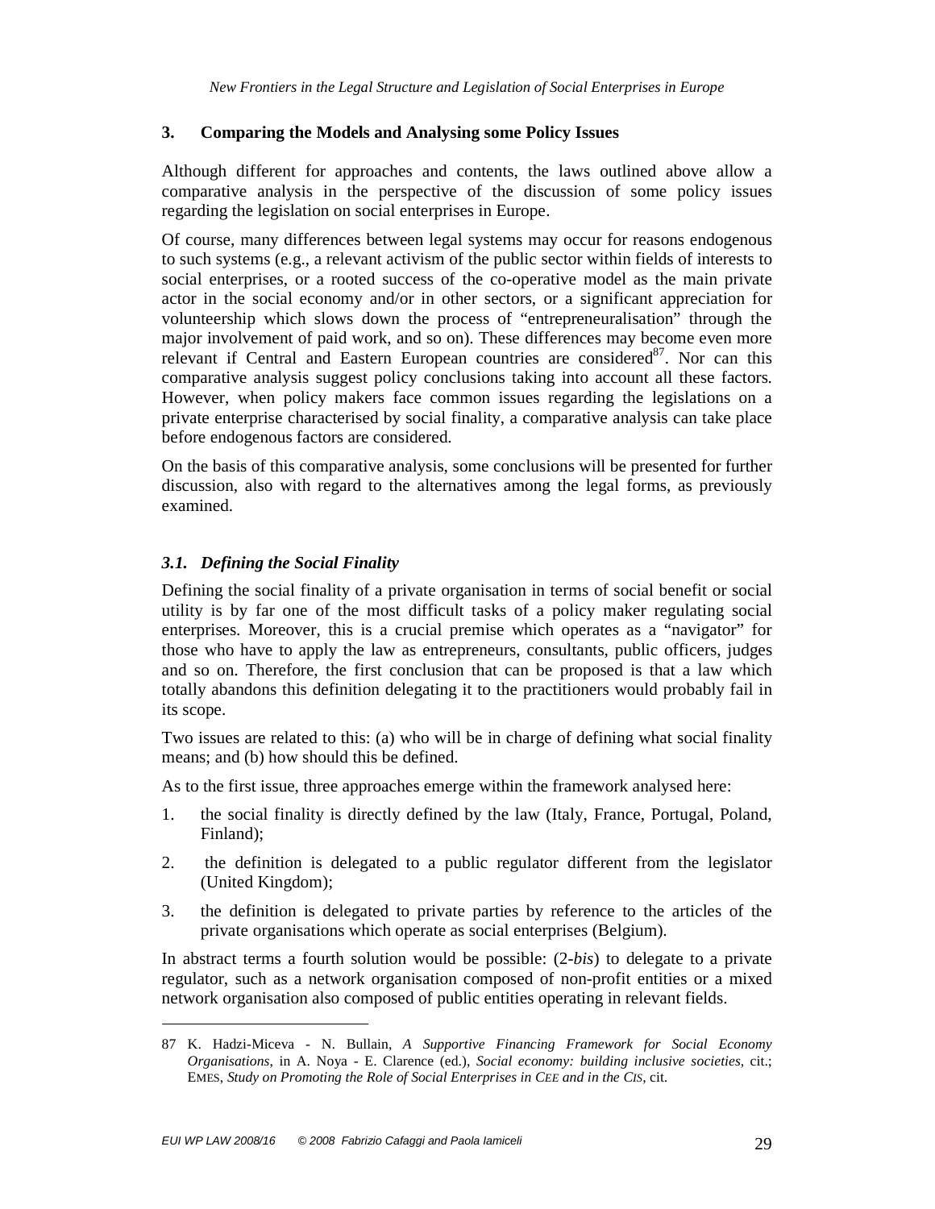## 3. Comparing the Models and Analysing some Policy Issues

Although different for approaches and contents, the laws outlined above allow a comparative analysis in the perspective of the discussion of some policy issues regarding the legislation on social enterprises in Europe.

Of course, many differences between legal systems may occur for reasons endogenous to such systems (e.g., a relevant activism of the public sector within fields of interests to social enterprises, or a rooted success of the co-operative model as the main private actor in the social economy and/or in other sectors, or a significant appreciation for volunteership which slows down the process of "entrepreneuralisation" through the major involvement of paid work, and so on). These differences may become even more relevant if Central and Eastern European countries are considered[87]. Nor can this comparative analysis suggest policy conclusions taking into account all these factors. However, when policy makers face common issues regarding the legislations on a private enterprise characterised by social finality, a comparative analysis can take place before endogenous factors are considered.

On the basis of this comparative analysis, some conclusions will be presented for further discussion, also with regard to the alternatives among the legal forms, as previously examined.

### *3.1. Defining the Social Finality*

Defining the social finality of a private organisation in terms of social benefit or social utility is by far one of the most difficult tasks of a policy maker regulating social enterprises. Moreover, this is a crucial premise which operates as a "navigator" for those who have to apply the law as entrepreneurs, consultants, public officers, judges and so on. Therefore, the first conclusion that can be proposed is that a law which totally abandons this definition delegating it to the practitioners would probably fail in its scope.

Two issues are related to this: (a) who will be in charge of defining what social finality means; and (b) how should this be defined.

As to the first issue, three approaches emerge within the framework analysed here:

1. the social finality is directly defined by the law (Italy, France, Portugal, Poland, Finland);
2. the definition is delegated to a public regulator different from the legislator (United Kingdom);
3. the definition is delegated to private parties by reference to the articles of the private organisations which operate as social enterprises (Belgium).

In abstract terms a fourth solution would be possible: (2-*bis*) to delegate to a private regulator, such as a network organisation composed of non-profit entities or a mixed network organisation also composed of public entities operating in relevant fields.

---

87 K. Hadzi-Miceva - N. Bullain, *A Supportive Financing Framework for Social Economy Organisations*, in A. Noya - E. Clarence (ed.), *Social economy: building inclusive societies*, cit.; EMES, *Study on Promoting the Role of Social Enterprises in CEE and in the CIS*, cit.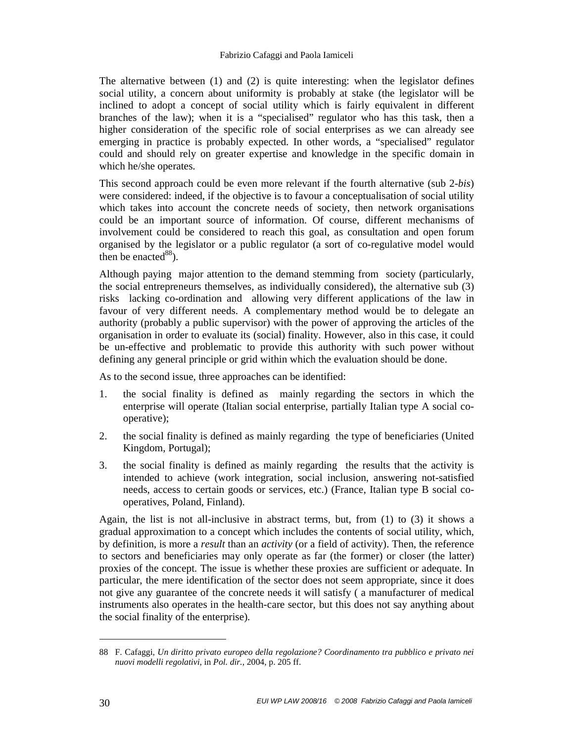The alternative between (1) and (2) is quite interesting: when the legislator defines social utility, a concern about uniformity is probably at stake (the legislator will be inclined to adopt a concept of social utility which is fairly equivalent in different branches of the law); when it is a "specialised" regulator who has this task, then a higher consideration of the specific role of social enterprises as we can already see emerging in practice is probably expected. In other words, a "specialised" regulator could and should rely on greater expertise and knowledge in the specific domain in which he/she operates.

This second approach could be even more relevant if the fourth alternative (sub 2-*bis*) were considered: indeed, if the objective is to favour a conceptualisation of social utility which takes into account the concrete needs of society, then network organisations could be an important source of information. Of course, different mechanisms of involvement could be considered to reach this goal, as consultation and open forum organised by the legislator or a public regulator (a sort of co-regulative model would then be enacted[88]).

Although paying major attention to the demand stemming from society (particularly, the social entrepreneurs themselves, as individually considered), the alternative sub (3) risks lacking co-ordination and allowing very different applications of the law in favour of very different needs. A complementary method would be to delegate an authority (probably a public supervisor) with the power of approving the articles of the organisation in order to evaluate its (social) finality. However, also in this case, it could be un-effective and problematic to provide this authority with such power without defining any general principle or grid within which the evaluation should be done.

As to the second issue, three approaches can be identified:

1. the social finality is defined as mainly regarding the sectors in which the enterprise will operate (Italian social enterprise, partially Italian type A social co-operative);
2. the social finality is defined as mainly regarding the type of beneficiaries (United Kingdom, Portugal);
3. the social finality is defined as mainly regarding the results that the activity is intended to achieve (work integration, social inclusion, answering not-satisfied needs, access to certain goods or services, etc.) (France, Italian type B social co-operatives, Poland, Finland).

Again, the list is not all-inclusive in abstract terms, but, from (1) to (3) it shows a gradual approximation to a concept which includes the contents of social utility, which, by definition, is more a *result* than an *activity* (or a field of activity). Then, the reference to sectors and beneficiaries may only operate as far (the former) or closer (the latter) proxies of the concept. The issue is whether these proxies are sufficient or adequate. In particular, the mere identification of the sector does not seem appropriate, since it does not give any guarantee of the concrete needs it will satisfy ( a manufacturer of medical instruments also operates in the health-care sector, but this does not say anything about the social finality of the enterprise).

---

88 F. Cafaggi, *Un diritto privato europeo della regolazione? Coordinamento tra pubblico e privato nei nuovi modelli regolativi*, in *Pol. dir.*, 2004, p. 205 ff.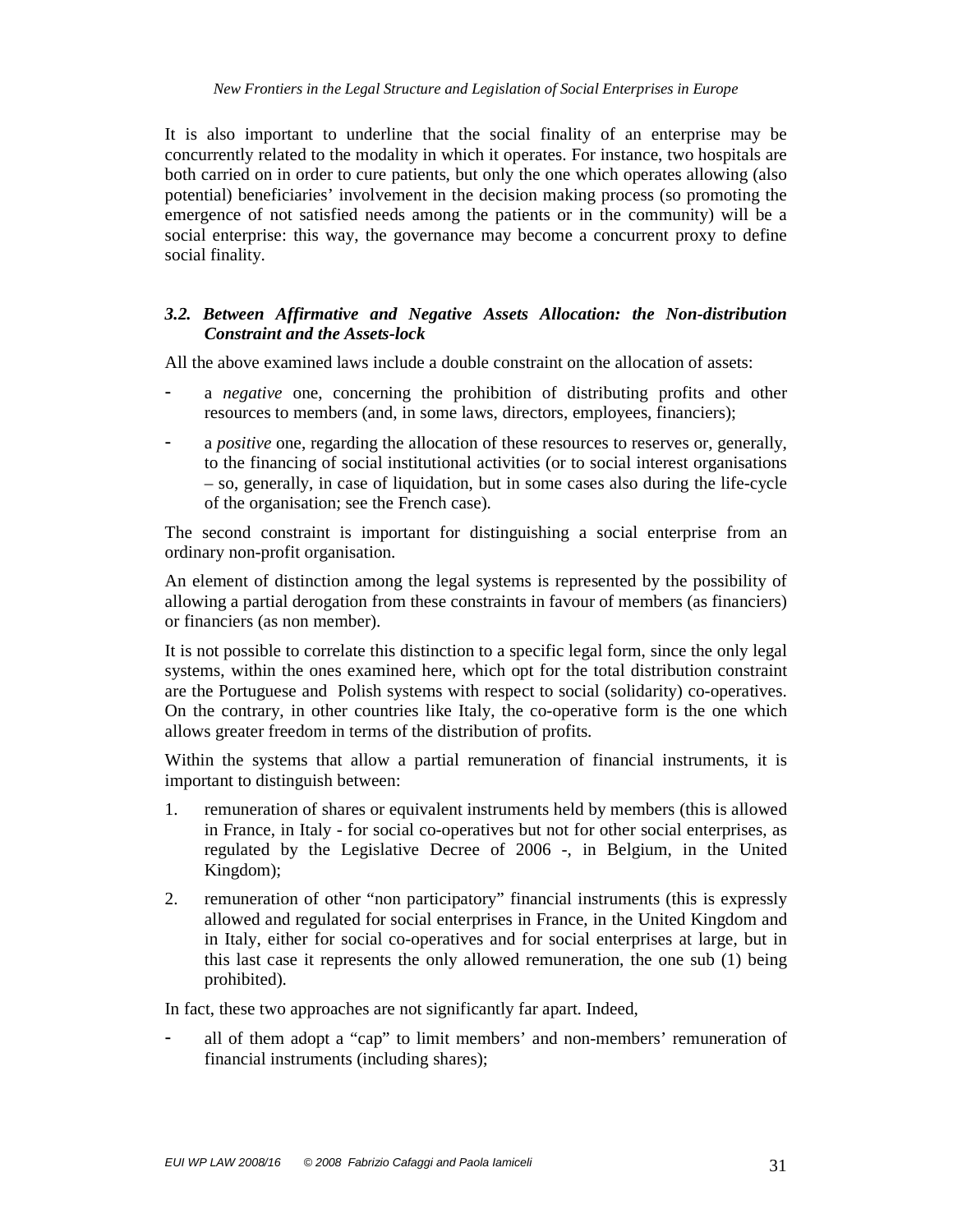It is also important to underline that the social finality of an enterprise may be concurrently related to the modality in which it operates. For instance, two hospitals are both carried on in order to cure patients, but only the one which operates allowing (also potential) beneficiaries' involvement in the decision making process (so promoting the emergence of not satisfied needs among the patients or in the community) will be a social enterprise: this way, the governance may become a concurrent proxy to define social finality.

### *3.2. Between Affirmative and Negative Assets Allocation: the Non-distribution Constraint and the Assets-lock*

All the above examined laws include a double constraint on the allocation of assets:

- a *negative* one, concerning the prohibition of distributing profits and other resources to members (and, in some laws, directors, employees, financiers);
- a *positive* one, regarding the allocation of these resources to reserves or, generally, to the financing of social institutional activities (or to social interest organisations – so, generally, in case of liquidation, but in some cases also during the life-cycle of the organisation; see the French case).

The second constraint is important for distinguishing a social enterprise from an ordinary non-profit organisation.

An element of distinction among the legal systems is represented by the possibility of allowing a partial derogation from these constraints in favour of members (as financiers) or financiers (as non member).

It is not possible to correlate this distinction to a specific legal form, since the only legal systems, within the ones examined here, which opt for the total distribution constraint are the Portuguese and Polish systems with respect to social (solidarity) co-operatives. On the contrary, in other countries like Italy, the co-operative form is the one which allows greater freedom in terms of the distribution of profits.

Within the systems that allow a partial remuneration of financial instruments, it is important to distinguish between:

1. remuneration of shares or equivalent instruments held by members (this is allowed in France, in Italy - for social co-operatives but not for other social enterprises, as regulated by the Legislative Decree of 2006 -, in Belgium, in the United Kingdom);
2. remuneration of other "non participatory" financial instruments (this is expressly allowed and regulated for social enterprises in France, in the United Kingdom and in Italy, either for social co-operatives and for social enterprises at large, but in this last case it represents the only allowed remuneration, the one sub (1) being prohibited).

In fact, these two approaches are not significantly far apart. Indeed,

- all of them adopt a "cap" to limit members' and non-members' remuneration of financial instruments (including shares);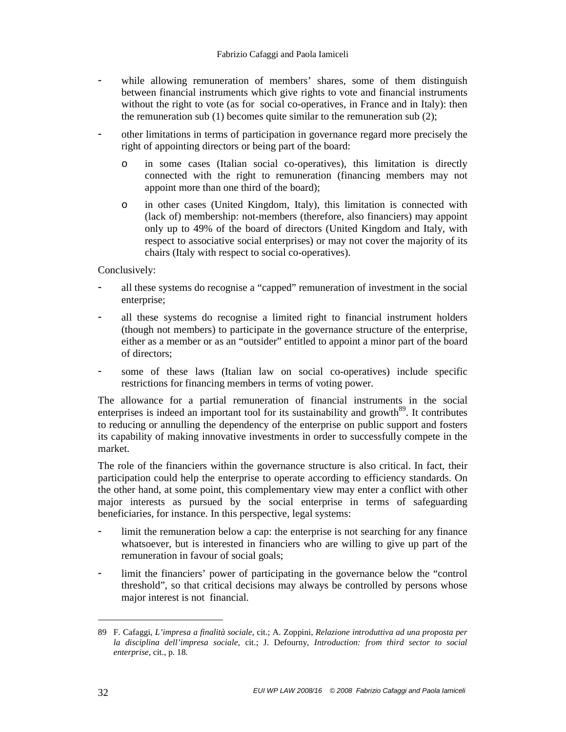- while allowing remuneration of members' shares, some of them distinguish between financial instruments which give rights to vote and financial instruments without the right to vote (as for social co-operatives, in France and in Italy): then the remuneration sub (1) becomes quite similar to the remuneration sub (2);
- other limitations in terms of participation in governance regard more precisely the right of appointing directors or being part of the board:
  - in some cases (Italian social co-operatives), this limitation is directly connected with the right to remuneration (financing members may not appoint more than one third of the board);
  - in other cases (United Kingdom, Italy), this limitation is connected with (lack of) membership: not-members (therefore, also financiers) may appoint only up to 49% of the board of directors (United Kingdom and Italy, with respect to associative social enterprises) or may not cover the majority of its chairs (Italy with respect to social co-operatives).

Conclusively:

- all these systems do recognise a "capped" remuneration of investment in the social enterprise;
- all these systems do recognise a limited right to financial instrument holders (though not members) to participate in the governance structure of the enterprise, either as a member or as an "outsider" entitled to appoint a minor part of the board of directors;
- some of these laws (Italian law on social co-operatives) include specific restrictions for financing members in terms of voting power.

The allowance for a partial remuneration of financial instruments in the social enterprises is indeed an important tool for its sustainability and growth[89]. It contributes to reducing or annulling the dependency of the enterprise on public support and fosters its capability of making innovative investments in order to successfully compete in the market.

The role of the financiers within the governance structure is also critical. In fact, their participation could help the enterprise to operate according to efficiency standards. On the other hand, at some point, this complementary view may enter a conflict with other major interests as pursued by the social enterprise in terms of safeguarding beneficiaries, for instance. In this perspective, legal systems:

- limit the remuneration below a cap: the enterprise is not searching for any finance whatsoever, but is interested in financiers who are willing to give up part of the remuneration in favour of social goals;
- limit the financiers' power of participating in the governance below the "control threshold", so that critical decisions may always be controlled by persons whose major interest is not financial.

---

89 F. Cafaggi, *L'impresa a finalità sociale*, cit.; A. Zoppini, *Relazione introduttiva ad una proposta per la disciplina dell'impresa sociale*, cit.; J. Defourny, *Introduction: from third sector to social enterprise*, cit., p. 18.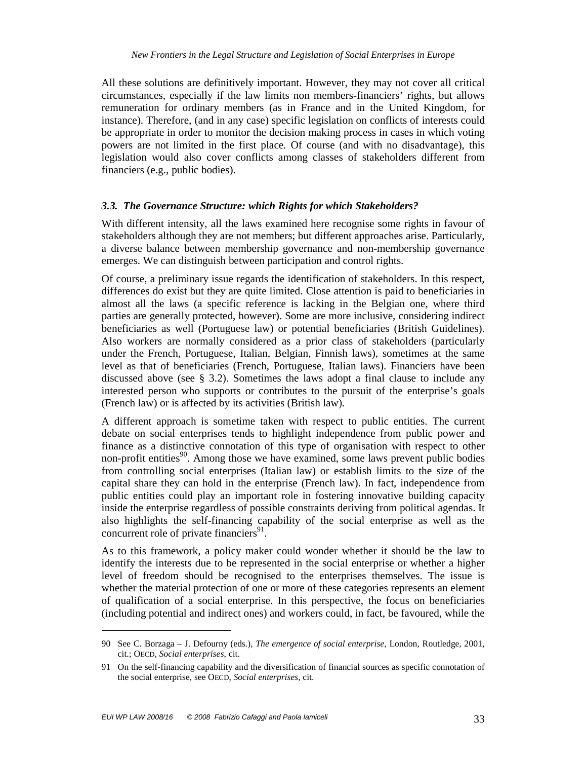All these solutions are definitively important. However, they may not cover all critical circumstances, especially if the law limits non members-financiers' rights, but allows remuneration for ordinary members (as in France and in the United Kingdom, for instance). Therefore, (and in any case) specific legislation on conflicts of interests could be appropriate in order to monitor the decision making process in cases in which voting powers are not limited in the first place. Of course (and with no disadvantage), this legislation would also cover conflicts among classes of stakeholders different from financiers (e.g., public bodies).

### *3.3. The Governance Structure: which Rights for which Stakeholders?*

With different intensity, all the laws examined here recognise some rights in favour of stakeholders although they are not members; but different approaches arise. Particularly, a diverse balance between membership governance and non-membership governance emerges. We can distinguish between participation and control rights.

Of course, a preliminary issue regards the identification of stakeholders. In this respect, differences do exist but they are quite limited. Close attention is paid to beneficiaries in almost all the laws (a specific reference is lacking in the Belgian one, where third parties are generally protected, however). Some are more inclusive, considering indirect beneficiaries as well (Portuguese law) or potential beneficiaries (British Guidelines). Also workers are normally considered as a prior class of stakeholders (particularly under the French, Portuguese, Italian, Belgian, Finnish laws), sometimes at the same level as that of beneficiaries (French, Portuguese, Italian laws). Financiers have been discussed above (see § 3.2). Sometimes the laws adopt a final clause to include any interested person who supports or contributes to the pursuit of the enterprise's goals (French law) or is affected by its activities (British law).

A different approach is sometime taken with respect to public entities. The current debate on social enterprises tends to highlight independence from public power and finance as a distinctive connotation of this type of organisation with respect to other non-profit entities[90]. Among those we have examined, some laws prevent public bodies from controlling social enterprises (Italian law) or establish limits to the size of the capital share they can hold in the enterprise (French law). In fact, independence from public entities could play an important role in fostering innovative building capacity inside the enterprise regardless of possible constraints deriving from political agendas. It also highlights the self-financing capability of the social enterprise as well as the concurrent role of private financiers[91].

As to this framework, a policy maker could wonder whether it should be the law to identify the interests due to be represented in the social enterprise or whether a higher level of freedom should be recognised to the enterprises themselves. The issue is whether the material protection of one or more of these categories represents an element of qualification of a social enterprise. In this perspective, the focus on beneficiaries (including potential and indirect ones) and workers could, in fact, be favoured, while the

---

90 See C. Borzaga – J. Defourny (eds.), *The emergence of social enterprise*, London, Routledge, 2001, cit.; OECD, *Social enterprises*, cit.

91 On the self-financing capability and the diversification of financial sources as specific connotation of the social enterprise, see OECD, *Social enterprises*, cit.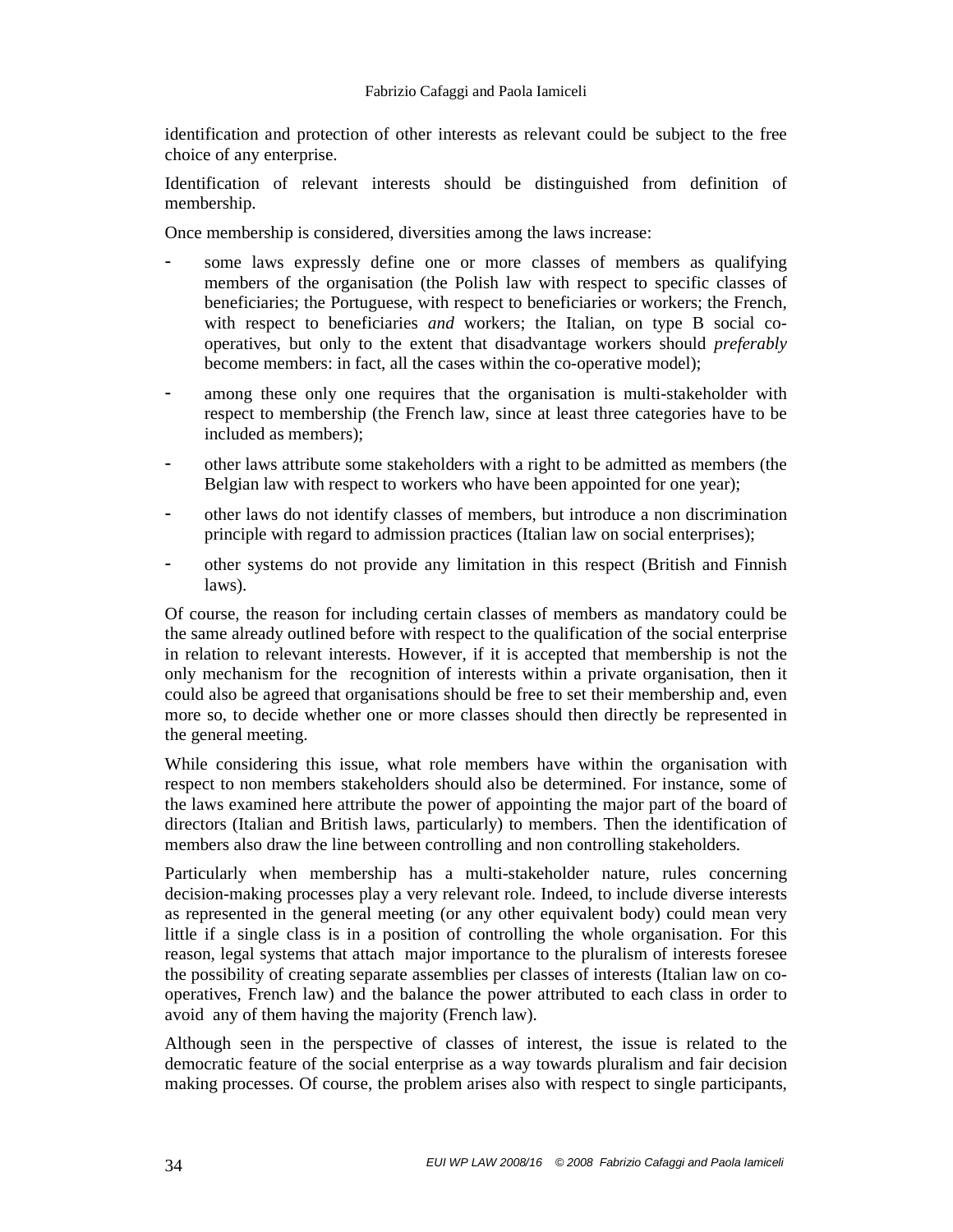identification and protection of other interests as relevant could be subject to the free choice of any enterprise.

Identification of relevant interests should be distinguished from definition of membership.

Once membership is considered, diversities among the laws increase:

- some laws expressly define one or more classes of members as qualifying members of the organisation (the Polish law with respect to specific classes of beneficiaries; the Portuguese, with respect to beneficiaries or workers; the French, with respect to beneficiaries *and* workers; the Italian, on type B social co-operatives, but only to the extent that disadvantage workers should *preferably* become members: in fact, all the cases within the co-operative model);
- among these only one requires that the organisation is multi-stakeholder with respect to membership (the French law, since at least three categories have to be included as members);
- other laws attribute some stakeholders with a right to be admitted as members (the Belgian law with respect to workers who have been appointed for one year);
- other laws do not identify classes of members, but introduce a non discrimination principle with regard to admission practices (Italian law on social enterprises);
- other systems do not provide any limitation in this respect (British and Finnish laws).

Of course, the reason for including certain classes of members as mandatory could be the same already outlined before with respect to the qualification of the social enterprise in relation to relevant interests. However, if it is accepted that membership is not the only mechanism for the recognition of interests within a private organisation, then it could also be agreed that organisations should be free to set their membership and, even more so, to decide whether one or more classes should then directly be represented in the general meeting.

While considering this issue, what role members have within the organisation with respect to non members stakeholders should also be determined. For instance, some of the laws examined here attribute the power of appointing the major part of the board of directors (Italian and British laws, particularly) to members. Then the identification of members also draw the line between controlling and non controlling stakeholders.

Particularly when membership has a multi-stakeholder nature, rules concerning decision-making processes play a very relevant role. Indeed, to include diverse interests as represented in the general meeting (or any other equivalent body) could mean very little if a single class is in a position of controlling the whole organisation. For this reason, legal systems that attach major importance to the pluralism of interests foresee the possibility of creating separate assemblies per classes of interests (Italian law on co-operatives, French law) and the balance the power attributed to each class in order to avoid any of them having the majority (French law).

Although seen in the perspective of classes of interest, the issue is related to the democratic feature of the social enterprise as a way towards pluralism and fair decision making processes. Of course, the problem arises also with respect to single participants,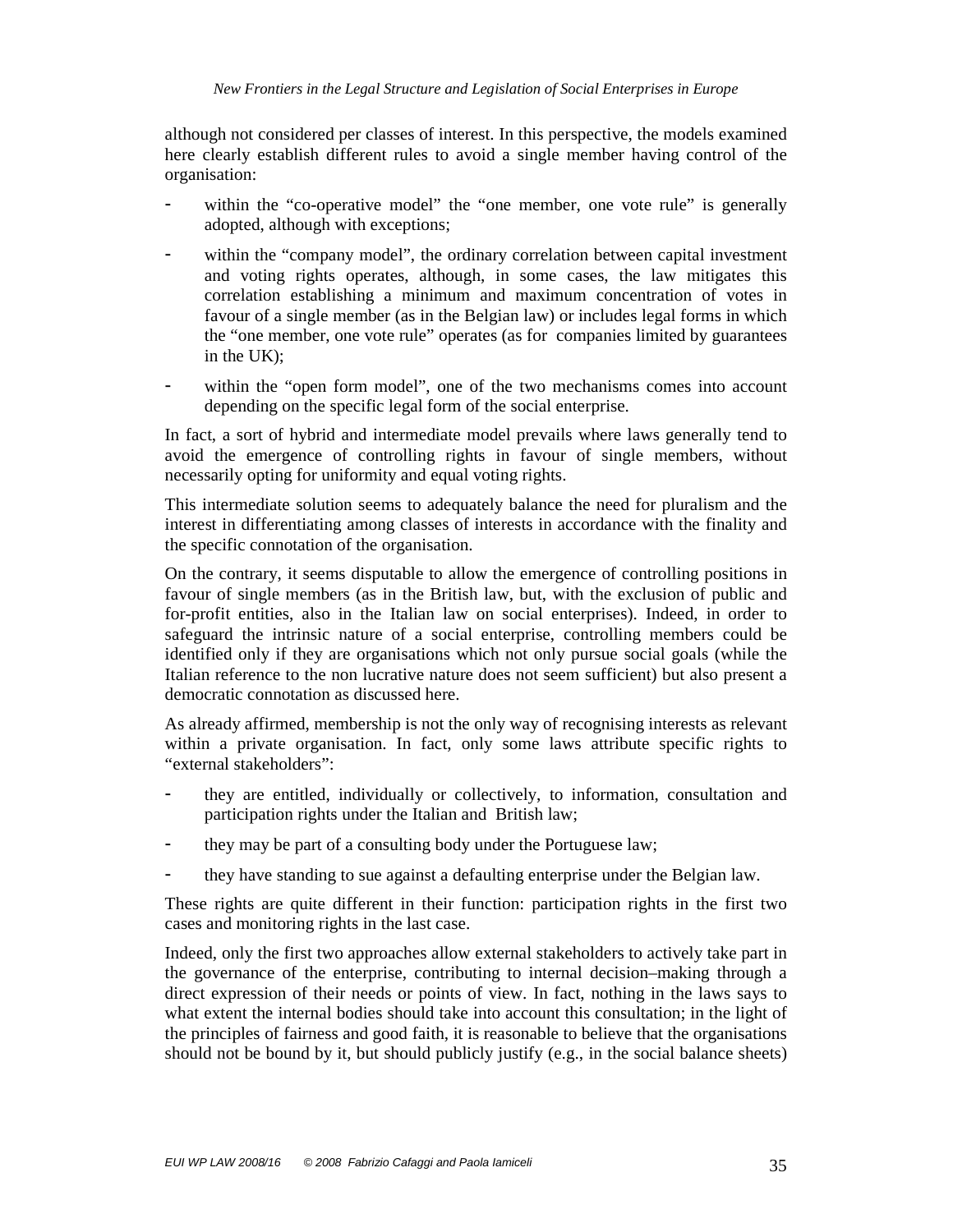although not considered per classes of interest. In this perspective, the models examined here clearly establish different rules to avoid a single member having control of the organisation:

- within the “co-operative model” the “one member, one vote rule” is generally adopted, although with exceptions;
- within the “company model”, the ordinary correlation between capital investment and voting rights operates, although, in some cases, the law mitigates this correlation establishing a minimum and maximum concentration of votes in favour of a single member (as in the Belgian law) or includes legal forms in which the “one member, one vote rule” operates (as for companies limited by guarantees in the UK);
- within the “open form model”, one of the two mechanisms comes into account depending on the specific legal form of the social enterprise.

In fact, a sort of hybrid and intermediate model prevails where laws generally tend to avoid the emergence of controlling rights in favour of single members, without necessarily opting for uniformity and equal voting rights.

This intermediate solution seems to adequately balance the need for pluralism and the interest in differentiating among classes of interests in accordance with the finality and the specific connotation of the organisation.

On the contrary, it seems disputable to allow the emergence of controlling positions in favour of single members (as in the British law, but, with the exclusion of public and for-profit entities, also in the Italian law on social enterprises). Indeed, in order to safeguard the intrinsic nature of a social enterprise, controlling members could be identified only if they are organisations which not only pursue social goals (while the Italian reference to the non lucrative nature does not seem sufficient) but also present a democratic connotation as discussed here.

As already affirmed, membership is not the only way of recognising interests as relevant within a private organisation. In fact, only some laws attribute specific rights to “external stakeholders”:

- they are entitled, individually or collectively, to information, consultation and participation rights under the Italian and British law;
- they may be part of a consulting body under the Portuguese law;
- they have standing to sue against a defaulting enterprise under the Belgian law.

These rights are quite different in their function: participation rights in the first two cases and monitoring rights in the last case.

Indeed, only the first two approaches allow external stakeholders to actively take part in the governance of the enterprise, contributing to internal decision–making through a direct expression of their needs or points of view. In fact, nothing in the laws says to what extent the internal bodies should take into account this consultation; in the light of the principles of fairness and good faith, it is reasonable to believe that the organisations should not be bound by it, but should publicly justify (e.g., in the social balance sheets)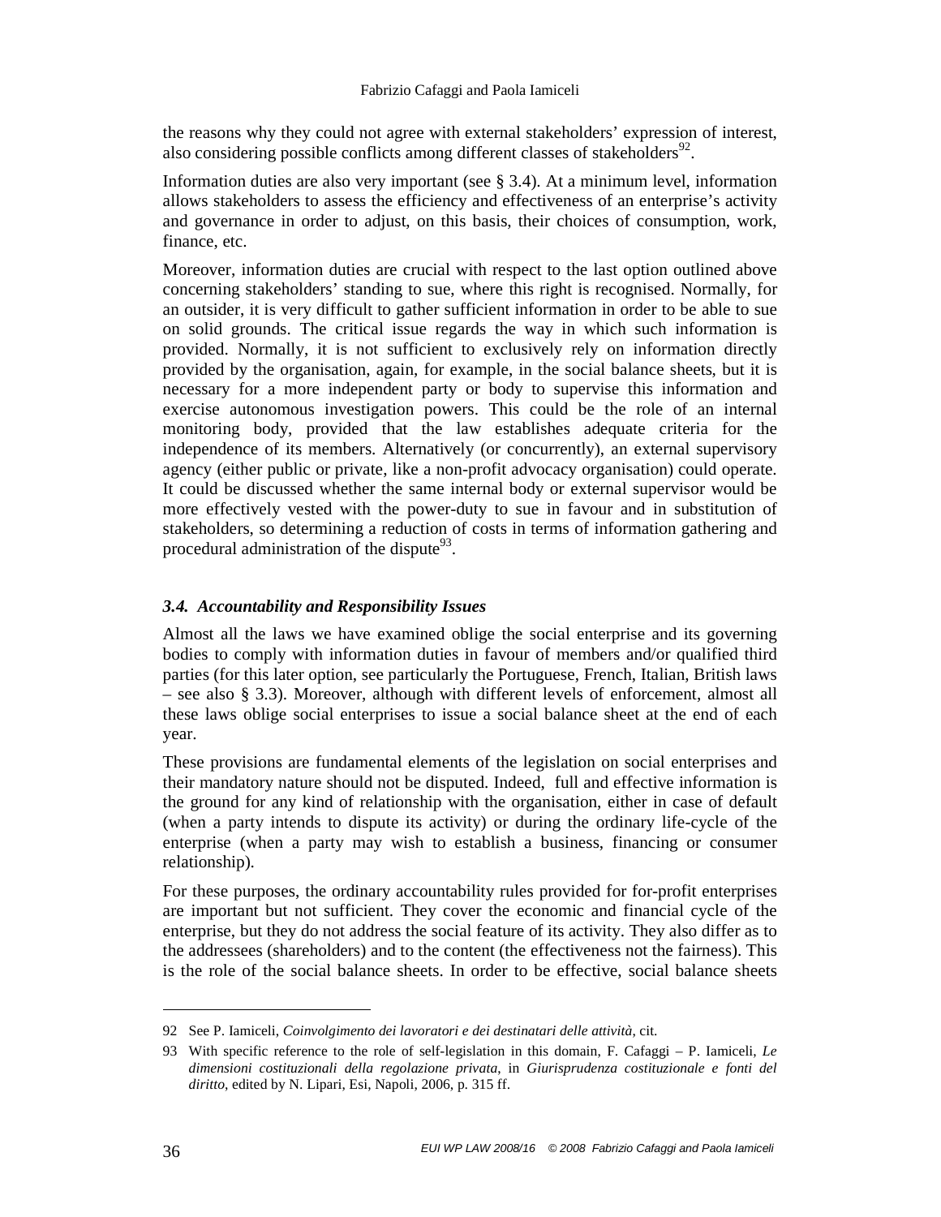the reasons why they could not agree with external stakeholders' expression of interest, also considering possible conflicts among different classes of stakeholders[92].

Information duties are also very important (see § 3.4). At a minimum level, information allows stakeholders to assess the efficiency and effectiveness of an enterprise's activity and governance in order to adjust, on this basis, their choices of consumption, work, finance, etc.

Moreover, information duties are crucial with respect to the last option outlined above concerning stakeholders' standing to sue, where this right is recognised. Normally, for an outsider, it is very difficult to gather sufficient information in order to be able to sue on solid grounds. The critical issue regards the way in which such information is provided. Normally, it is not sufficient to exclusively rely on information directly provided by the organisation, again, for example, in the social balance sheets, but it is necessary for a more independent party or body to supervise this information and exercise autonomous investigation powers. This could be the role of an internal monitoring body, provided that the law establishes adequate criteria for the independence of its members. Alternatively (or concurrently), an external supervisory agency (either public or private, like a non-profit advocacy organisation) could operate. It could be discussed whether the same internal body or external supervisor would be more effectively vested with the power-duty to sue in favour and in substitution of stakeholders, so determining a reduction of costs in terms of information gathering and procedural administration of the dispute[93].

### *3.4. Accountability and Responsibility Issues*

Almost all the laws we have examined oblige the social enterprise and its governing bodies to comply with information duties in favour of members and/or qualified third parties (for this later option, see particularly the Portuguese, French, Italian, British laws – see also § 3.3). Moreover, although with different levels of enforcement, almost all these laws oblige social enterprises to issue a social balance sheet at the end of each year.

These provisions are fundamental elements of the legislation on social enterprises and their mandatory nature should not be disputed. Indeed, full and effective information is the ground for any kind of relationship with the organisation, either in case of default (when a party intends to dispute its activity) or during the ordinary life-cycle of the enterprise (when a party may wish to establish a business, financing or consumer relationship).

For these purposes, the ordinary accountability rules provided for for-profit enterprises are important but not sufficient. They cover the economic and financial cycle of the enterprise, but they do not address the social feature of its activity. They also differ as to the addressees (shareholders) and to the content (the effectiveness not the fairness). This is the role of the social balance sheets. In order to be effective, social balance sheets

---

92 See P. Iamiceli, *Coinvolgimento dei lavoratori e dei destinatari delle attività*, cit.

93 With specific reference to the role of self-legislation in this domain, F. Cafaggi – P. Iamiceli, *Le dimensioni costituzionali della regolazione privata*, in *Giurisprudenza costituzionale e fonti del diritto*, edited by N. Lipari, Esi, Napoli, 2006, p. 315 ff.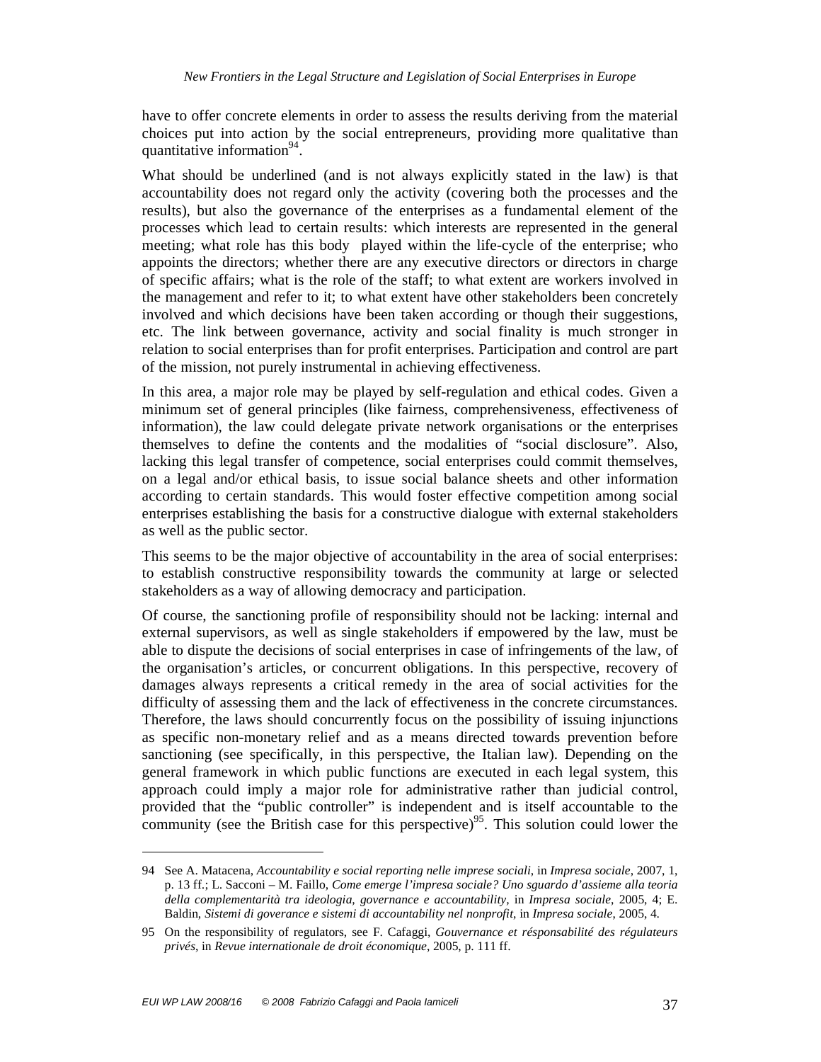have to offer concrete elements in order to assess the results deriving from the material choices put into action by the social entrepreneurs, providing more qualitative than quantitative information[94].

What should be underlined (and is not always explicitly stated in the law) is that accountability does not regard only the activity (covering both the processes and the results), but also the governance of the enterprises as a fundamental element of the processes which lead to certain results: which interests are represented in the general meeting; what role has this body played within the life-cycle of the enterprise; who appoints the directors; whether there are any executive directors or directors in charge of specific affairs; what is the role of the staff; to what extent are workers involved in the management and refer to it; to what extent have other stakeholders been concretely involved and which decisions have been taken according or though their suggestions, etc. The link between governance, activity and social finality is much stronger in relation to social enterprises than for profit enterprises. Participation and control are part of the mission, not purely instrumental in achieving effectiveness.

In this area, a major role may be played by self-regulation and ethical codes. Given a minimum set of general principles (like fairness, comprehensiveness, effectiveness of information), the law could delegate private network organisations or the enterprises themselves to define the contents and the modalities of "social disclosure". Also, lacking this legal transfer of competence, social enterprises could commit themselves, on a legal and/or ethical basis, to issue social balance sheets and other information according to certain standards. This would foster effective competition among social enterprises establishing the basis for a constructive dialogue with external stakeholders as well as the public sector.

This seems to be the major objective of accountability in the area of social enterprises: to establish constructive responsibility towards the community at large or selected stakeholders as a way of allowing democracy and participation.

Of course, the sanctioning profile of responsibility should not be lacking: internal and external supervisors, as well as single stakeholders if empowered by the law, must be able to dispute the decisions of social enterprises in case of infringements of the law, of the organisation's articles, or concurrent obligations. In this perspective, recovery of damages always represents a critical remedy in the area of social activities for the difficulty of assessing them and the lack of effectiveness in the concrete circumstances. Therefore, the laws should concurrently focus on the possibility of issuing injunctions as specific non-monetary relief and as a means directed towards prevention before sanctioning (see specifically, in this perspective, the Italian law). Depending on the general framework in which public functions are executed in each legal system, this approach could imply a major role for administrative rather than judicial control, provided that the "public controller" is independent and is itself accountable to the community (see the British case for this perspective)[95]. This solution could lower the

---

94 See A. Matacena, *Accountability e social reporting nelle imprese sociali*, in *Impresa sociale*, 2007, 1, p. 13 ff.; L. Sacconi – M. Faillo, *Come emerge l'impresa sociale? Uno sguardo d'assieme alla teoria della complementarità tra ideologia, governance e accountability*, in *Impresa sociale*, 2005, 4; E. Baldin, *Sistemi di goverance e sistemi di accountability nel nonprofit*, in *Impresa sociale*, 2005, 4.

95 On the responsibility of regulators, see F. Cafaggi, *Gouvernance et résponsabilité des régulateurs privés*, in *Revue internationale de droit économique*, 2005, p. 111 ff.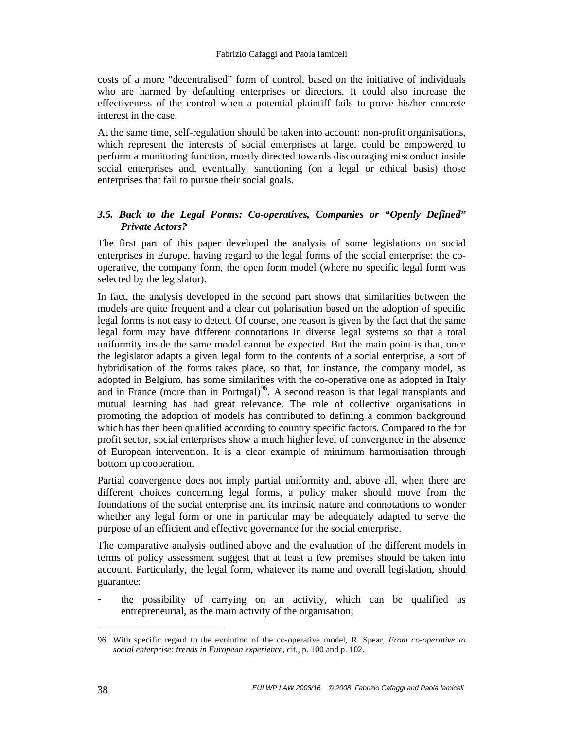costs of a more "decentralised" form of control, based on the initiative of individuals who are harmed by defaulting enterprises or directors. It could also increase the effectiveness of the control when a potential plaintiff fails to prove his/her concrete interest in the case.

At the same time, self-regulation should be taken into account: non-profit organisations, which represent the interests of social enterprises at large, could be empowered to perform a monitoring function, mostly directed towards discouraging misconduct inside social enterprises and, eventually, sanctioning (on a legal or ethical basis) those enterprises that fail to pursue their social goals.

### *3.5. Back to the Legal Forms: Co-operatives, Companies or "Openly Defined" Private Actors?*

The first part of this paper developed the analysis of some legislations on social enterprises in Europe, having regard to the legal forms of the social enterprise: the co-operative, the company form, the open form model (where no specific legal form was selected by the legislator).

In fact, the analysis developed in the second part shows that similarities between the models are quite frequent and a clear cut polarisation based on the adoption of specific legal forms is not easy to detect. Of course, one reason is given by the fact that the same legal form may have different connotations in diverse legal systems so that a total uniformity inside the same model cannot be expected. But the main point is that, once the legislator adapts a given legal form to the contents of a social enterprise, a sort of hybridisation of the forms takes place, so that, for instance, the company model, as adopted in Belgium, has some similarities with the co-operative one as adopted in Italy and in France (more than in Portugal)[96]. A second reason is that legal transplants and mutual learning has had great relevance. The role of collective organisations in promoting the adoption of models has contributed to defining a common background which has then been qualified according to country specific factors. Compared to the for profit sector, social enterprises show a much higher level of convergence in the absence of European intervention. It is a clear example of minimum harmonisation through bottom up cooperation.

Partial convergence does not imply partial uniformity and, above all, when there are different choices concerning legal forms, a policy maker should move from the foundations of the social enterprise and its intrinsic nature and connotations to wonder whether any legal form or one in particular may be adequately adapted to serve the purpose of an efficient and effective governance for the social enterprise.

The comparative analysis outlined above and the evaluation of the different models in terms of policy assessment suggest that at least a few premises should be taken into account. Particularly, the legal form, whatever its name and overall legislation, should guarantee:

- the possibility of carrying on an activity, which can be qualified as entrepreneurial, as the main activity of the organisation;

---

96 With specific regard to the evolution of the co-operative model, R. Spear, *From co-operative to social enterprise: trends in European experience*, cit., p. 100 and p. 102.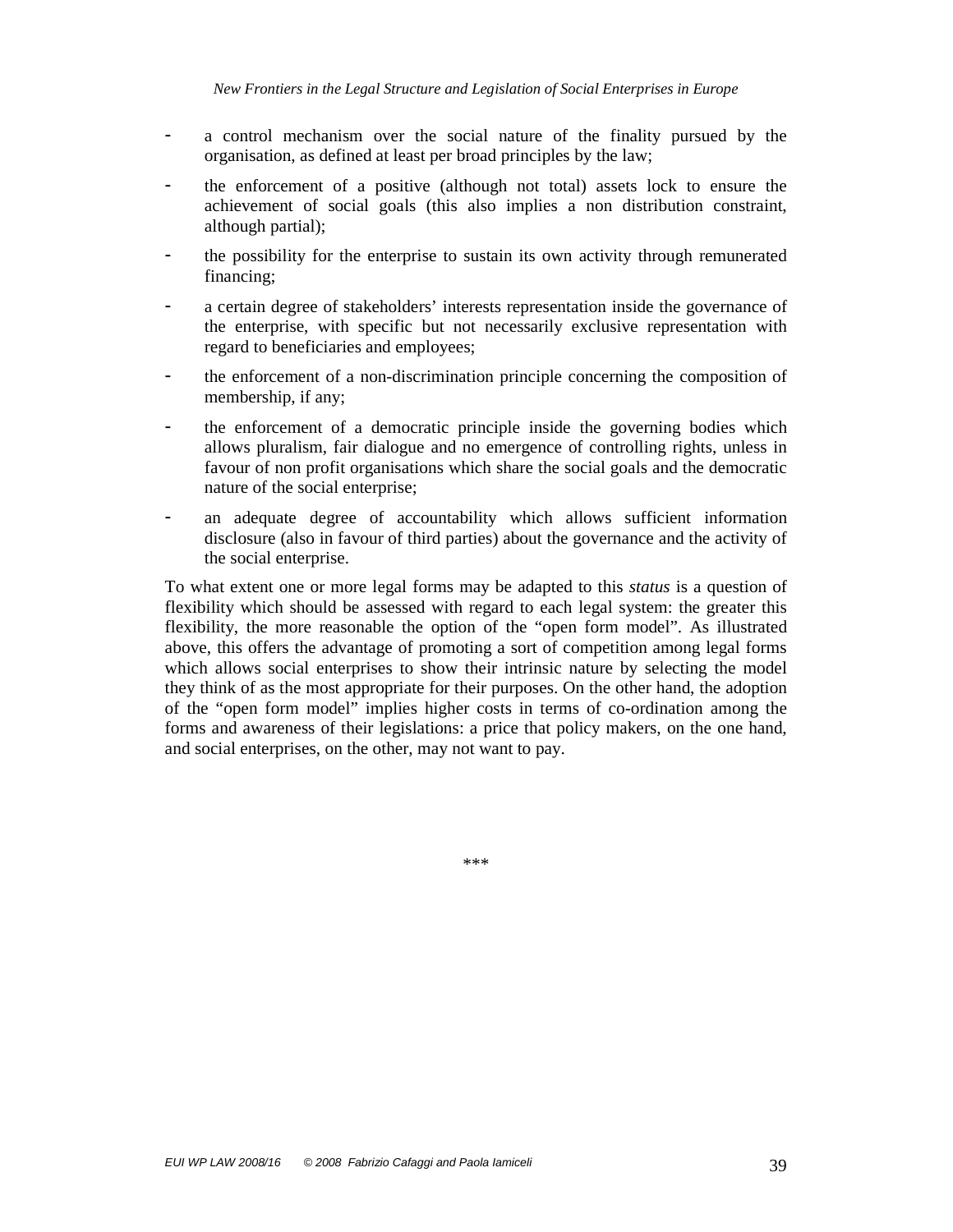- a control mechanism over the social nature of the finality pursued by the organisation, as defined at least per broad principles by the law;
- the enforcement of a positive (although not total) assets lock to ensure the achievement of social goals (this also implies a non distribution constraint, although partial);
- the possibility for the enterprise to sustain its own activity through remunerated financing;
- a certain degree of stakeholders' interests representation inside the governance of the enterprise, with specific but not necessarily exclusive representation with regard to beneficiaries and employees;
- the enforcement of a non-discrimination principle concerning the composition of membership, if any;
- the enforcement of a democratic principle inside the governing bodies which allows pluralism, fair dialogue and no emergence of controlling rights, unless in favour of non profit organisations which share the social goals and the democratic nature of the social enterprise;
- an adequate degree of accountability which allows sufficient information disclosure (also in favour of third parties) about the governance and the activity of the social enterprise.

To what extent one or more legal forms may be adapted to this *status* is a question of flexibility which should be assessed with regard to each legal system: the greater this flexibility, the more reasonable the option of the "open form model". As illustrated above, this offers the advantage of promoting a sort of competition among legal forms which allows social enterprises to show their intrinsic nature by selecting the model they think of as the most appropriate for their purposes. On the other hand, the adoption of the "open form model" implies higher costs in terms of co-ordination among the forms and awareness of their legislations: a price that policy makers, on the one hand, and social enterprises, on the other, may not want to pay.

\*\*\*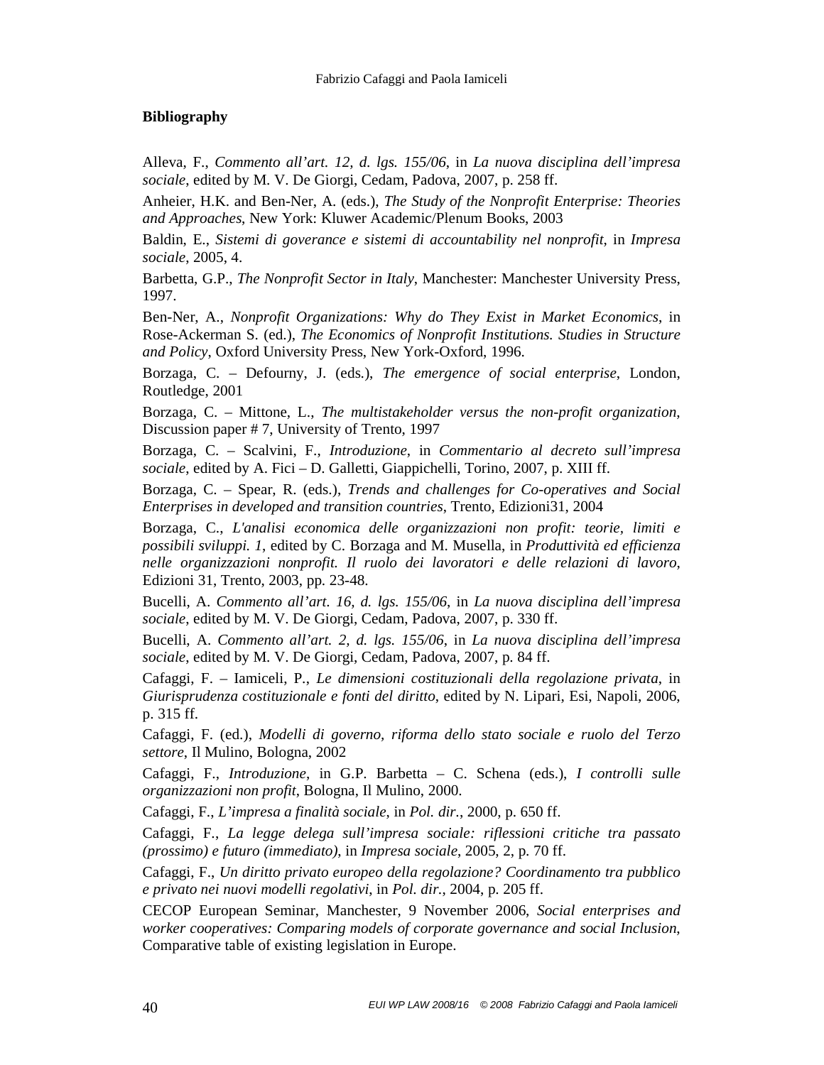## Bibliography

Alleva, F., *Commento all'art. 12, d. lgs. 155/06*, in *La nuova disciplina dell'impresa sociale*, edited by M. V. De Giorgi, Cedam, Padova, 2007, p. 258 ff.

Anheier, H.K. and Ben-Ner, A. (eds.), *The Study of the Nonprofit Enterprise: Theories and Approaches*, New York: Kluwer Academic/Plenum Books, 2003

Baldin, E., *Sistemi di goverance e sistemi di accountability nel nonprofit*, in *Impresa sociale*, 2005, 4.

Barbetta, G.P., *The Nonprofit Sector in Italy*, Manchester: Manchester University Press, 1997.

Ben-Ner, A., *Nonprofit Organizations: Why do They Exist in Market Economics*, in Rose-Ackerman S. (ed.), *The Economics of Nonprofit Institutions. Studies in Structure and Policy*, Oxford University Press, New York-Oxford, 1996.

Borzaga, C. – Defourny, J. (eds.), *The emergence of social enterprise*, London, Routledge, 2001

Borzaga, C. – Mittone, L., *The multistakeholder versus the non-profit organization*, Discussion paper # 7, University of Trento, 1997

Borzaga, C. – Scalvini, F., *Introduzione*, in *Commentario al decreto sull'impresa sociale*, edited by A. Fici – D. Galletti, Giappichelli, Torino, 2007, p. XIII ff.

Borzaga, C. – Spear, R. (eds.), *Trends and challenges for Co-operatives and Social Enterprises in developed and transition countries*, Trento, Edizioni31, 2004

Borzaga, C., *L'analisi economica delle organizzazioni non profit: teorie, limiti e possibili sviluppi. 1*, edited by C. Borzaga and M. Musella, in *Produttività ed efficienza nelle organizzazioni nonprofit. Il ruolo dei lavoratori e delle relazioni di lavoro*, Edizioni 31, Trento, 2003, pp. 23-48.

Bucelli, A. *Commento all'art. 16, d. lgs. 155/06*, in *La nuova disciplina dell'impresa sociale*, edited by M. V. De Giorgi, Cedam, Padova, 2007, p. 330 ff.

Bucelli, A. *Commento all'art. 2, d. lgs. 155/06*, in *La nuova disciplina dell'impresa sociale*, edited by M. V. De Giorgi, Cedam, Padova, 2007, p. 84 ff.

Cafaggi, F. – Iamiceli, P., *Le dimensioni costituzionali della regolazione privata*, in *Giurisprudenza costituzionale e fonti del diritto*, edited by N. Lipari, Esi, Napoli, 2006, p. 315 ff.

Cafaggi, F. (ed.), *Modelli di governo, riforma dello stato sociale e ruolo del Terzo settore*, Il Mulino, Bologna, 2002

Cafaggi, F., *Introduzione*, in G.P. Barbetta – C. Schena (eds.), *I controlli sulle organizzazioni non profit*, Bologna, Il Mulino, 2000.

Cafaggi, F., *L'impresa a finalità sociale*, in *Pol. dir.*, 2000, p. 650 ff.

Cafaggi, F., *La legge delega sull'impresa sociale: riflessioni critiche tra passato (prossimo) e futuro (immediato)*, in *Impresa sociale*, 2005, 2, p. 70 ff.

Cafaggi, F., *Un diritto privato europeo della regolazione? Coordinamento tra pubblico e privato nei nuovi modelli regolativi*, in *Pol. dir.*, 2004, p. 205 ff.

CECOP European Seminar, Manchester, 9 November 2006, *Social enterprises and worker cooperatives: Comparing models of corporate governance and social Inclusion*, Comparative table of existing legislation in Europe.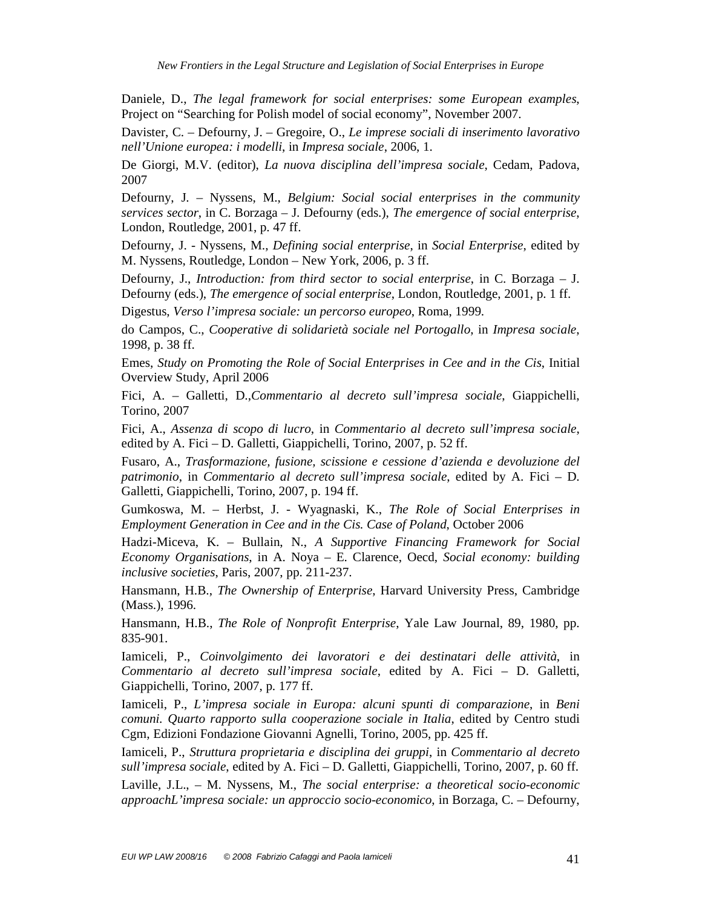Daniele, D., *The legal framework for social enterprises: some European examples*, Project on "Searching for Polish model of social economy", November 2007.

Davister, C. – Defourny, J. – Gregoire, O., *Le imprese sociali di inserimento lavorativo nell'Unione europea: i modelli*, in *Impresa sociale*, 2006, 1.

De Giorgi, M.V. (editor), *La nuova disciplina dell'impresa sociale*, Cedam, Padova, 2007

Defourny, J. – Nyssens, M., *Belgium: Social social enterprises in the community services sector*, in C. Borzaga – J. Defourny (eds.), *The emergence of social enterprise*, London, Routledge, 2001, p. 47 ff.

Defourny, J. - Nyssens, M., *Defining social enterprise*, in *Social Enterprise*, edited by M. Nyssens, Routledge, London – New York, 2006, p. 3 ff.

Defourny, J., *Introduction: from third sector to social enterprise*, in C. Borzaga – J. Defourny (eds.), *The emergence of social enterprise*, London, Routledge, 2001, p. 1 ff.

Digestus, *Verso l'impresa sociale: un percorso europeo*, Roma, 1999.

do Campos, C., *Cooperative di solidarietà sociale nel Portogallo*, in *Impresa sociale*, 1998, p. 38 ff.

Emes, *Study on Promoting the Role of Social Enterprises in Cee and in the Cis*, Initial Overview Study, April 2006

Fici, A. – Galletti, D.,*Commentario al decreto sull'impresa sociale*, Giappichelli, Torino, 2007

Fici, A., *Assenza di scopo di lucro*, in *Commentario al decreto sull'impresa sociale*, edited by A. Fici – D. Galletti, Giappichelli, Torino, 2007, p. 52 ff.

Fusaro, A., *Trasformazione, fusione, scissione e cessione d'azienda e devoluzione del patrimonio*, in *Commentario al decreto sull'impresa sociale*, edited by A. Fici – D. Galletti, Giappichelli, Torino, 2007, p. 194 ff.

Gumkoswa, M. – Herbst, J. - Wyagnaski, K., *The Role of Social Enterprises in Employment Generation in Cee and in the Cis. Case of Poland*, October 2006

Hadzi-Miceva, K. – Bullain, N., *A Supportive Financing Framework for Social Economy Organisations*, in A. Noya – E. Clarence, Oecd, *Social economy: building inclusive societies*, Paris, 2007, pp. 211-237.

Hansmann, H.B., *The Ownership of Enterprise*, Harvard University Press, Cambridge (Mass.), 1996.

Hansmann, H.B., *The Role of Nonprofit Enterprise*, Yale Law Journal, 89, 1980, pp. 835-901.

Iamiceli, P., *Coinvolgimento dei lavoratori e dei destinatari delle attività*, in *Commentario al decreto sull'impresa sociale*, edited by A. Fici – D. Galletti, Giappichelli, Torino, 2007, p. 177 ff.

Iamiceli, P., *L'impresa sociale in Europa: alcuni spunti di comparazione*, in *Beni comuni. Quarto rapporto sulla cooperazione sociale in Italia*, edited by Centro studi Cgm, Edizioni Fondazione Giovanni Agnelli, Torino, 2005, pp. 425 ff.

Iamiceli, P., *Struttura proprietaria e disciplina dei gruppi*, in *Commentario al decreto sull'impresa sociale*, edited by A. Fici – D. Galletti, Giappichelli, Torino, 2007, p. 60 ff.

Laville, J.L., – M. Nyssens, M., *The social enterprise: a theoretical socio-economic approachL'impresa sociale: un approccio socio-economico*, in Borzaga, C. – Defourny,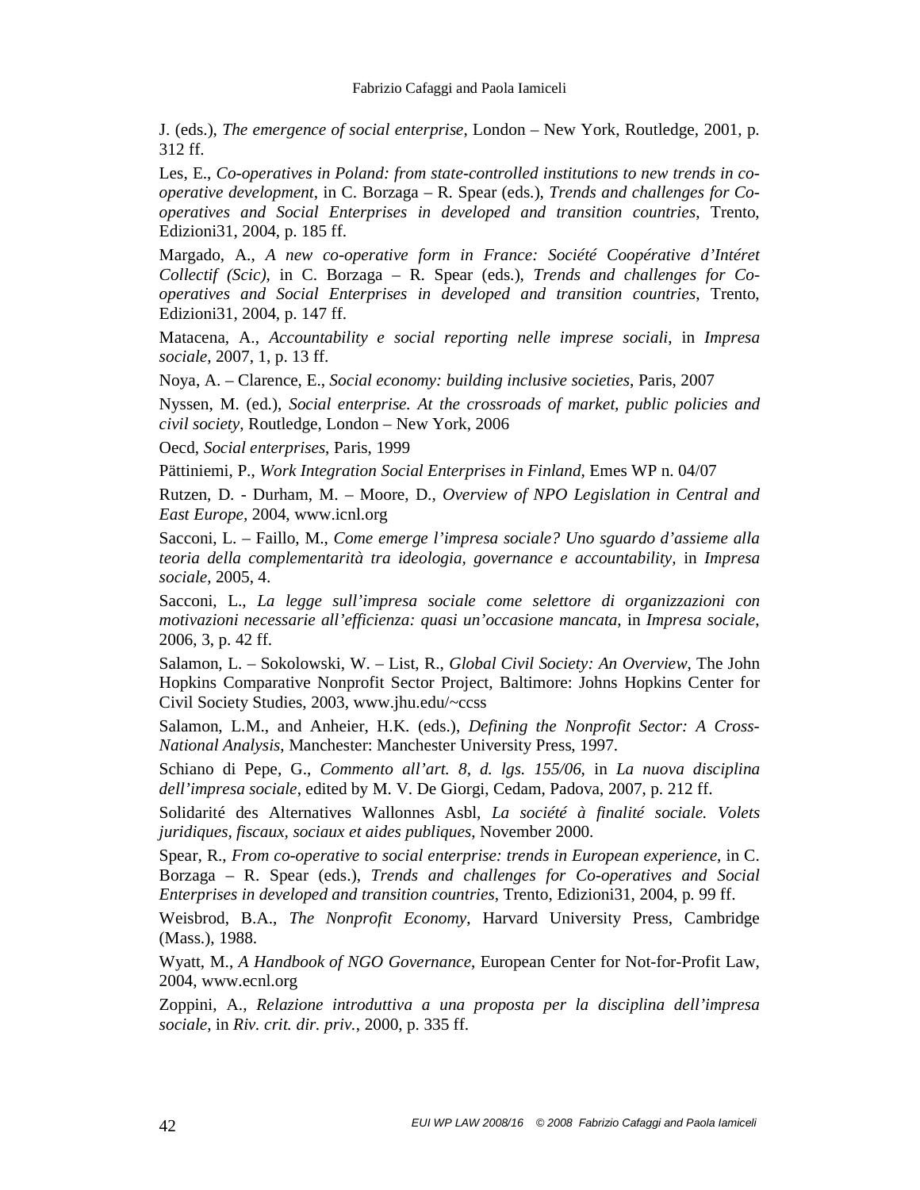J. (eds.), *The emergence of social enterprise*, London – New York, Routledge, 2001, p. 312 ff.

Les, E., *Co-operatives in Poland: from state-controlled institutions to new trends in co-operative development*, in C. Borzaga – R. Spear (eds.), *Trends and challenges for Co-operatives and Social Enterprises in developed and transition countries*, Trento, Edizioni31, 2004, p. 185 ff.

Margado, A., *A new co-operative form in France: Société Coopérative d'Intéret Collectif (Scic)*, in C. Borzaga – R. Spear (eds.), *Trends and challenges for Co-operatives and Social Enterprises in developed and transition countries*, Trento, Edizioni31, 2004, p. 147 ff.

Matacena, A., *Accountability e social reporting nelle imprese sociali*, in *Impresa sociale*, 2007, 1, p. 13 ff.

Noya, A. – Clarence, E., *Social economy: building inclusive societies*, Paris, 2007

Nyssen, M. (ed.), *Social enterprise. At the crossroads of market, public policies and civil society*, Routledge, London – New York, 2006

Oecd, *Social enterprises*, Paris, 1999

Pättiniemi, P., *Work Integration Social Enterprises in Finland*, Emes WP n. 04/07

Rutzen, D. - Durham, M. – Moore, D., *Overview of NPO Legislation in Central and East Europe*, 2004, www.icnl.org

Sacconi, L. – Faillo, M., *Come emerge l'impresa sociale? Uno sguardo d'assieme alla teoria della complementarità tra ideologia, governance e accountability*, in *Impresa sociale*, 2005, 4.

Sacconi, L., *La legge sull'impresa sociale come selettore di organizzazioni con motivazioni necessarie all'efficienza: quasi un'occasione mancata*, in *Impresa sociale*, 2006, 3, p. 42 ff.

Salamon, L. – Sokolowski, W. – List, R., *Global Civil Society: An Overview*, The John Hopkins Comparative Nonprofit Sector Project, Baltimore: Johns Hopkins Center for Civil Society Studies, 2003, www.jhu.edu/~ccss

Salamon, L.M., and Anheier, H.K. (eds.), *Defining the Nonprofit Sector: A Cross-National Analysis*, Manchester: Manchester University Press, 1997.

Schiano di Pepe, G., *Commento all'art. 8, d. lgs. 155/06*, in *La nuova disciplina dell'impresa sociale*, edited by M. V. De Giorgi, Cedam, Padova, 2007, p. 212 ff.

Solidarité des Alternatives Wallonnes Asbl, *La société à finalité sociale. Volets juridiques, fiscaux, sociaux et aides publiques*, November 2000.

Spear, R., *From co-operative to social enterprise: trends in European experience*, in C. Borzaga – R. Spear (eds.), *Trends and challenges for Co-operatives and Social Enterprises in developed and transition countries*, Trento, Edizioni31, 2004, p. 99 ff.

Weisbrod, B.A., *The Nonprofit Economy*, Harvard University Press, Cambridge (Mass.), 1988.

Wyatt, M., *A Handbook of NGO Governance*, European Center for Not-for-Profit Law, 2004, www.ecnl.org

Zoppini, A., *Relazione introduttiva a una proposta per la disciplina dell'impresa sociale*, in *Riv. crit. dir. priv.*, 2000, p. 335 ff.